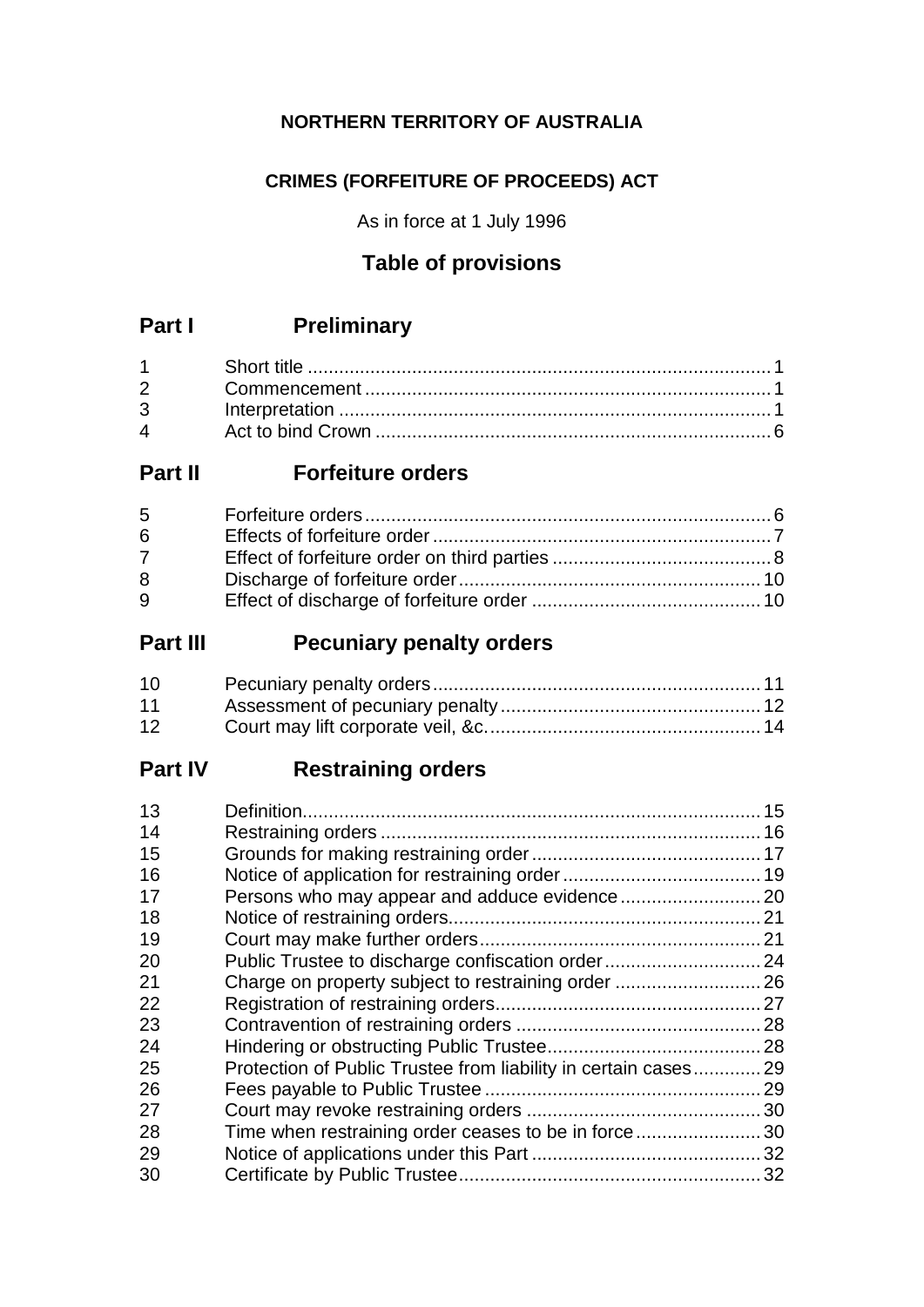**NORTHERN TERRITORY OF AUSTRALIA**

**CRIMES (FORFEITURE OF PROCEEDS) ACT**

As in force at 1 July 1996

## Table of provisions

## Part I Preliminary

| | | |
|---|---|---|
| 1 | Short title | 1 |
| 2 | Commencement | 1 |
| 3 | Interpretation | 1 |
| 4 | Act to bind Crown | 6 |

## Part II Forfeiture orders

| | | |
|---|---|---|
| 5 | Forfeiture orders | 6 |
| 6 | Effects of forfeiture order | 7 |
| 7 | Effect of forfeiture order on third parties | 8 |
| 8 | Discharge of forfeiture order | 10 |
| 9 | Effect of discharge of forfeiture order | 10 |

## Part III Pecuniary penalty orders

| | | |
|---|---|---|
| 10 | Pecuniary penalty orders | 11 |
| 11 | Assessment of pecuniary penalty | 12 |
| 12 | Court may lift corporate veil, &c. | 14 |

## Part IV Restraining orders

| | | |
|---|---|---|
| 13 | Definition | 15 |
| 14 | Restraining orders | 16 |
| 15 | Grounds for making restraining order | 17 |
| 16 | Notice of application for restraining order | 19 |
| 17 | Persons who may appear and adduce evidence | 20 |
| 18 | Notice of restraining orders | 21 |
| 19 | Court may make further orders | 21 |
| 20 | Public Trustee to discharge confiscation order | 24 |
| 21 | Charge on property subject to restraining order | 26 |
| 22 | Registration of restraining orders | 27 |
| 23 | Contravention of restraining orders | 28 |
| 24 | Hindering or obstructing Public Trustee | 28 |
| 25 | Protection of Public Trustee from liability in certain cases | 29 |
| 26 | Fees payable to Public Trustee | 29 |
| 27 | Court may revoke restraining orders | 30 |
| 28 | Time when restraining order ceases to be in force | 30 |
| 29 | Notice of applications under this Part | 32 |
| 30 | Certificate by Public Trustee | 32 |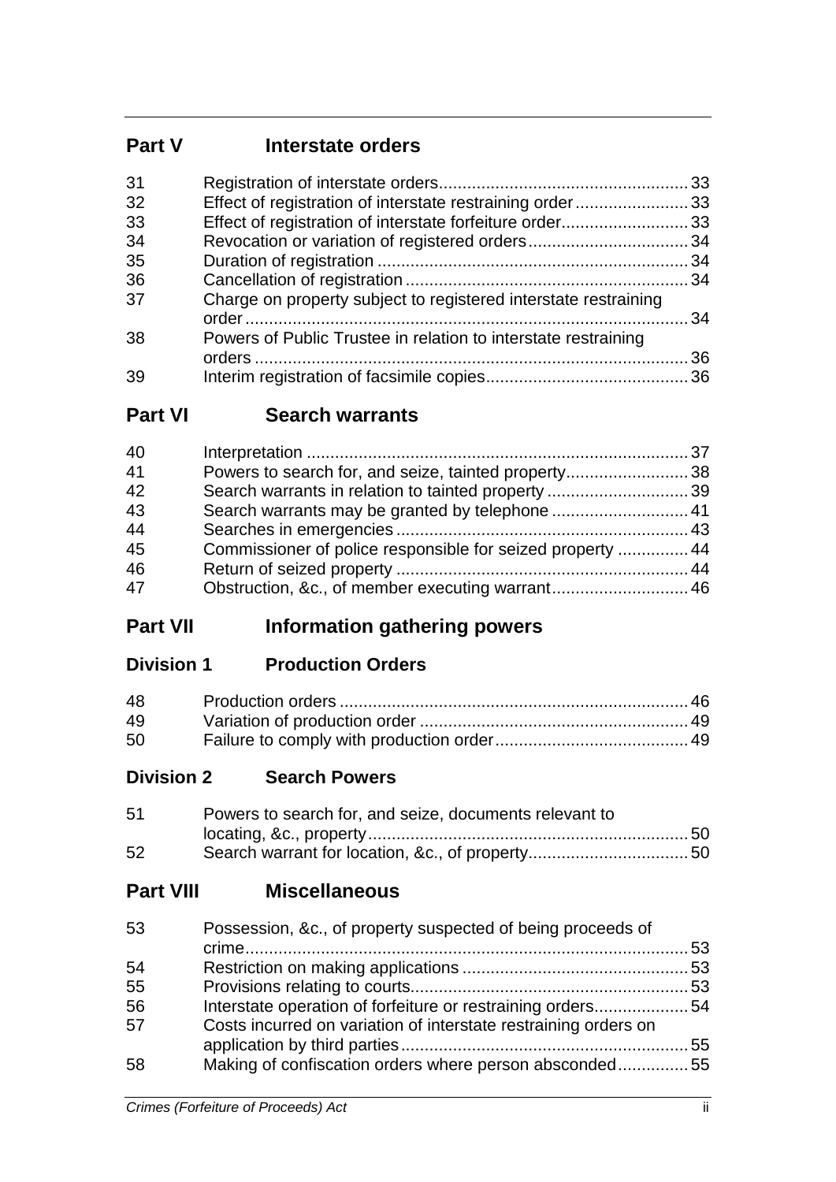## Part V Interstate orders

| | | |
|---|---|---|
| 31 | Registration of interstate orders | 33 |
| 32 | Effect of registration of interstate restraining order | 33 |
| 33 | Effect of registration of interstate forfeiture order | 33 |
| 34 | Revocation or variation of registered orders | 34 |
| 35 | Duration of registration | 34 |
| 36 | Cancellation of registration | 34 |
| 37 | Charge on property subject to registered interstate restraining order | 34 |
| 38 | Powers of Public Trustee in relation to interstate restraining orders | 36 |
| 39 | Interim registration of facsimile copies | 36 |

## Part VI Search warrants

| | | |
|---|---|---|
| 40 | Interpretation | 37 |
| 41 | Powers to search for, and seize, tainted property | 38 |
| 42 | Search warrants in relation to tainted property | 39 |
| 43 | Search warrants may be granted by telephone | 41 |
| 44 | Searches in emergencies | 43 |
| 45 | Commissioner of police responsible for seized property | 44 |
| 46 | Return of seized property | 44 |
| 47 | Obstruction, &c., of member executing warrant | 46 |

## Part VII Information gathering powers

### Division 1 Production Orders

| | | |
|---|---|---|
| 48 | Production orders | 46 |
| 49 | Variation of production order | 49 |
| 50 | Failure to comply with production order | 49 |

### Division 2 Search Powers

| | | |
|---|---|---|
| 51 | Powers to search for, and seize, documents relevant to locating, &c., property | 50 |
| 52 | Search warrant for location, &c., of property | 50 |

## Part VIII Miscellaneous

| | | |
|---|---|---|
| 53 | Possession, &c., of property suspected of being proceeds of crime | 53 |
| 54 | Restriction on making applications | 53 |
| 55 | Provisions relating to courts | 53 |
| 56 | Interstate operation of forfeiture or restraining orders | 54 |
| 57 | Costs incurred on variation of interstate restraining orders on application by third parties | 55 |
| 58 | Making of confiscation orders where person absconded | 55 |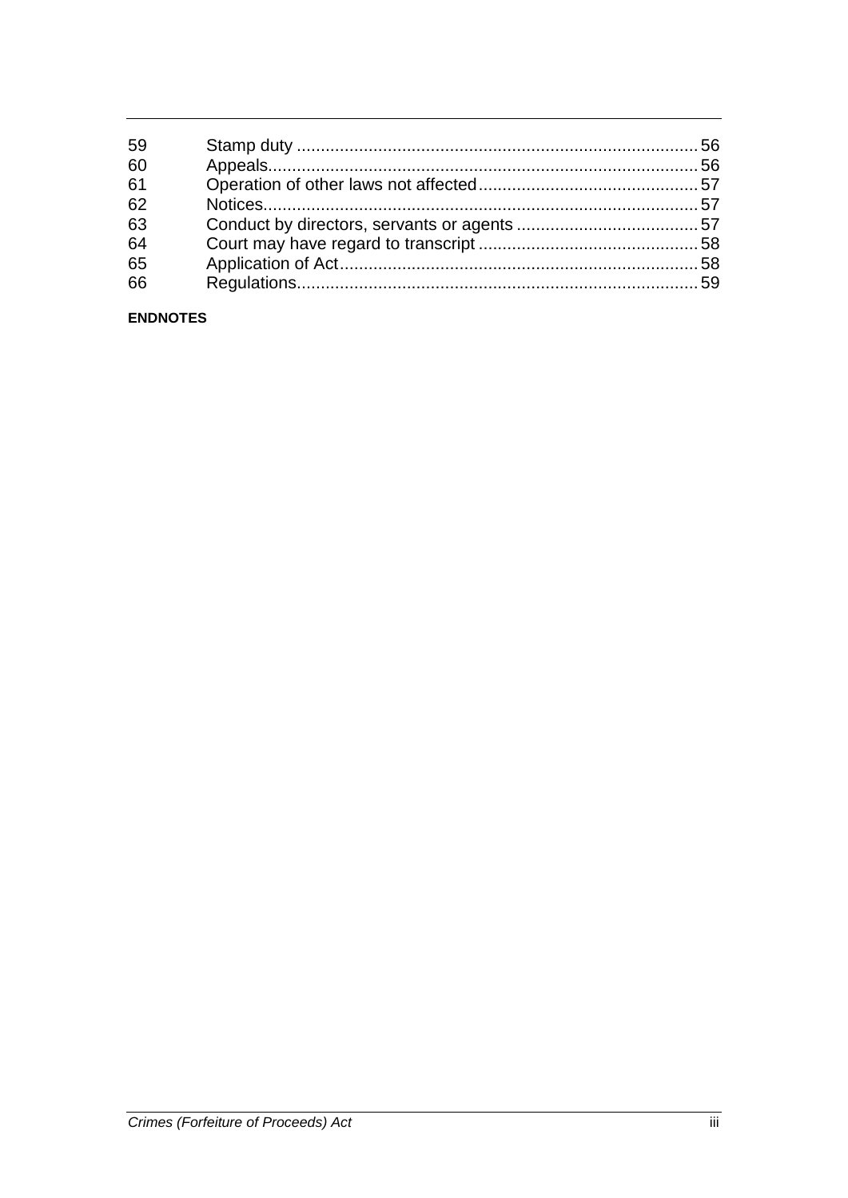| | | |
|---|---|---|
| 59 | Stamp duty | 56 |
| 60 | Appeals | 56 |
| 61 | Operation of other laws not affected | 57 |
| 62 | Notices | 57 |
| 63 | Conduct by directors, servants or agents | 57 |
| 64 | Court may have regard to transcript | 58 |
| 65 | Application of Act | 58 |
| 66 | Regulations | 59 |

**ENDNOTES**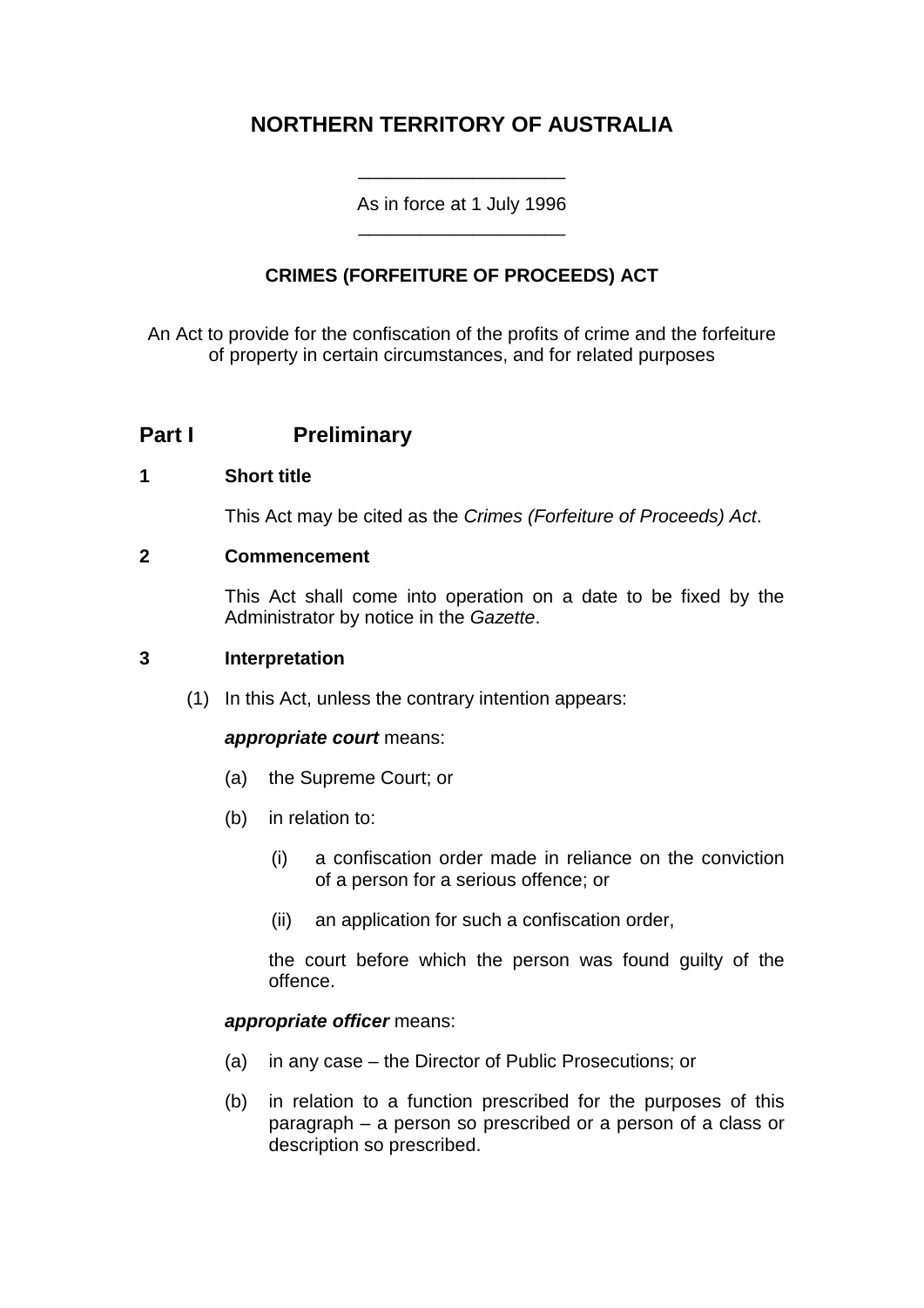# NORTHERN TERRITORY OF AUSTRALIA

____________________

As in force at 1 July 1996

____________________

## CRIMES (FORFEITURE OF PROCEEDS) ACT

An Act to provide for the confiscation of the profits of crime and the forfeiture of property in certain circumstances, and for related purposes

## Part I Preliminary

### 1 Short title

This Act may be cited as the *Crimes (Forfeiture of Proceeds) Act*.

### 2 Commencement

This Act shall come into operation on a date to be fixed by the Administrator by notice in the *Gazette*.

### 3 Interpretation

(1) In this Act, unless the contrary intention appears:

***appropriate court*** means:

(a) the Supreme Court; or

(b) in relation to:

(i) a confiscation order made in reliance on the conviction of a person for a serious offence; or

(ii) an application for such a confiscation order,

the court before which the person was found guilty of the offence.

***appropriate officer*** means:

(a) in any case – the Director of Public Prosecutions; or

(b) in relation to a function prescribed for the purposes of this paragraph – a person so prescribed or a person of a class or description so prescribed.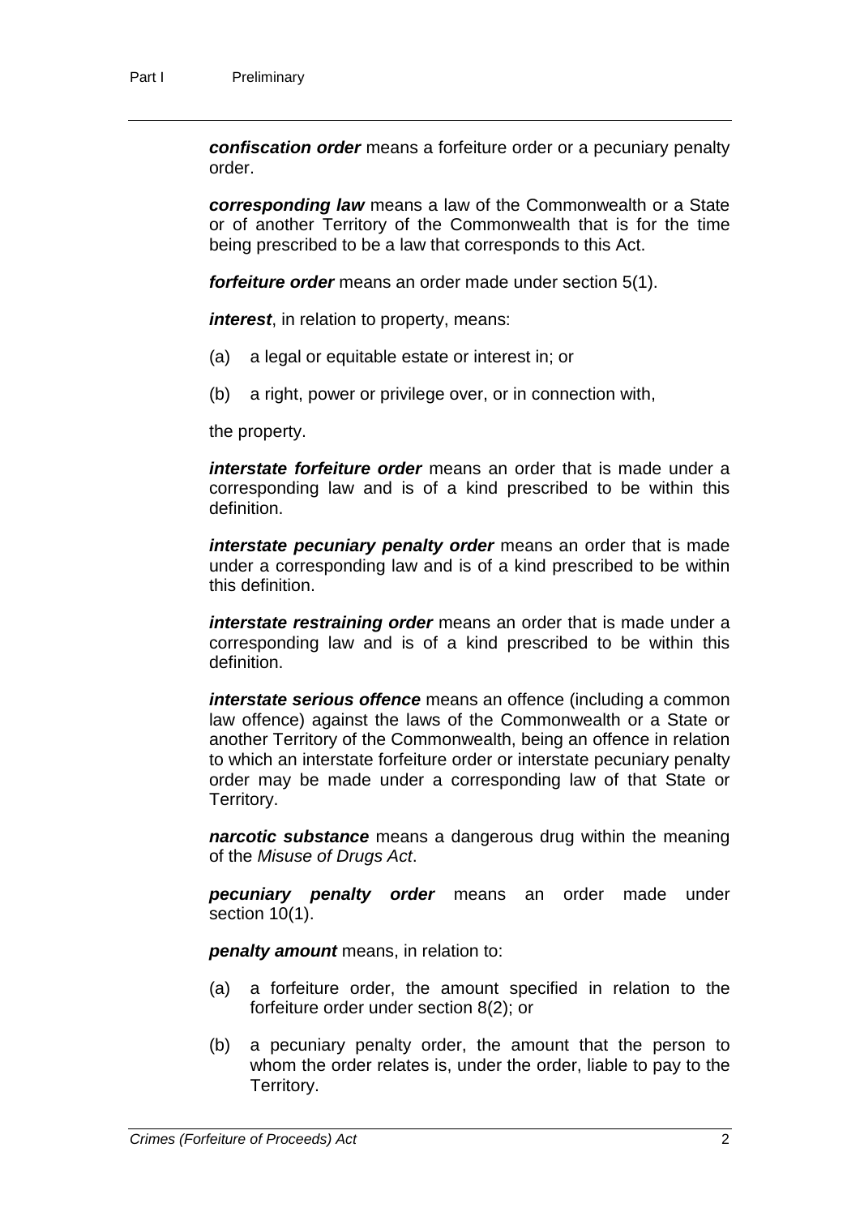***confiscation order*** means a forfeiture order or a pecuniary penalty order.

***corresponding law*** means a law of the Commonwealth or a State or of another Territory of the Commonwealth that is for the time being prescribed to be a law that corresponds to this Act.

***forfeiture order*** means an order made under section 5(1).

***interest***, in relation to property, means:

(a) a legal or equitable estate or interest in; or

(b) a right, power or privilege over, or in connection with,

the property.

***interstate forfeiture order*** means an order that is made under a corresponding law and is of a kind prescribed to be within this definition.

***interstate pecuniary penalty order*** means an order that is made under a corresponding law and is of a kind prescribed to be within this definition.

***interstate restraining order*** means an order that is made under a corresponding law and is of a kind prescribed to be within this definition.

***interstate serious offence*** means an offence (including a common law offence) against the laws of the Commonwealth or a State or another Territory of the Commonwealth, being an offence in relation to which an interstate forfeiture order or interstate pecuniary penalty order may be made under a corresponding law of that State or Territory.

***narcotic substance*** means a dangerous drug within the meaning of the *Misuse of Drugs Act*.

***pecuniary penalty order*** means an order made under section 10(1).

***penalty amount*** means, in relation to:

(a) a forfeiture order, the amount specified in relation to the forfeiture order under section 8(2); or

(b) a pecuniary penalty order, the amount that the person to whom the order relates is, under the order, liable to pay to the Territory.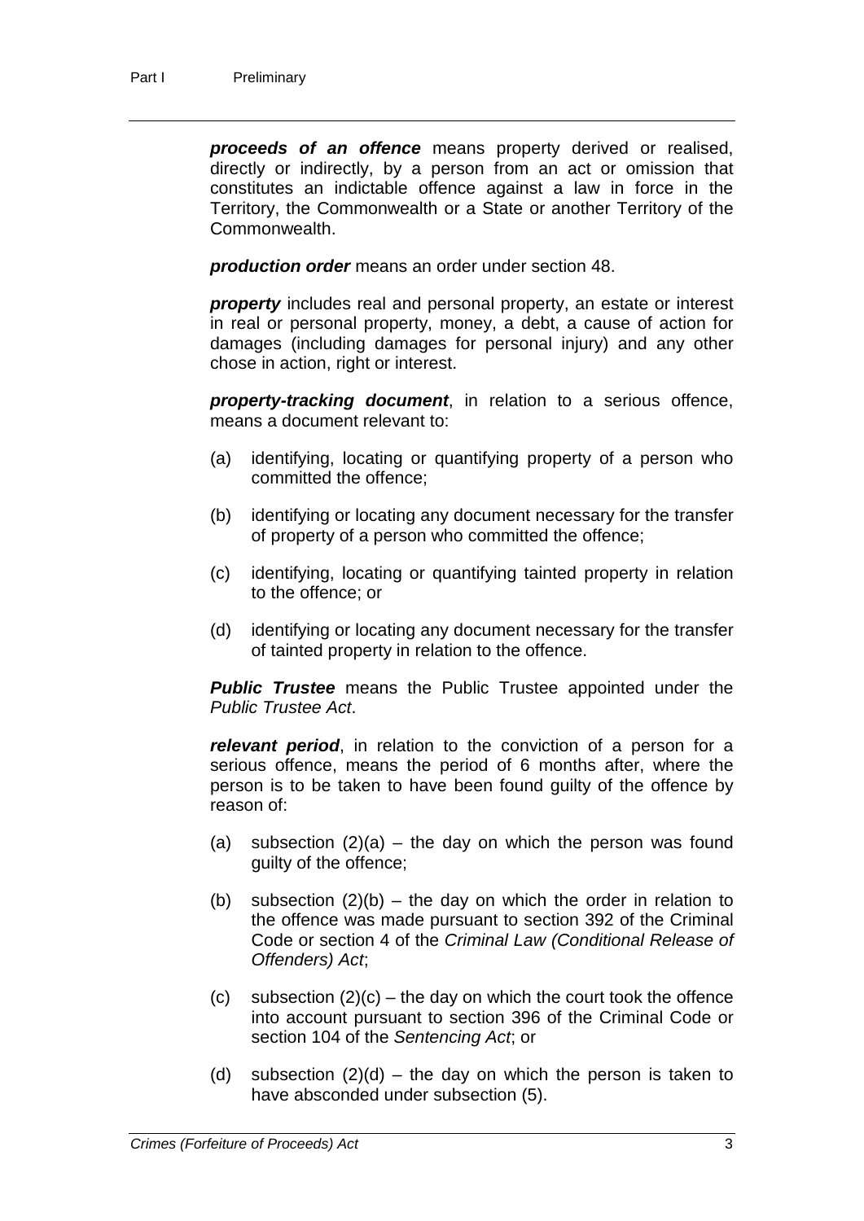***proceeds of an offence*** means property derived or realised, directly or indirectly, by a person from an act or omission that constitutes an indictable offence against a law in force in the Territory, the Commonwealth or a State or another Territory of the Commonwealth.

***production order*** means an order under section 48.

***property*** includes real and personal property, an estate or interest in real or personal property, money, a debt, a cause of action for damages (including damages for personal injury) and any other chose in action, right or interest.

***property-tracking document***, in relation to a serious offence, means a document relevant to:

(a) identifying, locating or quantifying property of a person who committed the offence;

(b) identifying or locating any document necessary for the transfer of property of a person who committed the offence;

(c) identifying, locating or quantifying tainted property in relation to the offence; or

(d) identifying or locating any document necessary for the transfer of tainted property in relation to the offence.

***Public Trustee*** means the Public Trustee appointed under the *Public Trustee Act*.

***relevant period***, in relation to the conviction of a person for a serious offence, means the period of 6 months after, where the person is to be taken to have been found guilty of the offence by reason of:

(a) subsection (2)(a) – the day on which the person was found guilty of the offence;

(b) subsection (2)(b) – the day on which the order in relation to the offence was made pursuant to section 392 of the Criminal Code or section 4 of the *Criminal Law (Conditional Release of Offenders) Act*;

(c) subsection (2)(c) – the day on which the court took the offence into account pursuant to section 396 of the Criminal Code or section 104 of the *Sentencing Act*; or

(d) subsection (2)(d) – the day on which the person is taken to have absconded under subsection (5).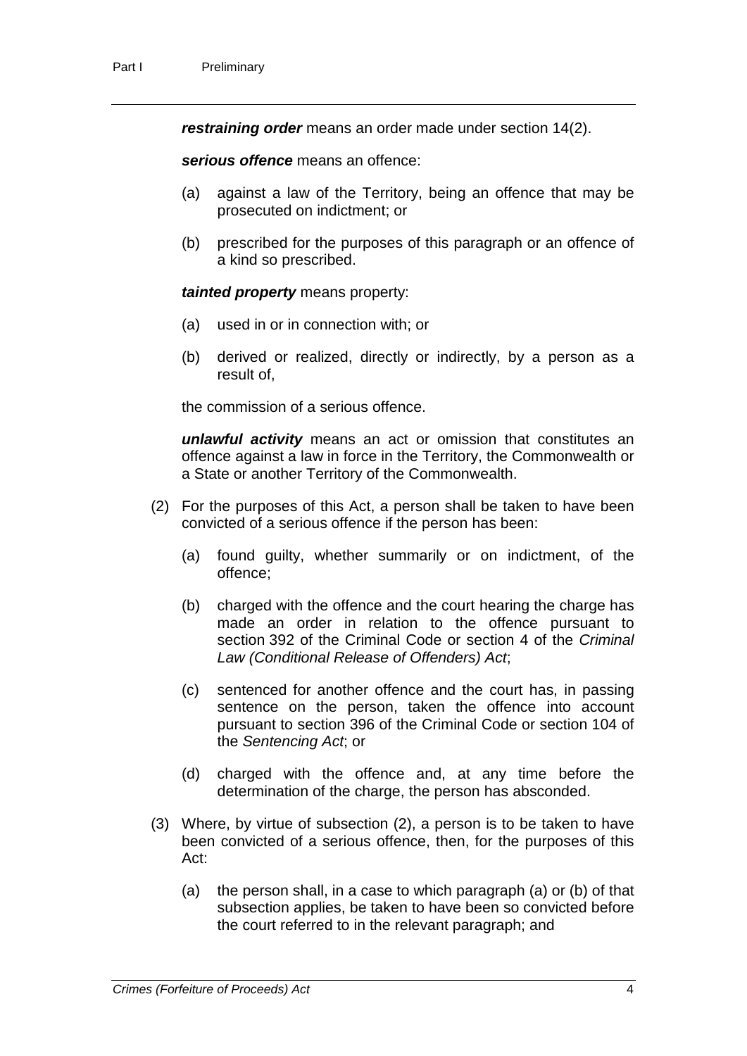***restraining order*** means an order made under section 14(2).

***serious offence*** means an offence:

(a) against a law of the Territory, being an offence that may be prosecuted on indictment; or

(b) prescribed for the purposes of this paragraph or an offence of a kind so prescribed.

***tainted property*** means property:

(a) used in or in connection with; or

(b) derived or realized, directly or indirectly, by a person as a result of,

the commission of a serious offence.

***unlawful activity*** means an act or omission that constitutes an offence against a law in force in the Territory, the Commonwealth or a State or another Territory of the Commonwealth.

(2) For the purposes of this Act, a person shall be taken to have been convicted of a serious offence if the person has been:

(a) found guilty, whether summarily or on indictment, of the offence;

(b) charged with the offence and the court hearing the charge has made an order in relation to the offence pursuant to section 392 of the Criminal Code or section 4 of the *Criminal Law (Conditional Release of Offenders) Act*;

(c) sentenced for another offence and the court has, in passing sentence on the person, taken the offence into account pursuant to section 396 of the Criminal Code or section 104 of the *Sentencing Act*; or

(d) charged with the offence and, at any time before the determination of the charge, the person has absconded.

(3) Where, by virtue of subsection (2), a person is to be taken to have been convicted of a serious offence, then, for the purposes of this Act:

(a) the person shall, in a case to which paragraph (a) or (b) of that subsection applies, be taken to have been so convicted before the court referred to in the relevant paragraph; and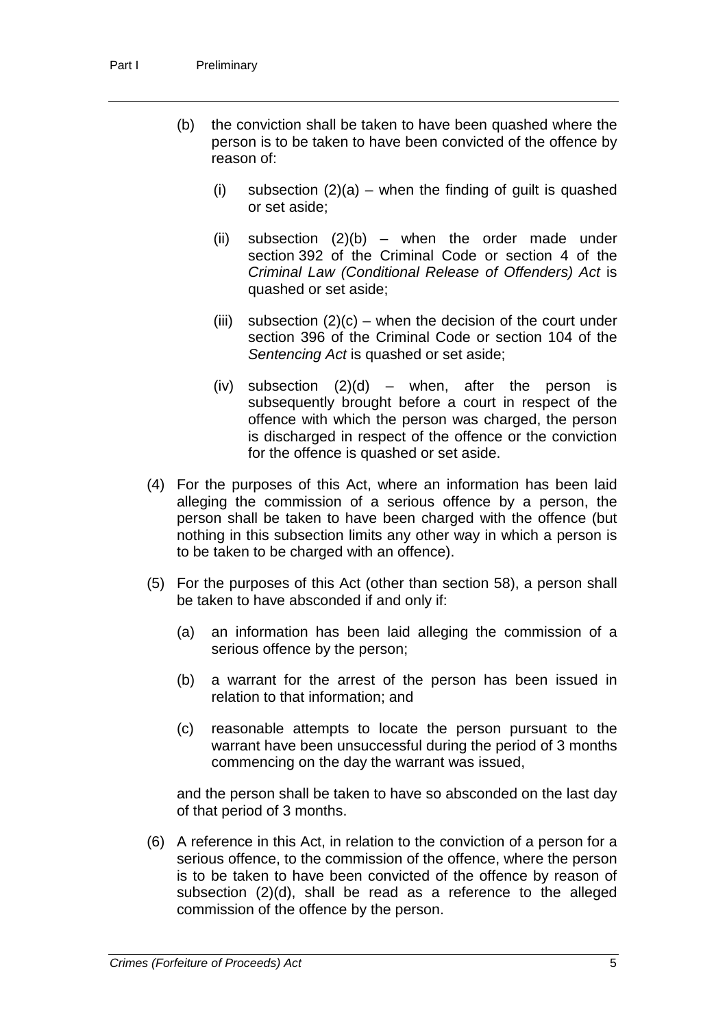(b) the conviction shall be taken to have been quashed where the person is to be taken to have been convicted of the offence by reason of:

   (i) subsection (2)(a) – when the finding of guilt is quashed or set aside;

   (ii) subsection (2)(b) – when the order made under section 392 of the Criminal Code or section 4 of the *Criminal Law (Conditional Release of Offenders) Act* is quashed or set aside;

   (iii) subsection (2)(c) – when the decision of the court under section 396 of the Criminal Code or section 104 of the *Sentencing Act* is quashed or set aside;

   (iv) subsection (2)(d) – when, after the person is subsequently brought before a court in respect of the offence with which the person was charged, the person is discharged in respect of the offence or the conviction for the offence is quashed or set aside.

(4) For the purposes of this Act, where an information has been laid alleging the commission of a serious offence by a person, the person shall be taken to have been charged with the offence (but nothing in this subsection limits any other way in which a person is to be taken to be charged with an offence).

(5) For the purposes of this Act (other than section 58), a person shall be taken to have absconded if and only if:

   (a) an information has been laid alleging the commission of a serious offence by the person;

   (b) a warrant for the arrest of the person has been issued in relation to that information; and

   (c) reasonable attempts to locate the person pursuant to the warrant have been unsuccessful during the period of 3 months commencing on the day the warrant was issued,

   and the person shall be taken to have so absconded on the last day of that period of 3 months.

(6) A reference in this Act, in relation to the conviction of a person for a serious offence, to the commission of the offence, where the person is to be taken to have been convicted of the offence by reason of subsection (2)(d), shall be read as a reference to the alleged commission of the offence by the person.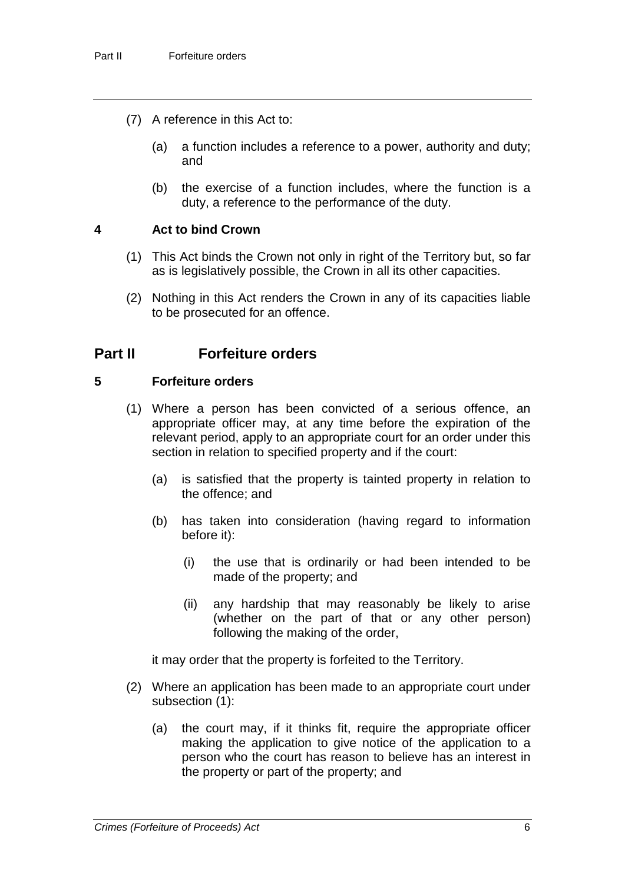(7) A reference in this Act to:

(a) a function includes a reference to a power, authority and duty; and

(b) the exercise of a function includes, where the function is a duty, a reference to the performance of the duty.

### 4 Act to bind Crown

(1) This Act binds the Crown not only in right of the Territory but, so far as is legislatively possible, the Crown in all its other capacities.

(2) Nothing in this Act renders the Crown in any of its capacities liable to be prosecuted for an offence.

## Part II Forfeiture orders

### 5 Forfeiture orders

(1) Where a person has been convicted of a serious offence, an appropriate officer may, at any time before the expiration of the relevant period, apply to an appropriate court for an order under this section in relation to specified property and if the court:

(a) is satisfied that the property is tainted property in relation to the offence; and

(b) has taken into consideration (having regard to information before it):

(i) the use that is ordinarily or had been intended to be made of the property; and

(ii) any hardship that may reasonably be likely to arise (whether on the part of that or any other person) following the making of the order,

it may order that the property is forfeited to the Territory.

(2) Where an application has been made to an appropriate court under subsection (1):

(a) the court may, if it thinks fit, require the appropriate officer making the application to give notice of the application to a person who the court has reason to believe has an interest in the property or part of the property; and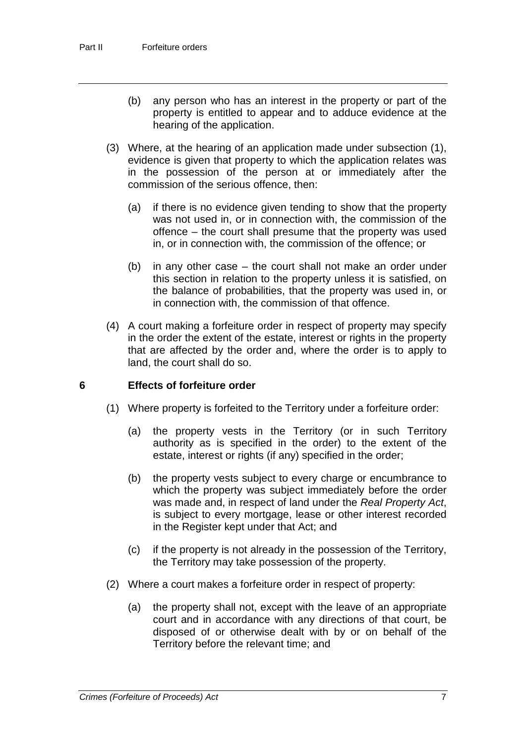(b) any person who has an interest in the property or part of the property is entitled to appear and to adduce evidence at the hearing of the application.

(3) Where, at the hearing of an application made under subsection (1), evidence is given that property to which the application relates was in the possession of the person at or immediately after the commission of the serious offence, then:

(a) if there is no evidence given tending to show that the property was not used in, or in connection with, the commission of the offence – the court shall presume that the property was used in, or in connection with, the commission of the offence; or

(b) in any other case – the court shall not make an order under this section in relation to the property unless it is satisfied, on the balance of probabilities, that the property was used in, or in connection with, the commission of that offence.

(4) A court making a forfeiture order in respect of property may specify in the order the extent of the estate, interest or rights in the property that are affected by the order and, where the order is to apply to land, the court shall do so.

## 6 Effects of forfeiture order

(1) Where property is forfeited to the Territory under a forfeiture order:

(a) the property vests in the Territory (or in such Territory authority as is specified in the order) to the extent of the estate, interest or rights (if any) specified in the order;

(b) the property vests subject to every charge or encumbrance to which the property was subject immediately before the order was made and, in respect of land under the *Real Property Act*, is subject to every mortgage, lease or other interest recorded in the Register kept under that Act; and

(c) if the property is not already in the possession of the Territory, the Territory may take possession of the property.

(2) Where a court makes a forfeiture order in respect of property:

(a) the property shall not, except with the leave of an appropriate court and in accordance with any directions of that court, be disposed of or otherwise dealt with by or on behalf of the Territory before the relevant time; and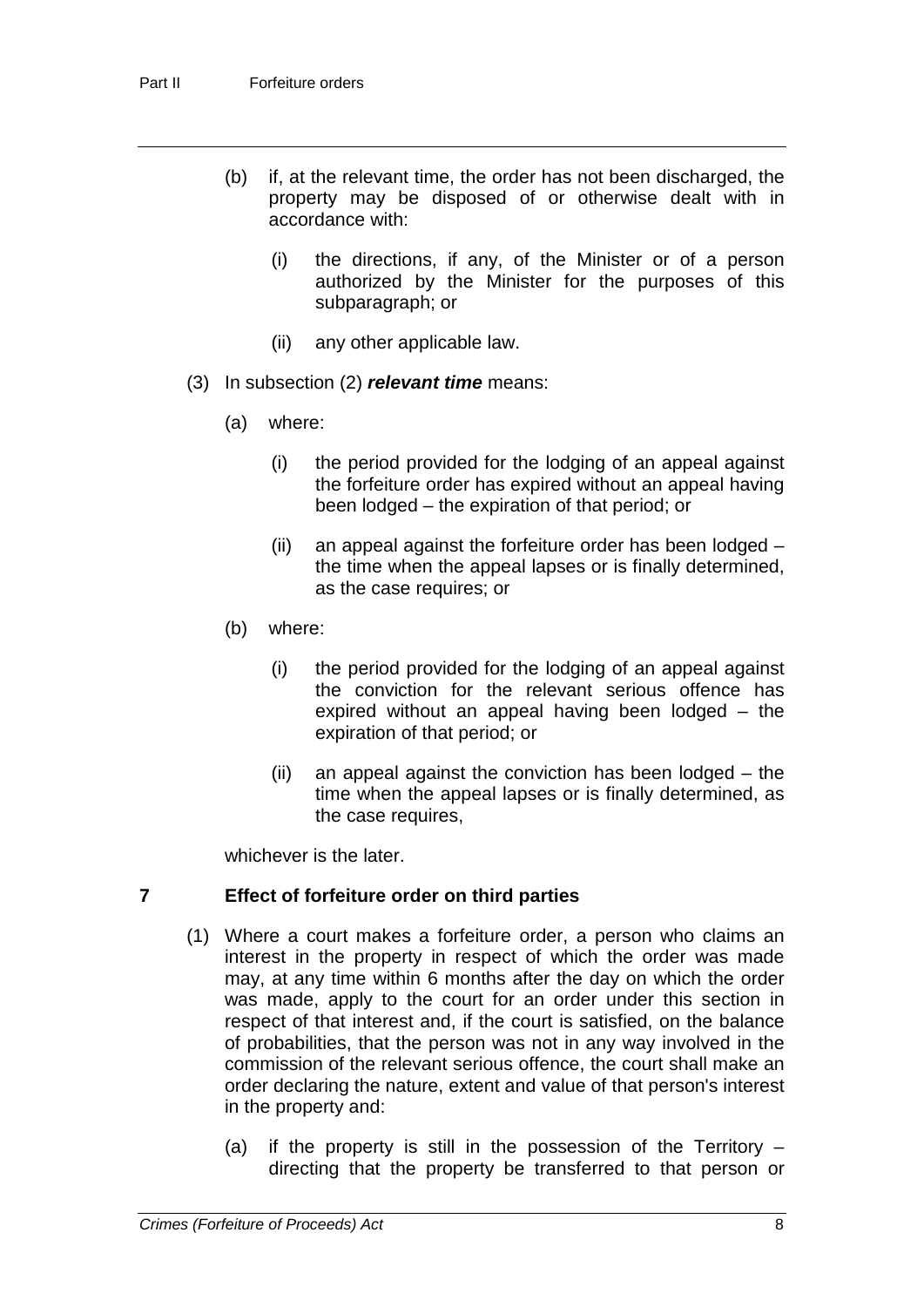(b) if, at the relevant time, the order has not been discharged, the property may be disposed of or otherwise dealt with in accordance with:

(i) the directions, if any, of the Minister or of a person authorized by the Minister for the purposes of this subparagraph; or

(ii) any other applicable law.

(3) In subsection (2) ***relevant time*** means:

(a) where:

(i) the period provided for the lodging of an appeal against the forfeiture order has expired without an appeal having been lodged – the expiration of that period; or

(ii) an appeal against the forfeiture order has been lodged – the time when the appeal lapses or is finally determined, as the case requires; or

(b) where:

(i) the period provided for the lodging of an appeal against the conviction for the relevant serious offence has expired without an appeal having been lodged – the expiration of that period; or

(ii) an appeal against the conviction has been lodged – the time when the appeal lapses or is finally determined, as the case requires,

whichever is the later.

## 7 Effect of forfeiture order on third parties

(1) Where a court makes a forfeiture order, a person who claims an interest in the property in respect of which the order was made may, at any time within 6 months after the day on which the order was made, apply to the court for an order under this section in respect of that interest and, if the court is satisfied, on the balance of probabilities, that the person was not in any way involved in the commission of the relevant serious offence, the court shall make an order declaring the nature, extent and value of that person's interest in the property and:

(a) if the property is still in the possession of the Territory – directing that the property be transferred to that person or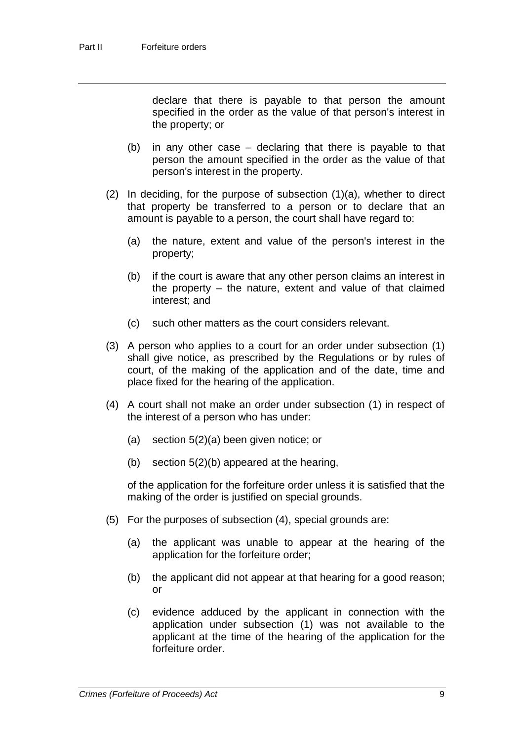declare that there is payable to that person the amount specified in the order as the value of that person's interest in the property; or

(b) in any other case – declaring that there is payable to that person the amount specified in the order as the value of that person's interest in the property.

(2) In deciding, for the purpose of subsection (1)(a), whether to direct that property be transferred to a person or to declare that an amount is payable to a person, the court shall have regard to:

(a) the nature, extent and value of the person's interest in the property;

(b) if the court is aware that any other person claims an interest in the property – the nature, extent and value of that claimed interest; and

(c) such other matters as the court considers relevant.

(3) A person who applies to a court for an order under subsection (1) shall give notice, as prescribed by the Regulations or by rules of court, of the making of the application and of the date, time and place fixed for the hearing of the application.

(4) A court shall not make an order under subsection (1) in respect of the interest of a person who has under:

(a) section 5(2)(a) been given notice; or

(b) section 5(2)(b) appeared at the hearing,

of the application for the forfeiture order unless it is satisfied that the making of the order is justified on special grounds.

(5) For the purposes of subsection (4), special grounds are:

(a) the applicant was unable to appear at the hearing of the application for the forfeiture order;

(b) the applicant did not appear at that hearing for a good reason; or

(c) evidence adduced by the applicant in connection with the application under subsection (1) was not available to the applicant at the time of the hearing of the application for the forfeiture order.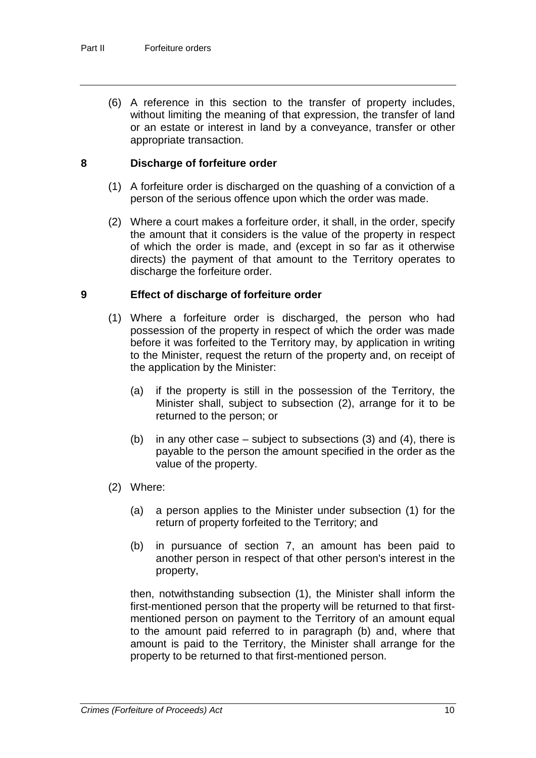(6) A reference in this section to the transfer of property includes, without limiting the meaning of that expression, the transfer of land or an estate or interest in land by a conveyance, transfer or other appropriate transaction.

### 8 Discharge of forfeiture order

(1) A forfeiture order is discharged on the quashing of a conviction of a person of the serious offence upon which the order was made.

(2) Where a court makes a forfeiture order, it shall, in the order, specify the amount that it considers is the value of the property in respect of which the order is made, and (except in so far as it otherwise directs) the payment of that amount to the Territory operates to discharge the forfeiture order.

### 9 Effect of discharge of forfeiture order

(1) Where a forfeiture order is discharged, the person who had possession of the property in respect of which the order was made before it was forfeited to the Territory may, by application in writing to the Minister, request the return of the property and, on receipt of the application by the Minister:

(a) if the property is still in the possession of the Territory, the Minister shall, subject to subsection (2), arrange for it to be returned to the person; or

(b) in any other case – subject to subsections (3) and (4), there is payable to the person the amount specified in the order as the value of the property.

(2) Where:

(a) a person applies to the Minister under subsection (1) for the return of property forfeited to the Territory; and

(b) in pursuance of section 7, an amount has been paid to another person in respect of that other person's interest in the property,

then, notwithstanding subsection (1), the Minister shall inform the first-mentioned person that the property will be returned to that first-mentioned person on payment to the Territory of an amount equal to the amount paid referred to in paragraph (b) and, where that amount is paid to the Territory, the Minister shall arrange for the property to be returned to that first-mentioned person.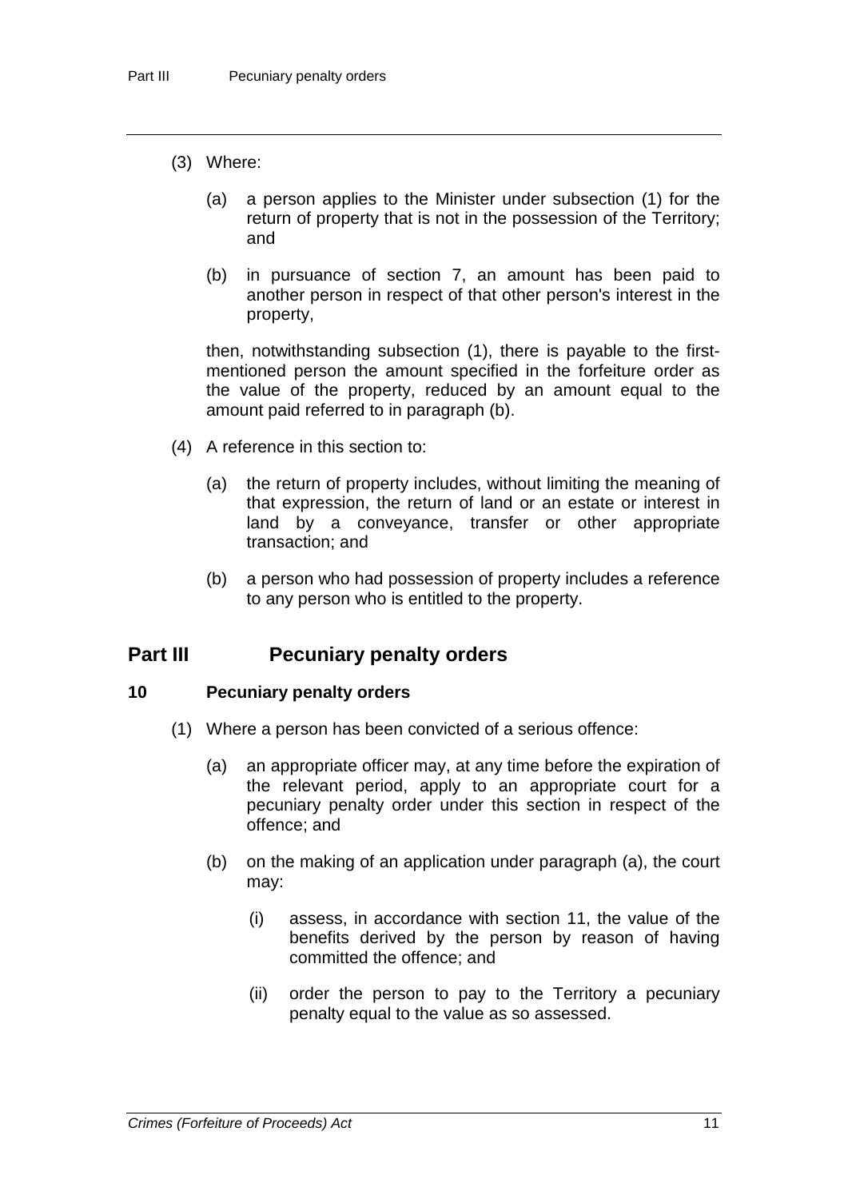(3) Where:

(a) a person applies to the Minister under subsection (1) for the return of property that is not in the possession of the Territory; and

(b) in pursuance of section 7, an amount has been paid to another person in respect of that other person's interest in the property,

then, notwithstanding subsection (1), there is payable to the first-mentioned person the amount specified in the forfeiture order as the value of the property, reduced by an amount equal to the amount paid referred to in paragraph (b).

(4) A reference in this section to:

(a) the return of property includes, without limiting the meaning of that expression, the return of land or an estate or interest in land by a conveyance, transfer or other appropriate transaction; and

(b) a person who had possession of property includes a reference to any person who is entitled to the property.

## Part III Pecuniary penalty orders

### 10 Pecuniary penalty orders

(1) Where a person has been convicted of a serious offence:

(a) an appropriate officer may, at any time before the expiration of the relevant period, apply to an appropriate court for a pecuniary penalty order under this section in respect of the offence; and

(b) on the making of an application under paragraph (a), the court may:

(i) assess, in accordance with section 11, the value of the benefits derived by the person by reason of having committed the offence; and

(ii) order the person to pay to the Territory a pecuniary penalty equal to the value as so assessed.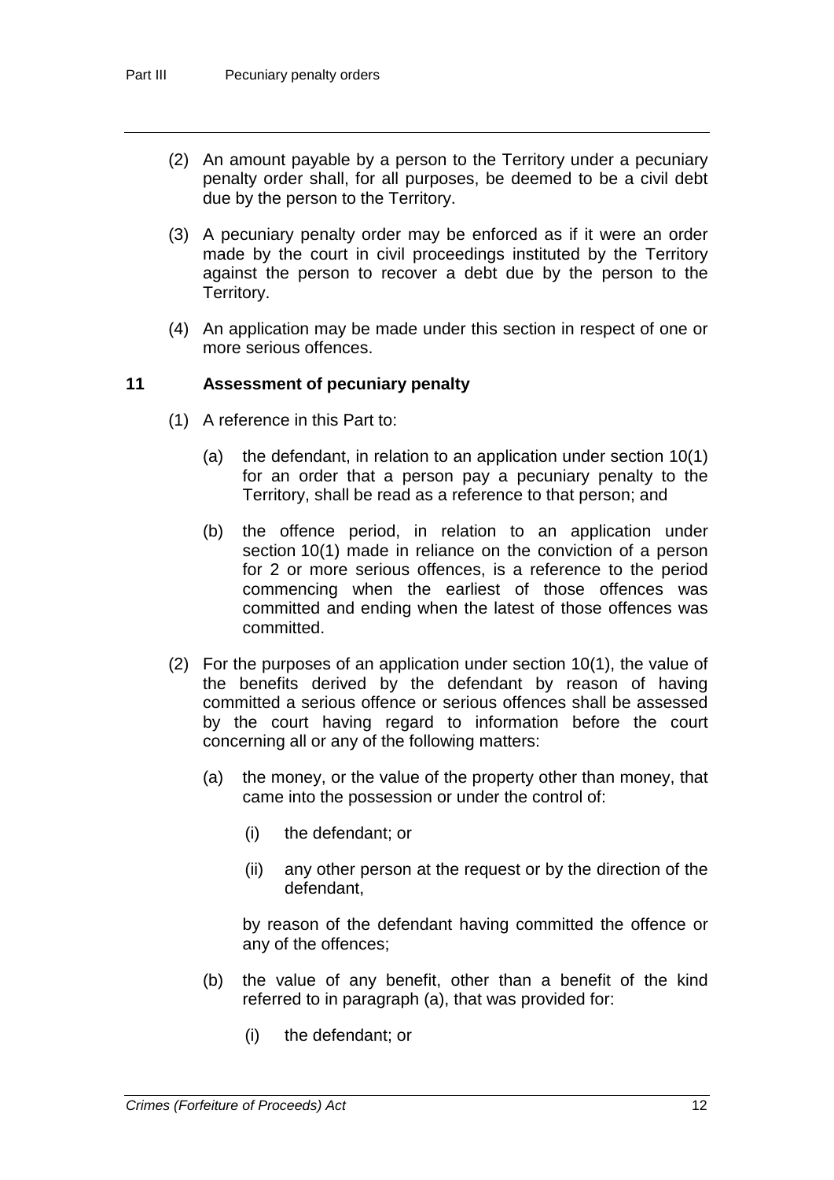(2) An amount payable by a person to the Territory under a pecuniary penalty order shall, for all purposes, be deemed to be a civil debt due by the person to the Territory.

(3) A pecuniary penalty order may be enforced as if it were an order made by the court in civil proceedings instituted by the Territory against the person to recover a debt due by the person to the Territory.

(4) An application may be made under this section in respect of one or more serious offences.

## 11 Assessment of pecuniary penalty

(1) A reference in this Part to:

(a) the defendant, in relation to an application under section 10(1) for an order that a person pay a pecuniary penalty to the Territory, shall be read as a reference to that person; and

(b) the offence period, in relation to an application under section 10(1) made in reliance on the conviction of a person for 2 or more serious offences, is a reference to the period commencing when the earliest of those offences was committed and ending when the latest of those offences was committed.

(2) For the purposes of an application under section 10(1), the value of the benefits derived by the defendant by reason of having committed a serious offence or serious offences shall be assessed by the court having regard to information before the court concerning all or any of the following matters:

(a) the money, or the value of the property other than money, that came into the possession or under the control of:

(i) the defendant; or

(ii) any other person at the request or by the direction of the defendant,

by reason of the defendant having committed the offence or any of the offences;

(b) the value of any benefit, other than a benefit of the kind referred to in paragraph (a), that was provided for:

(i) the defendant; or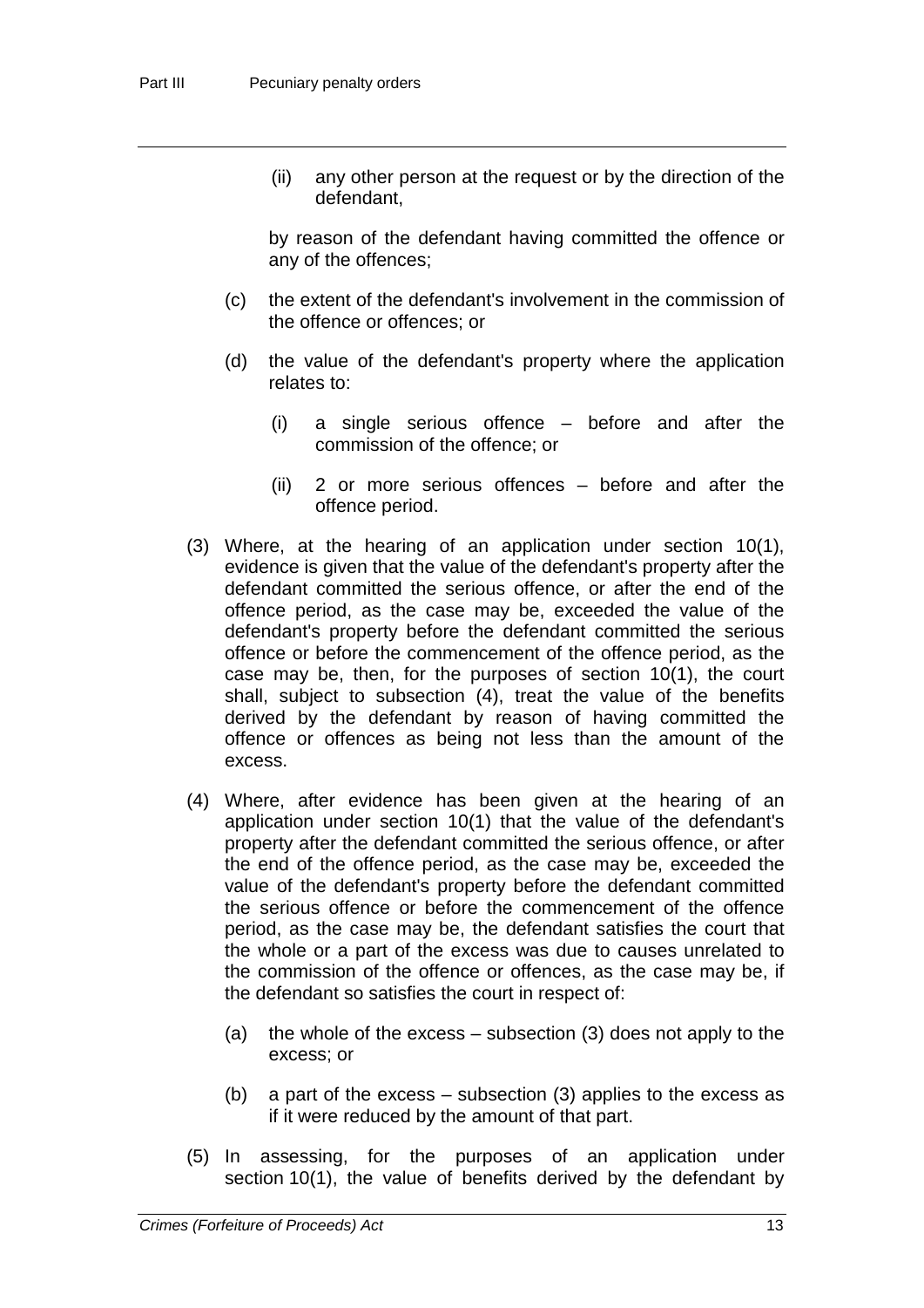(ii) any other person at the request or by the direction of the defendant,

by reason of the defendant having committed the offence or any of the offences;

(c) the extent of the defendant's involvement in the commission of the offence or offences; or

(d) the value of the defendant's property where the application relates to:

(i) a single serious offence – before and after the commission of the offence; or

(ii) 2 or more serious offences – before and after the offence period.

(3) Where, at the hearing of an application under section 10(1), evidence is given that the value of the defendant's property after the defendant committed the serious offence, or after the end of the offence period, as the case may be, exceeded the value of the defendant's property before the defendant committed the serious offence or before the commencement of the offence period, as the case may be, then, for the purposes of section 10(1), the court shall, subject to subsection (4), treat the value of the benefits derived by the defendant by reason of having committed the offence or offences as being not less than the amount of the excess.

(4) Where, after evidence has been given at the hearing of an application under section 10(1) that the value of the defendant's property after the defendant committed the serious offence, or after the end of the offence period, as the case may be, exceeded the value of the defendant's property before the defendant committed the serious offence or before the commencement of the offence period, as the case may be, the defendant satisfies the court that the whole or a part of the excess was due to causes unrelated to the commission of the offence or offences, as the case may be, if the defendant so satisfies the court in respect of:

(a) the whole of the excess – subsection (3) does not apply to the excess; or

(b) a part of the excess – subsection (3) applies to the excess as if it were reduced by the amount of that part.

(5) In assessing, for the purposes of an application under section 10(1), the value of benefits derived by the defendant by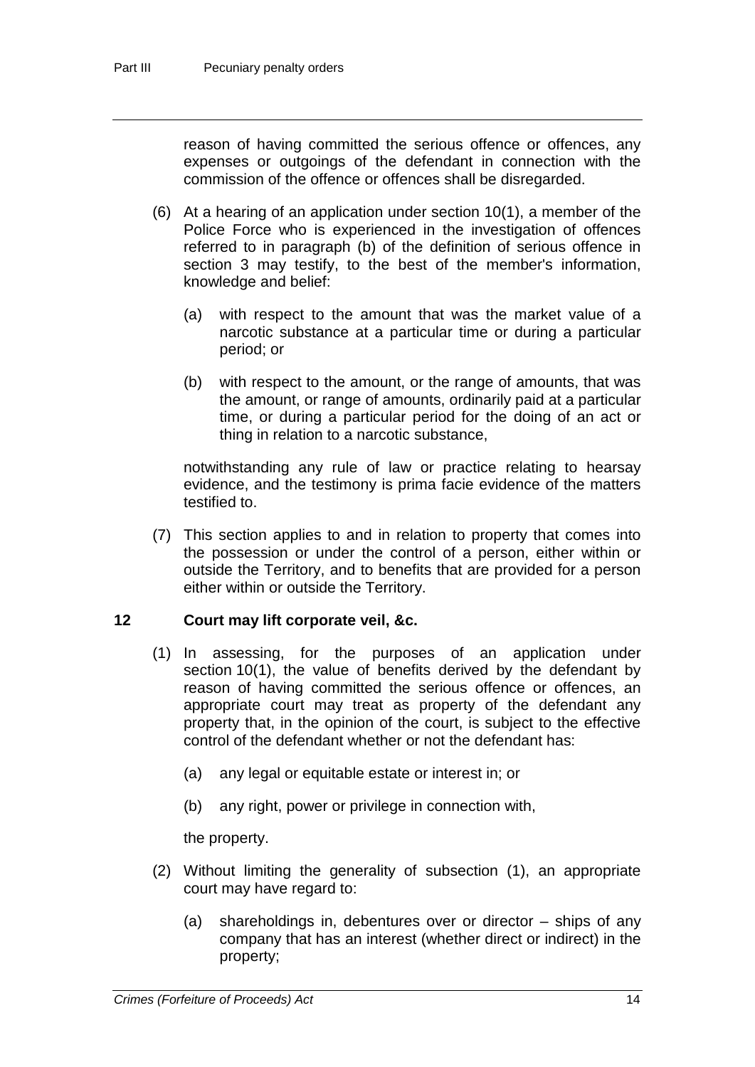reason of having committed the serious offence or offences, any expenses or outgoings of the defendant in connection with the commission of the offence or offences shall be disregarded.

(6) At a hearing of an application under section 10(1), a member of the Police Force who is experienced in the investigation of offences referred to in paragraph (b) of the definition of serious offence in section 3 may testify, to the best of the member's information, knowledge and belief:

(a) with respect to the amount that was the market value of a narcotic substance at a particular time or during a particular period; or

(b) with respect to the amount, or the range of amounts, that was the amount, or range of amounts, ordinarily paid at a particular time, or during a particular period for the doing of an act or thing in relation to a narcotic substance,

notwithstanding any rule of law or practice relating to hearsay evidence, and the testimony is prima facie evidence of the matters testified to.

(7) This section applies to and in relation to property that comes into the possession or under the control of a person, either within or outside the Territory, and to benefits that are provided for a person either within or outside the Territory.

### 12 Court may lift corporate veil, &c.

(1) In assessing, for the purposes of an application under section 10(1), the value of benefits derived by the defendant by reason of having committed the serious offence or offences, an appropriate court may treat as property of the defendant any property that, in the opinion of the court, is subject to the effective control of the defendant whether or not the defendant has:

(a) any legal or equitable estate or interest in; or

(b) any right, power or privilege in connection with,

the property.

(2) Without limiting the generality of subsection (1), an appropriate court may have regard to:

(a) shareholdings in, debentures over or director – ships of any company that has an interest (whether direct or indirect) in the property;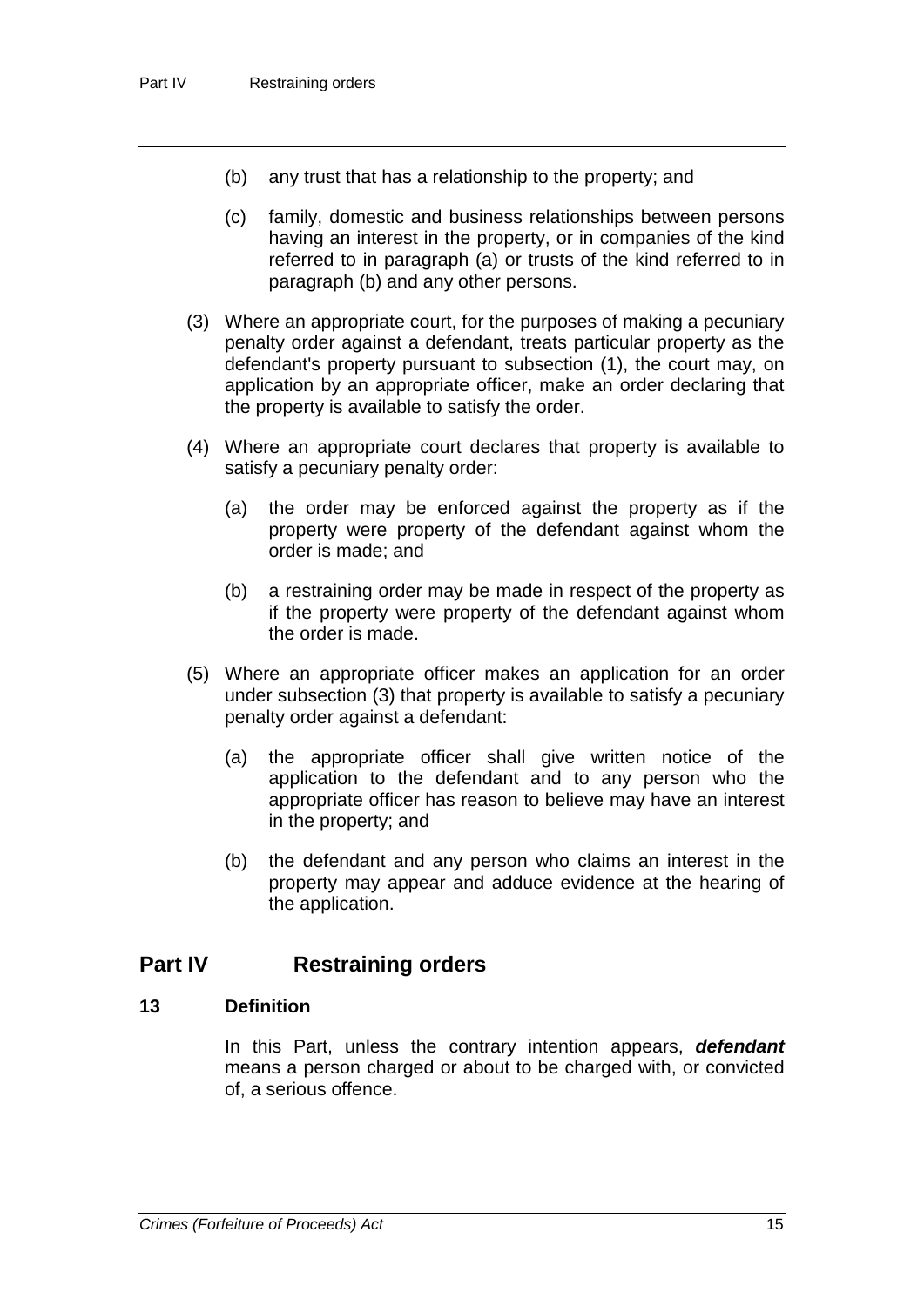(b) any trust that has a relationship to the property; and

(c) family, domestic and business relationships between persons having an interest in the property, or in companies of the kind referred to in paragraph (a) or trusts of the kind referred to in paragraph (b) and any other persons.

(3) Where an appropriate court, for the purposes of making a pecuniary penalty order against a defendant, treats particular property as the defendant's property pursuant to subsection (1), the court may, on application by an appropriate officer, make an order declaring that the property is available to satisfy the order.

(4) Where an appropriate court declares that property is available to satisfy a pecuniary penalty order:

(a) the order may be enforced against the property as if the property were property of the defendant against whom the order is made; and

(b) a restraining order may be made in respect of the property as if the property were property of the defendant against whom the order is made.

(5) Where an appropriate officer makes an application for an order under subsection (3) that property is available to satisfy a pecuniary penalty order against a defendant:

(a) the appropriate officer shall give written notice of the application to the defendant and to any person who the appropriate officer has reason to believe may have an interest in the property; and

(b) the defendant and any person who claims an interest in the property may appear and adduce evidence at the hearing of the application.

## Part IV Restraining orders

### 13 Definition

In this Part, unless the contrary intention appears, ***defendant*** means a person charged or about to be charged with, or convicted of, a serious offence.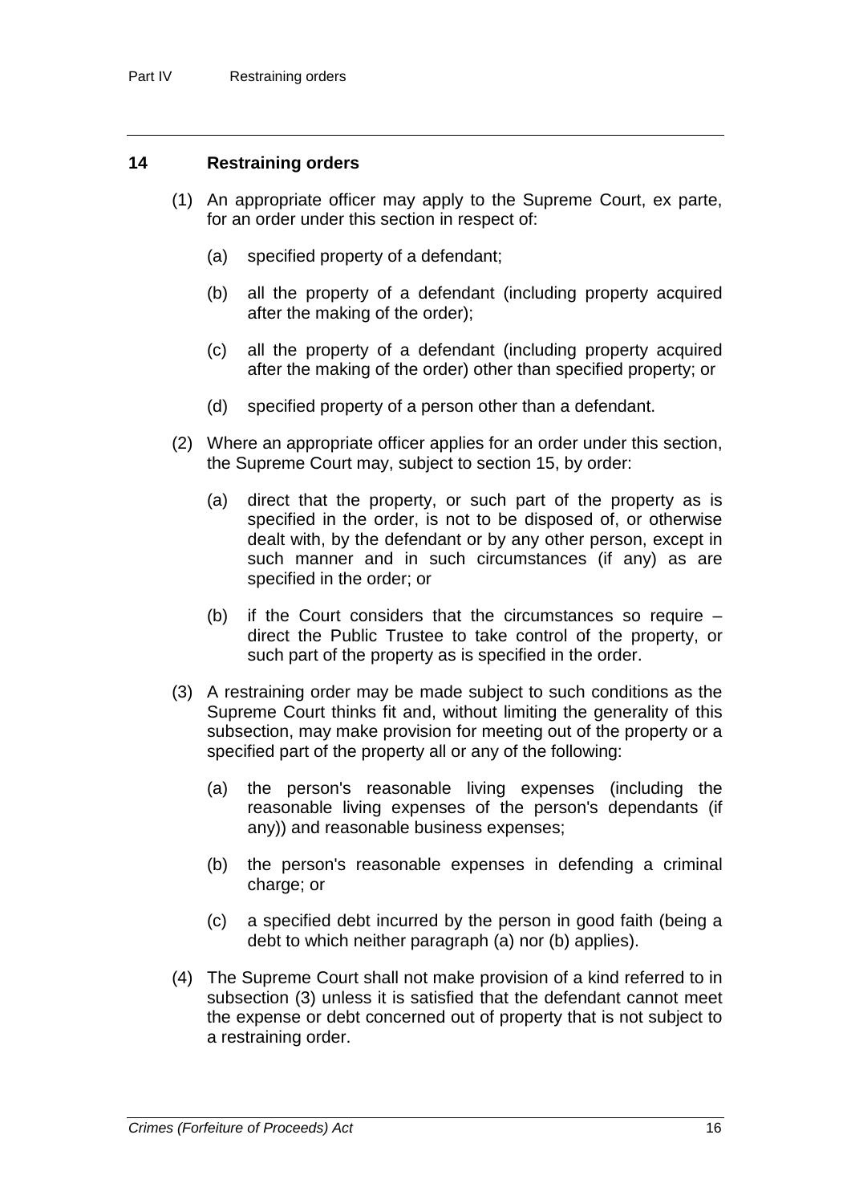## 14 Restraining orders

(1) An appropriate officer may apply to the Supreme Court, ex parte, for an order under this section in respect of:

(a) specified property of a defendant;

(b) all the property of a defendant (including property acquired after the making of the order);

(c) all the property of a defendant (including property acquired after the making of the order) other than specified property; or

(d) specified property of a person other than a defendant.

(2) Where an appropriate officer applies for an order under this section, the Supreme Court may, subject to section 15, by order:

(a) direct that the property, or such part of the property as is specified in the order, is not to be disposed of, or otherwise dealt with, by the defendant or by any other person, except in such manner and in such circumstances (if any) as are specified in the order; or

(b) if the Court considers that the circumstances so require – direct the Public Trustee to take control of the property, or such part of the property as is specified in the order.

(3) A restraining order may be made subject to such conditions as the Supreme Court thinks fit and, without limiting the generality of this subsection, may make provision for meeting out of the property or a specified part of the property all or any of the following:

(a) the person's reasonable living expenses (including the reasonable living expenses of the person's dependants (if any)) and reasonable business expenses;

(b) the person's reasonable expenses in defending a criminal charge; or

(c) a specified debt incurred by the person in good faith (being a debt to which neither paragraph (a) nor (b) applies).

(4) The Supreme Court shall not make provision of a kind referred to in subsection (3) unless it is satisfied that the defendant cannot meet the expense or debt concerned out of property that is not subject to a restraining order.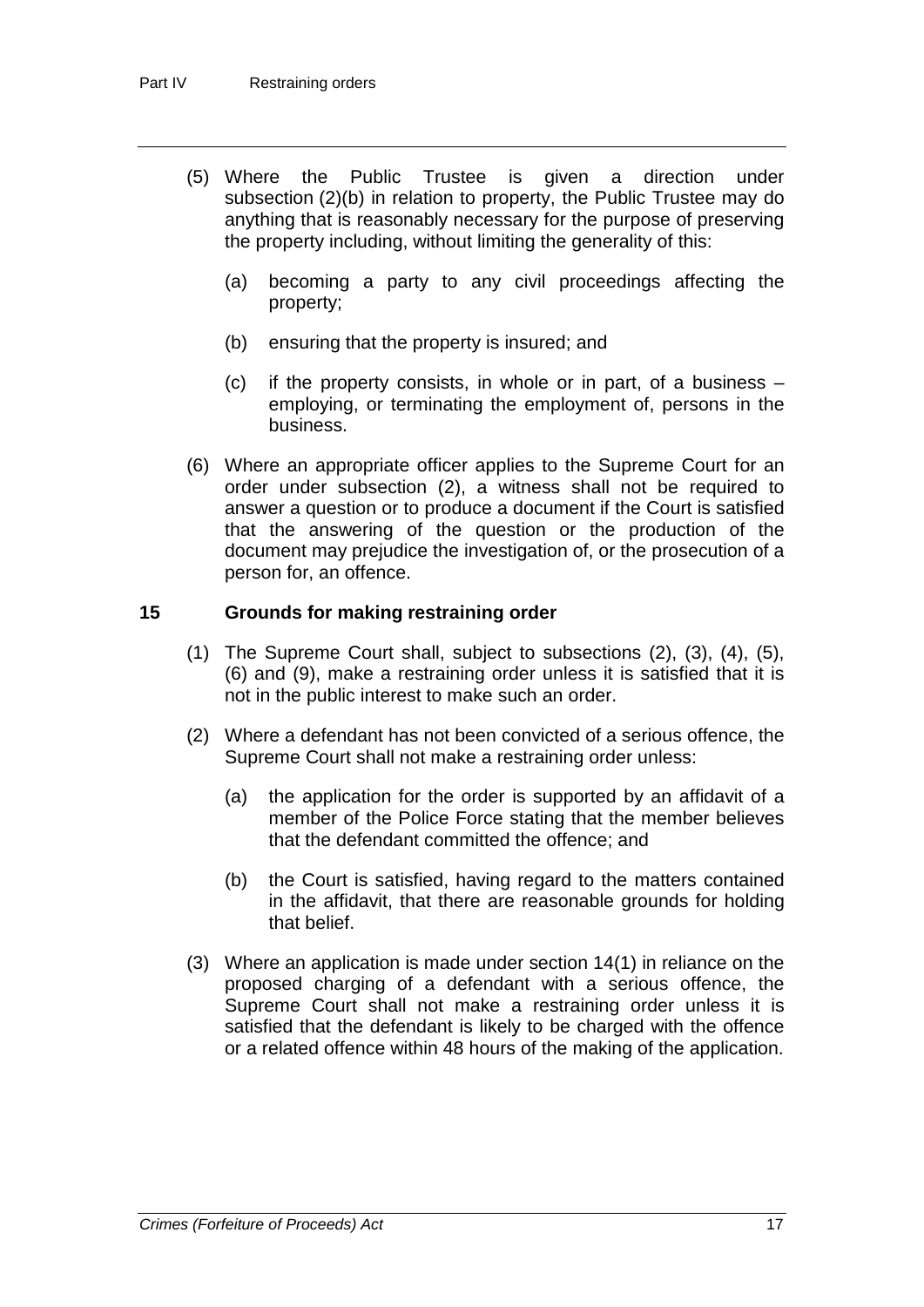(5) Where the Public Trustee is given a direction under subsection (2)(b) in relation to property, the Public Trustee may do anything that is reasonably necessary for the purpose of preserving the property including, without limiting the generality of this:

(a) becoming a party to any civil proceedings affecting the property;

(b) ensuring that the property is insured; and

(c) if the property consists, in whole or in part, of a business – employing, or terminating the employment of, persons in the business.

(6) Where an appropriate officer applies to the Supreme Court for an order under subsection (2), a witness shall not be required to answer a question or to produce a document if the Court is satisfied that the answering of the question or the production of the document may prejudice the investigation of, or the prosecution of a person for, an offence.

### 15 Grounds for making restraining order

(1) The Supreme Court shall, subject to subsections (2), (3), (4), (5), (6) and (9), make a restraining order unless it is satisfied that it is not in the public interest to make such an order.

(2) Where a defendant has not been convicted of a serious offence, the Supreme Court shall not make a restraining order unless:

(a) the application for the order is supported by an affidavit of a member of the Police Force stating that the member believes that the defendant committed the offence; and

(b) the Court is satisfied, having regard to the matters contained in the affidavit, that there are reasonable grounds for holding that belief.

(3) Where an application is made under section 14(1) in reliance on the proposed charging of a defendant with a serious offence, the Supreme Court shall not make a restraining order unless it is satisfied that the defendant is likely to be charged with the offence or a related offence within 48 hours of the making of the application.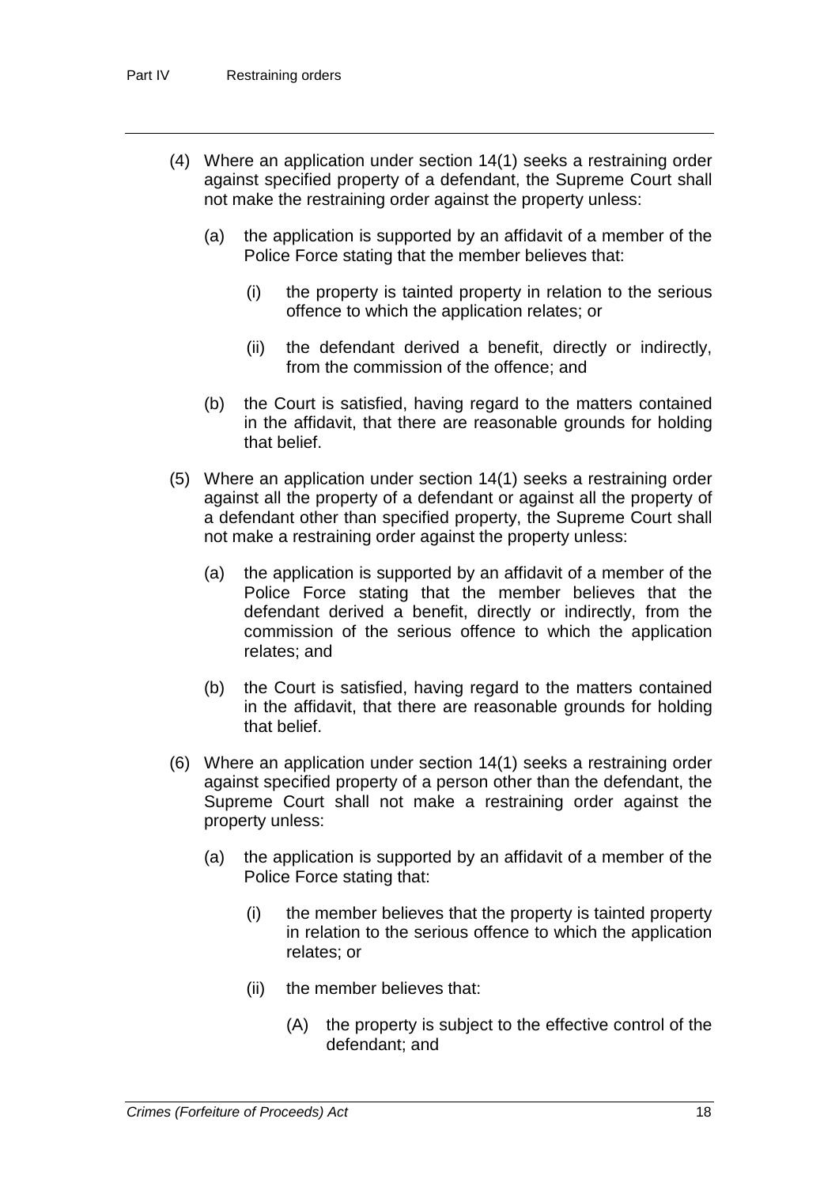(4) Where an application under section 14(1) seeks a restraining order against specified property of a defendant, the Supreme Court shall not make the restraining order against the property unless:

(a) the application is supported by an affidavit of a member of the Police Force stating that the member believes that:

(i) the property is tainted property in relation to the serious offence to which the application relates; or

(ii) the defendant derived a benefit, directly or indirectly, from the commission of the offence; and

(b) the Court is satisfied, having regard to the matters contained in the affidavit, that there are reasonable grounds for holding that belief.

(5) Where an application under section 14(1) seeks a restraining order against all the property of a defendant or against all the property of a defendant other than specified property, the Supreme Court shall not make a restraining order against the property unless:

(a) the application is supported by an affidavit of a member of the Police Force stating that the member believes that the defendant derived a benefit, directly or indirectly, from the commission of the serious offence to which the application relates; and

(b) the Court is satisfied, having regard to the matters contained in the affidavit, that there are reasonable grounds for holding that belief.

(6) Where an application under section 14(1) seeks a restraining order against specified property of a person other than the defendant, the Supreme Court shall not make a restraining order against the property unless:

(a) the application is supported by an affidavit of a member of the Police Force stating that:

(i) the member believes that the property is tainted property in relation to the serious offence to which the application relates; or

(ii) the member believes that:

(A) the property is subject to the effective control of the defendant; and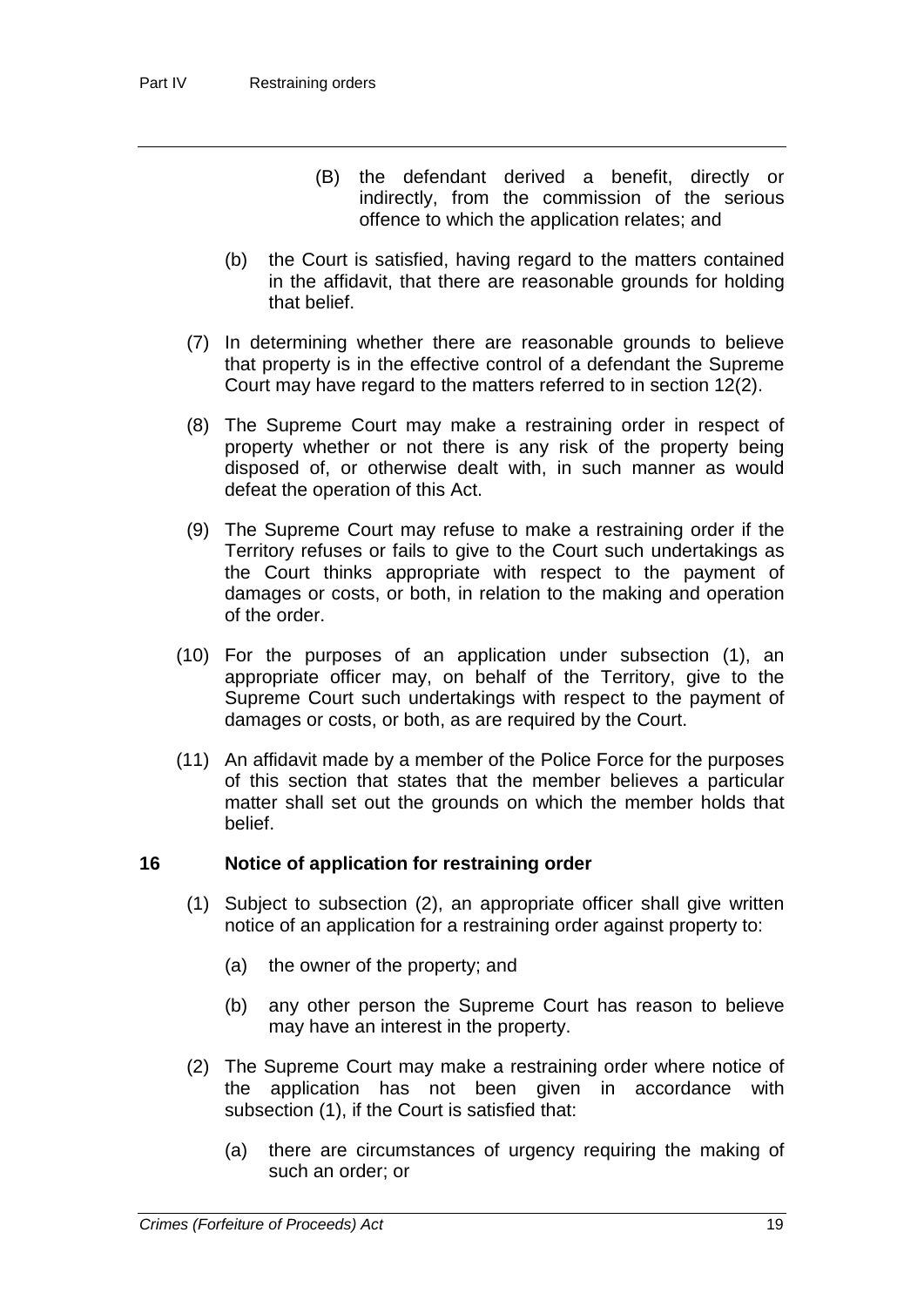(B) the defendant derived a benefit, directly or indirectly, from the commission of the serious offence to which the application relates; and

(b) the Court is satisfied, having regard to the matters contained in the affidavit, that there are reasonable grounds for holding that belief.

(7) In determining whether there are reasonable grounds to believe that property is in the effective control of a defendant the Supreme Court may have regard to the matters referred to in section 12(2).

(8) The Supreme Court may make a restraining order in respect of property whether or not there is any risk of the property being disposed of, or otherwise dealt with, in such manner as would defeat the operation of this Act.

(9) The Supreme Court may refuse to make a restraining order if the Territory refuses or fails to give to the Court such undertakings as the Court thinks appropriate with respect to the payment of damages or costs, or both, in relation to the making and operation of the order.

(10) For the purposes of an application under subsection (1), an appropriate officer may, on behalf of the Territory, give to the Supreme Court such undertakings with respect to the payment of damages or costs, or both, as are required by the Court.

(11) An affidavit made by a member of the Police Force for the purposes of this section that states that the member believes a particular matter shall set out the grounds on which the member holds that belief.

### 16 Notice of application for restraining order

(1) Subject to subsection (2), an appropriate officer shall give written notice of an application for a restraining order against property to:

(a) the owner of the property; and

(b) any other person the Supreme Court has reason to believe may have an interest in the property.

(2) The Supreme Court may make a restraining order where notice of the application has not been given in accordance with subsection (1), if the Court is satisfied that:

(a) there are circumstances of urgency requiring the making of such an order; or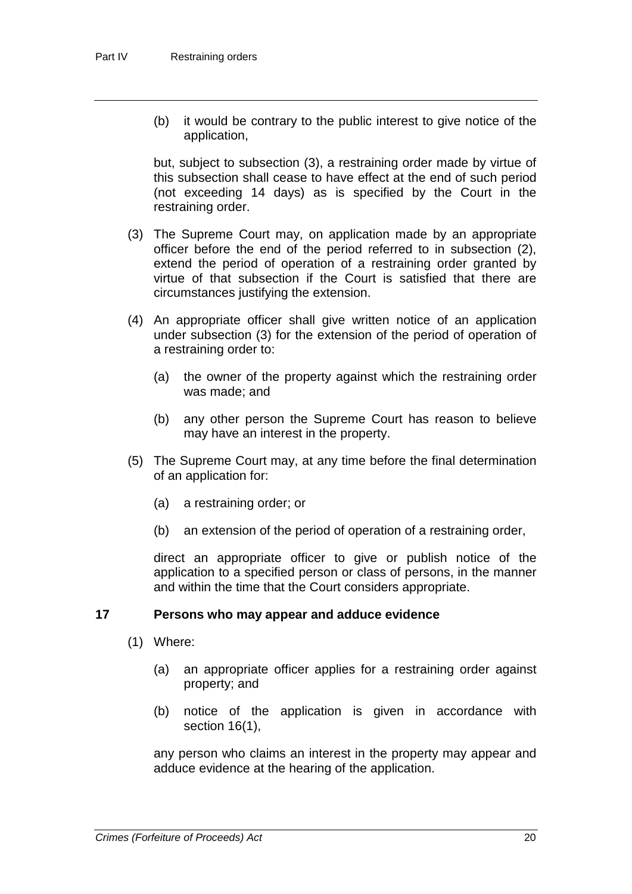(b) it would be contrary to the public interest to give notice of the application,

but, subject to subsection (3), a restraining order made by virtue of this subsection shall cease to have effect at the end of such period (not exceeding 14 days) as is specified by the Court in the restraining order.

(3) The Supreme Court may, on application made by an appropriate officer before the end of the period referred to in subsection (2), extend the period of operation of a restraining order granted by virtue of that subsection if the Court is satisfied that there are circumstances justifying the extension.

(4) An appropriate officer shall give written notice of an application under subsection (3) for the extension of the period of operation of a restraining order to:

(a) the owner of the property against which the restraining order was made; and

(b) any other person the Supreme Court has reason to believe may have an interest in the property.

(5) The Supreme Court may, at any time before the final determination of an application for:

(a) a restraining order; or

(b) an extension of the period of operation of a restraining order,

direct an appropriate officer to give or publish notice of the application to a specified person or class of persons, in the manner and within the time that the Court considers appropriate.

### 17 Persons who may appear and adduce evidence

(1) Where:

(a) an appropriate officer applies for a restraining order against property; and

(b) notice of the application is given in accordance with section 16(1),

any person who claims an interest in the property may appear and adduce evidence at the hearing of the application.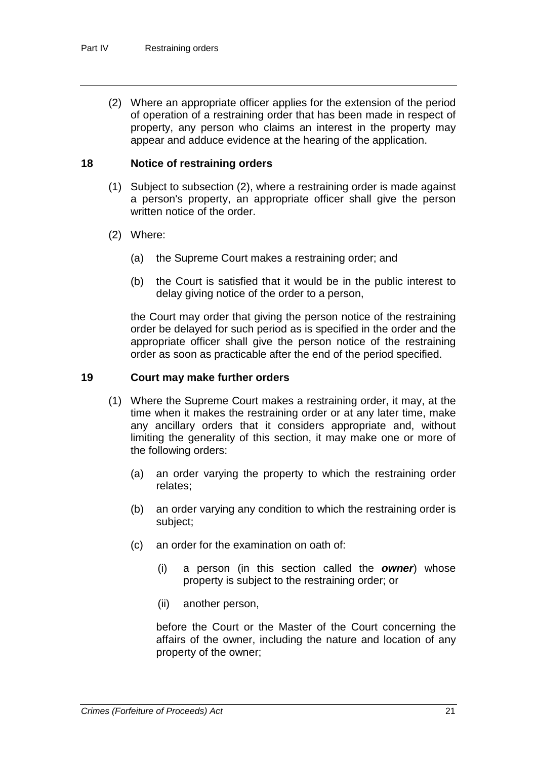(2) Where an appropriate officer applies for the extension of the period of operation of a restraining order that has been made in respect of property, any person who claims an interest in the property may appear and adduce evidence at the hearing of the application.

## 18 Notice of restraining orders

(1) Subject to subsection (2), where a restraining order is made against a person's property, an appropriate officer shall give the person written notice of the order.

(2) Where:

(a) the Supreme Court makes a restraining order; and

(b) the Court is satisfied that it would be in the public interest to delay giving notice of the order to a person,

the Court may order that giving the person notice of the restraining order be delayed for such period as is specified in the order and the appropriate officer shall give the person notice of the restraining order as soon as practicable after the end of the period specified.

## 19 Court may make further orders

(1) Where the Supreme Court makes a restraining order, it may, at the time when it makes the restraining order or at any later time, make any ancillary orders that it considers appropriate and, without limiting the generality of this section, it may make one or more of the following orders:

(a) an order varying the property to which the restraining order relates;

(b) an order varying any condition to which the restraining order is subject;

(c) an order for the examination on oath of:

(i) a person (in this section called the ***owner***) whose property is subject to the restraining order; or

(ii) another person,

before the Court or the Master of the Court concerning the affairs of the owner, including the nature and location of any property of the owner;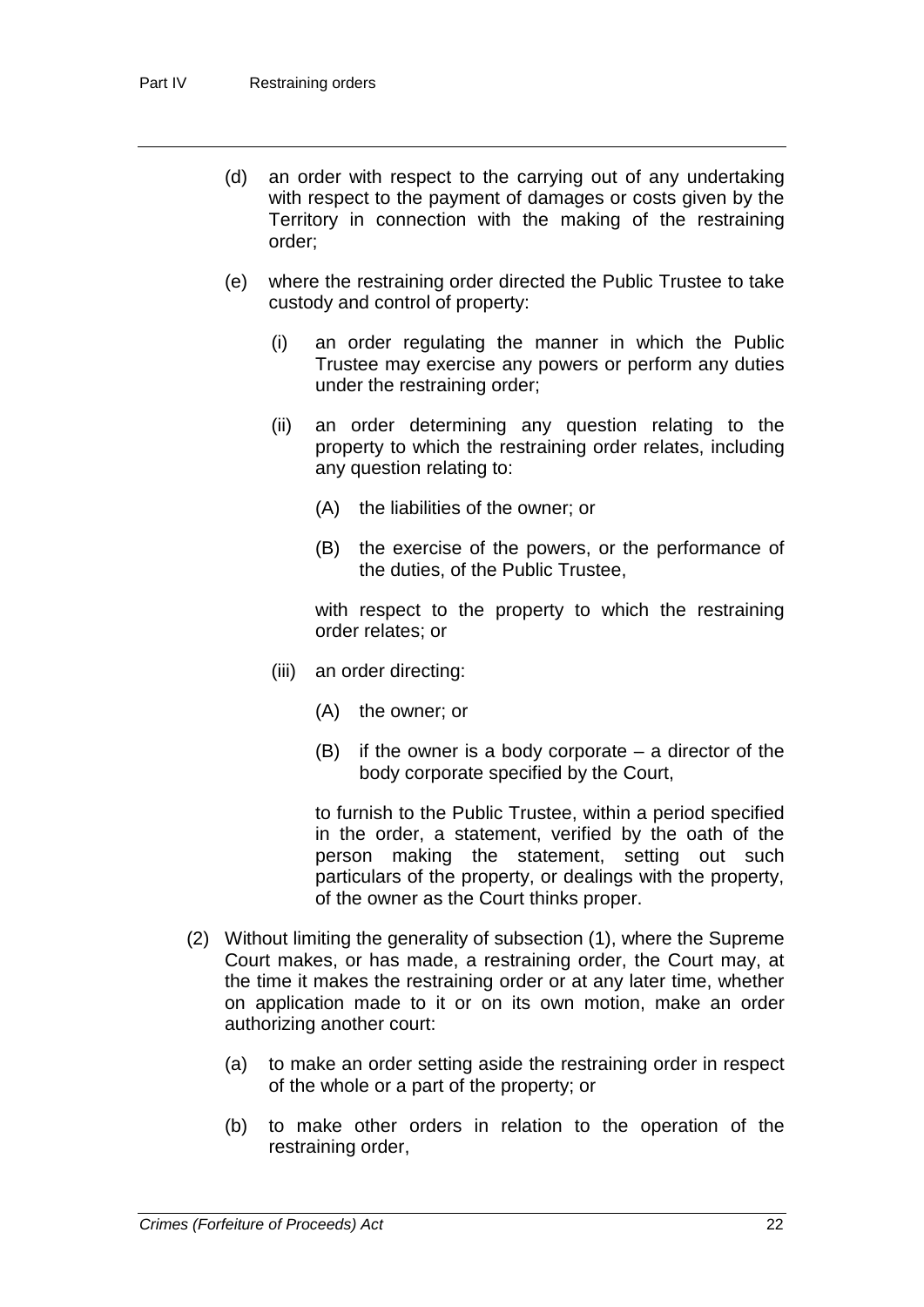(d) an order with respect to the carrying out of any undertaking with respect to the payment of damages or costs given by the Territory in connection with the making of the restraining order;

(e) where the restraining order directed the Public Trustee to take custody and control of property:

(i) an order regulating the manner in which the Public Trustee may exercise any powers or perform any duties under the restraining order;

(ii) an order determining any question relating to the property to which the restraining order relates, including any question relating to:

(A) the liabilities of the owner; or

(B) the exercise of the powers, or the performance of the duties, of the Public Trustee,

with respect to the property to which the restraining order relates; or

(iii) an order directing:

(A) the owner; or

(B) if the owner is a body corporate – a director of the body corporate specified by the Court,

to furnish to the Public Trustee, within a period specified in the order, a statement, verified by the oath of the person making the statement, setting out such particulars of the property, or dealings with the property, of the owner as the Court thinks proper.

(2) Without limiting the generality of subsection (1), where the Supreme Court makes, or has made, a restraining order, the Court may, at the time it makes the restraining order or at any later time, whether on application made to it or on its own motion, make an order authorizing another court:

(a) to make an order setting aside the restraining order in respect of the whole or a part of the property; or

(b) to make other orders in relation to the operation of the restraining order,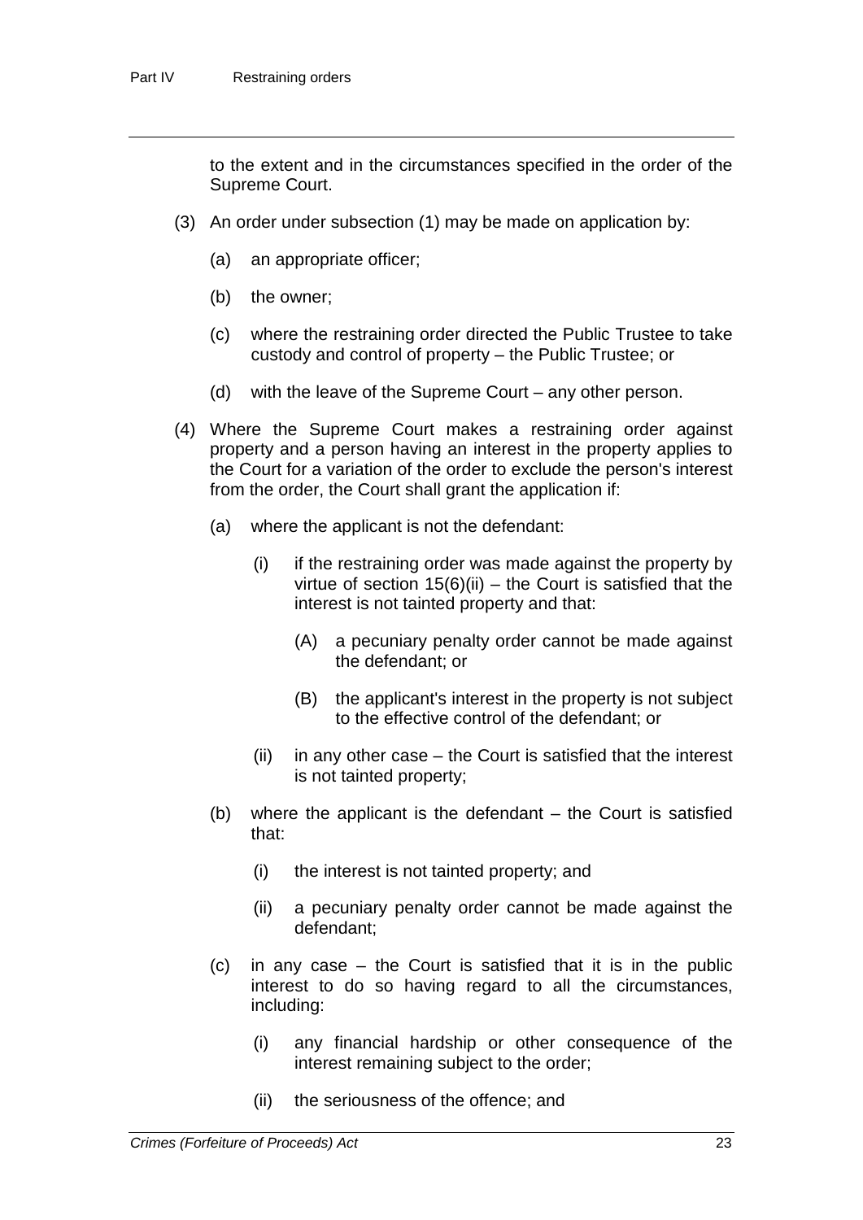to the extent and in the circumstances specified in the order of the Supreme Court.

(3) An order under subsection (1) may be made on application by:

(a) an appropriate officer;

(b) the owner;

(c) where the restraining order directed the Public Trustee to take custody and control of property – the Public Trustee; or

(d) with the leave of the Supreme Court – any other person.

(4) Where the Supreme Court makes a restraining order against property and a person having an interest in the property applies to the Court for a variation of the order to exclude the person's interest from the order, the Court shall grant the application if:

(a) where the applicant is not the defendant:

(i) if the restraining order was made against the property by virtue of section 15(6)(ii) – the Court is satisfied that the interest is not tainted property and that:

(A) a pecuniary penalty order cannot be made against the defendant; or

(B) the applicant's interest in the property is not subject to the effective control of the defendant; or

(ii) in any other case – the Court is satisfied that the interest is not tainted property;

(b) where the applicant is the defendant – the Court is satisfied that:

(i) the interest is not tainted property; and

(ii) a pecuniary penalty order cannot be made against the defendant;

(c) in any case – the Court is satisfied that it is in the public interest to do so having regard to all the circumstances, including:

(i) any financial hardship or other consequence of the interest remaining subject to the order;

(ii) the seriousness of the offence; and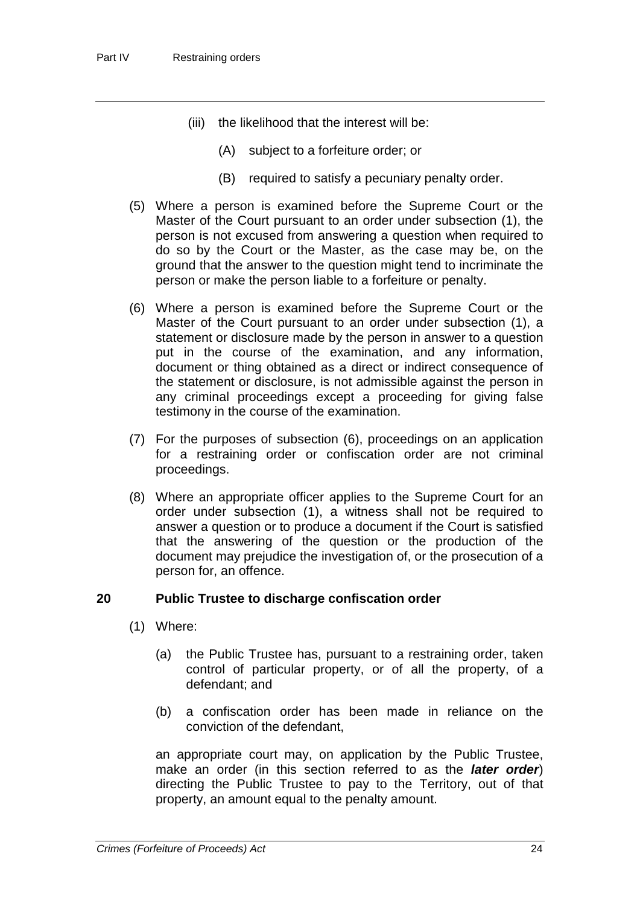(iii) the likelihood that the interest will be:

(A) subject to a forfeiture order; or

(B) required to satisfy a pecuniary penalty order.

(5) Where a person is examined before the Supreme Court or the Master of the Court pursuant to an order under subsection (1), the person is not excused from answering a question when required to do so by the Court or the Master, as the case may be, on the ground that the answer to the question might tend to incriminate the person or make the person liable to a forfeiture or penalty.

(6) Where a person is examined before the Supreme Court or the Master of the Court pursuant to an order under subsection (1), a statement or disclosure made by the person in answer to a question put in the course of the examination, and any information, document or thing obtained as a direct or indirect consequence of the statement or disclosure, is not admissible against the person in any criminal proceedings except a proceeding for giving false testimony in the course of the examination.

(7) For the purposes of subsection (6), proceedings on an application for a restraining order or confiscation order are not criminal proceedings.

(8) Where an appropriate officer applies to the Supreme Court for an order under subsection (1), a witness shall not be required to answer a question or to produce a document if the Court is satisfied that the answering of the question or the production of the document may prejudice the investigation of, or the prosecution of a person for, an offence.

### 20 Public Trustee to discharge confiscation order

(1) Where:

(a) the Public Trustee has, pursuant to a restraining order, taken control of particular property, or of all the property, of a defendant; and

(b) a confiscation order has been made in reliance on the conviction of the defendant,

an appropriate court may, on application by the Public Trustee, make an order (in this section referred to as the ***later order***) directing the Public Trustee to pay to the Territory, out of that property, an amount equal to the penalty amount.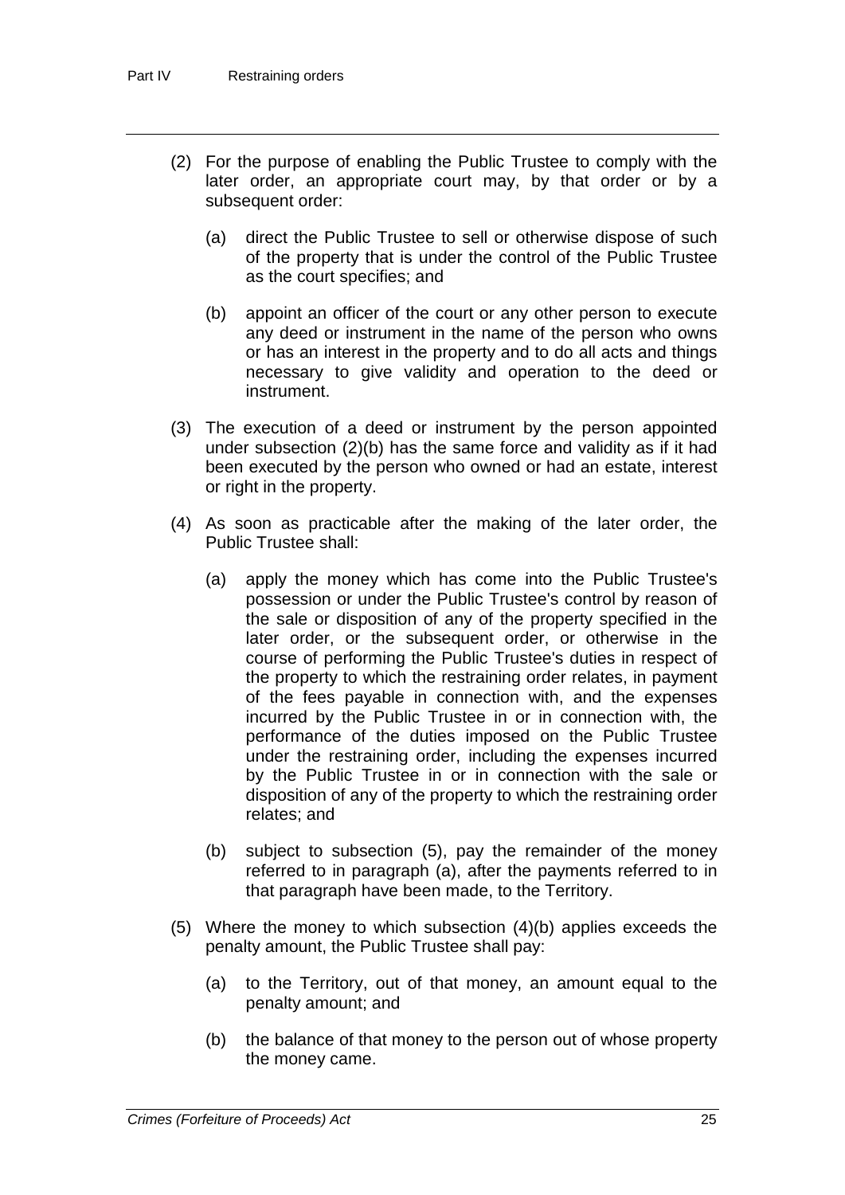(2) For the purpose of enabling the Public Trustee to comply with the later order, an appropriate court may, by that order or by a subsequent order:

  (a) direct the Public Trustee to sell or otherwise dispose of such of the property that is under the control of the Public Trustee as the court specifies; and

  (b) appoint an officer of the court or any other person to execute any deed or instrument in the name of the person who owns or has an interest in the property and to do all acts and things necessary to give validity and operation to the deed or instrument.

(3) The execution of a deed or instrument by the person appointed under subsection (2)(b) has the same force and validity as if it had been executed by the person who owned or had an estate, interest or right in the property.

(4) As soon as practicable after the making of the later order, the Public Trustee shall:

  (a) apply the money which has come into the Public Trustee's possession or under the Public Trustee's control by reason of the sale or disposition of any of the property specified in the later order, or the subsequent order, or otherwise in the course of performing the Public Trustee's duties in respect of the property to which the restraining order relates, in payment of the fees payable in connection with, and the expenses incurred by the Public Trustee in or in connection with, the performance of the duties imposed on the Public Trustee under the restraining order, including the expenses incurred by the Public Trustee in or in connection with the sale or disposition of any of the property to which the restraining order relates; and

  (b) subject to subsection (5), pay the remainder of the money referred to in paragraph (a), after the payments referred to in that paragraph have been made, to the Territory.

(5) Where the money to which subsection (4)(b) applies exceeds the penalty amount, the Public Trustee shall pay:

  (a) to the Territory, out of that money, an amount equal to the penalty amount; and

  (b) the balance of that money to the person out of whose property the money came.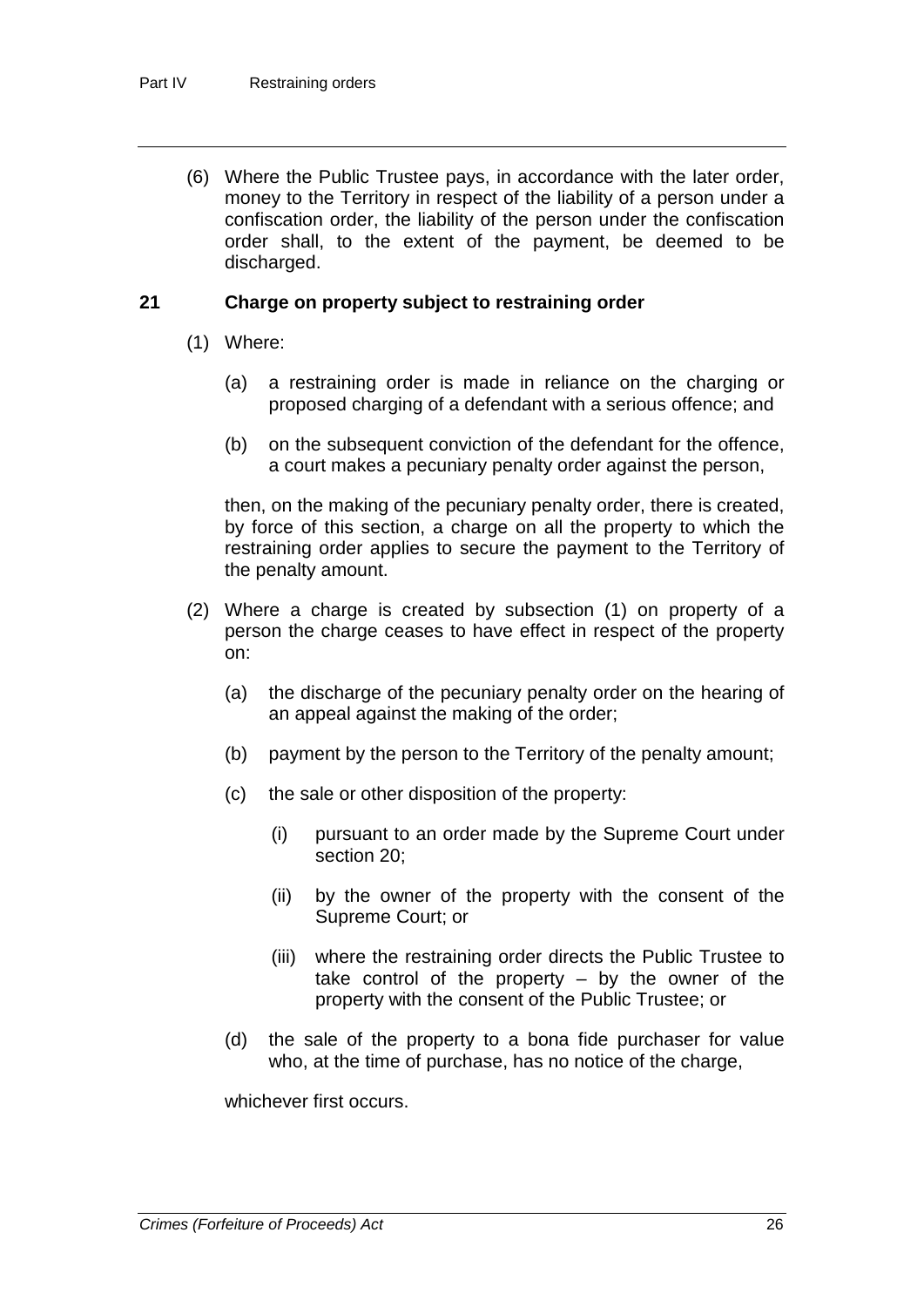(6) Where the Public Trustee pays, in accordance with the later order, money to the Territory in respect of the liability of a person under a confiscation order, the liability of the person under the confiscation order shall, to the extent of the payment, be deemed to be discharged.

## 21 Charge on property subject to restraining order

(1) Where:

(a) a restraining order is made in reliance on the charging or proposed charging of a defendant with a serious offence; and

(b) on the subsequent conviction of the defendant for the offence, a court makes a pecuniary penalty order against the person,

then, on the making of the pecuniary penalty order, there is created, by force of this section, a charge on all the property to which the restraining order applies to secure the payment to the Territory of the penalty amount.

(2) Where a charge is created by subsection (1) on property of a person the charge ceases to have effect in respect of the property on:

(a) the discharge of the pecuniary penalty order on the hearing of an appeal against the making of the order;

(b) payment by the person to the Territory of the penalty amount;

(c) the sale or other disposition of the property:

(i) pursuant to an order made by the Supreme Court under section 20;

(ii) by the owner of the property with the consent of the Supreme Court; or

(iii) where the restraining order directs the Public Trustee to take control of the property – by the owner of the property with the consent of the Public Trustee; or

(d) the sale of the property to a bona fide purchaser for value who, at the time of purchase, has no notice of the charge,

whichever first occurs.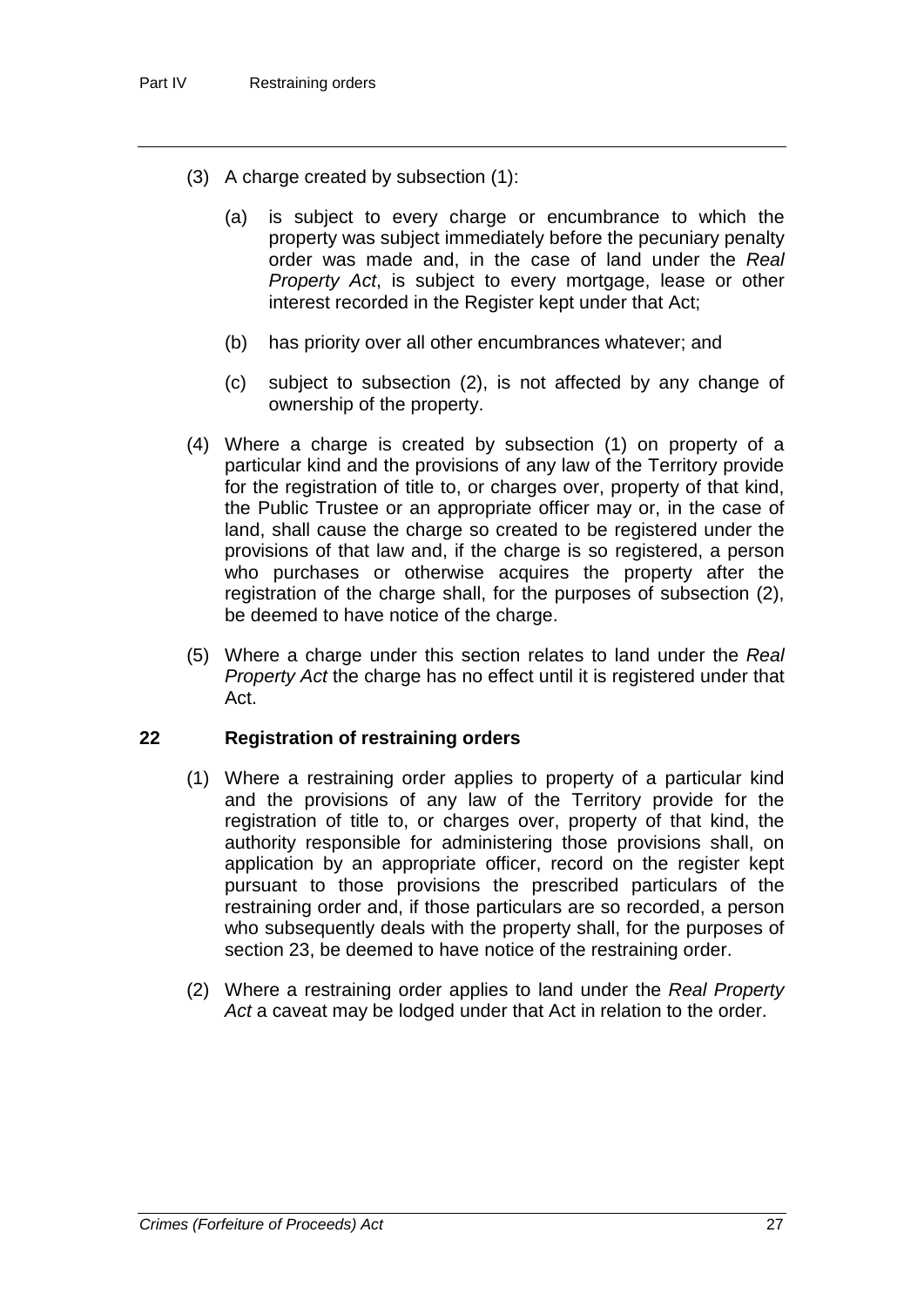(3) A charge created by subsection (1):

(a) is subject to every charge or encumbrance to which the property was subject immediately before the pecuniary penalty order was made and, in the case of land under the *Real Property Act*, is subject to every mortgage, lease or other interest recorded in the Register kept under that Act;

(b) has priority over all other encumbrances whatever; and

(c) subject to subsection (2), is not affected by any change of ownership of the property.

(4) Where a charge is created by subsection (1) on property of a particular kind and the provisions of any law of the Territory provide for the registration of title to, or charges over, property of that kind, the Public Trustee or an appropriate officer may or, in the case of land, shall cause the charge so created to be registered under the provisions of that law and, if the charge is so registered, a person who purchases or otherwise acquires the property after the registration of the charge shall, for the purposes of subsection (2), be deemed to have notice of the charge.

(5) Where a charge under this section relates to land under the *Real Property Act* the charge has no effect until it is registered under that Act.

### 22 Registration of restraining orders

(1) Where a restraining order applies to property of a particular kind and the provisions of any law of the Territory provide for the registration of title to, or charges over, property of that kind, the authority responsible for administering those provisions shall, on application by an appropriate officer, record on the register kept pursuant to those provisions the prescribed particulars of the restraining order and, if those particulars are so recorded, a person who subsequently deals with the property shall, for the purposes of section 23, be deemed to have notice of the restraining order.

(2) Where a restraining order applies to land under the *Real Property Act* a caveat may be lodged under that Act in relation to the order.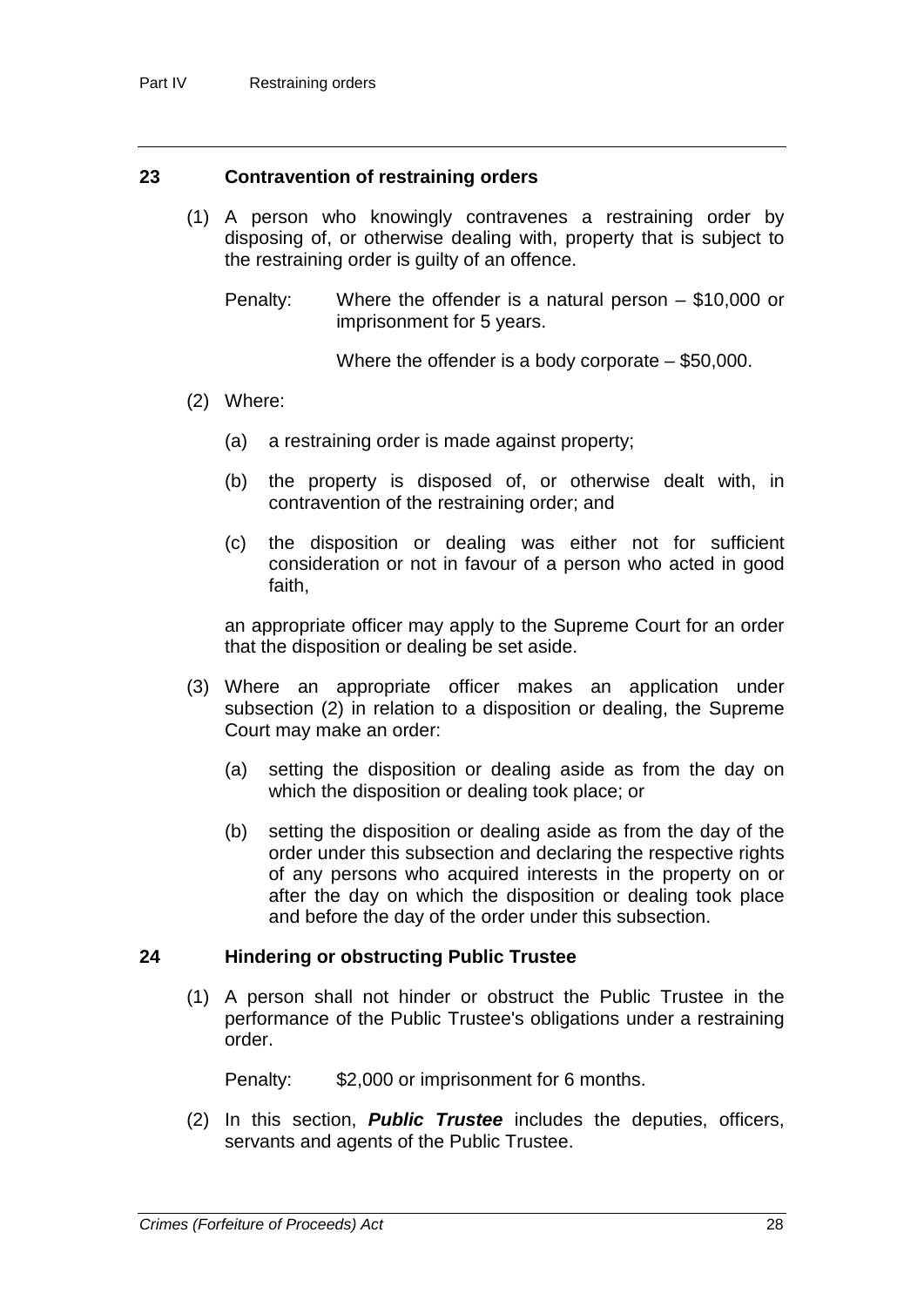## 23 Contravention of restraining orders

(1) A person who knowingly contravenes a restraining order by disposing of, or otherwise dealing with, property that is subject to the restraining order is guilty of an offence.

Penalty: Where the offender is a natural person – $10,000 or imprisonment for 5 years.

Where the offender is a body corporate – $50,000.

(2) Where:

(a) a restraining order is made against property;

(b) the property is disposed of, or otherwise dealt with, in contravention of the restraining order; and

(c) the disposition or dealing was either not for sufficient consideration or not in favour of a person who acted in good faith,

an appropriate officer may apply to the Supreme Court for an order that the disposition or dealing be set aside.

(3) Where an appropriate officer makes an application under subsection (2) in relation to a disposition or dealing, the Supreme Court may make an order:

(a) setting the disposition or dealing aside as from the day on which the disposition or dealing took place; or

(b) setting the disposition or dealing aside as from the day of the order under this subsection and declaring the respective rights of any persons who acquired interests in the property on or after the day on which the disposition or dealing took place and before the day of the order under this subsection.

## 24 Hindering or obstructing Public Trustee

(1) A person shall not hinder or obstruct the Public Trustee in the performance of the Public Trustee's obligations under a restraining order.

Penalty: $2,000 or imprisonment for 6 months.

(2) In this section, ***Public Trustee*** includes the deputies, officers, servants and agents of the Public Trustee.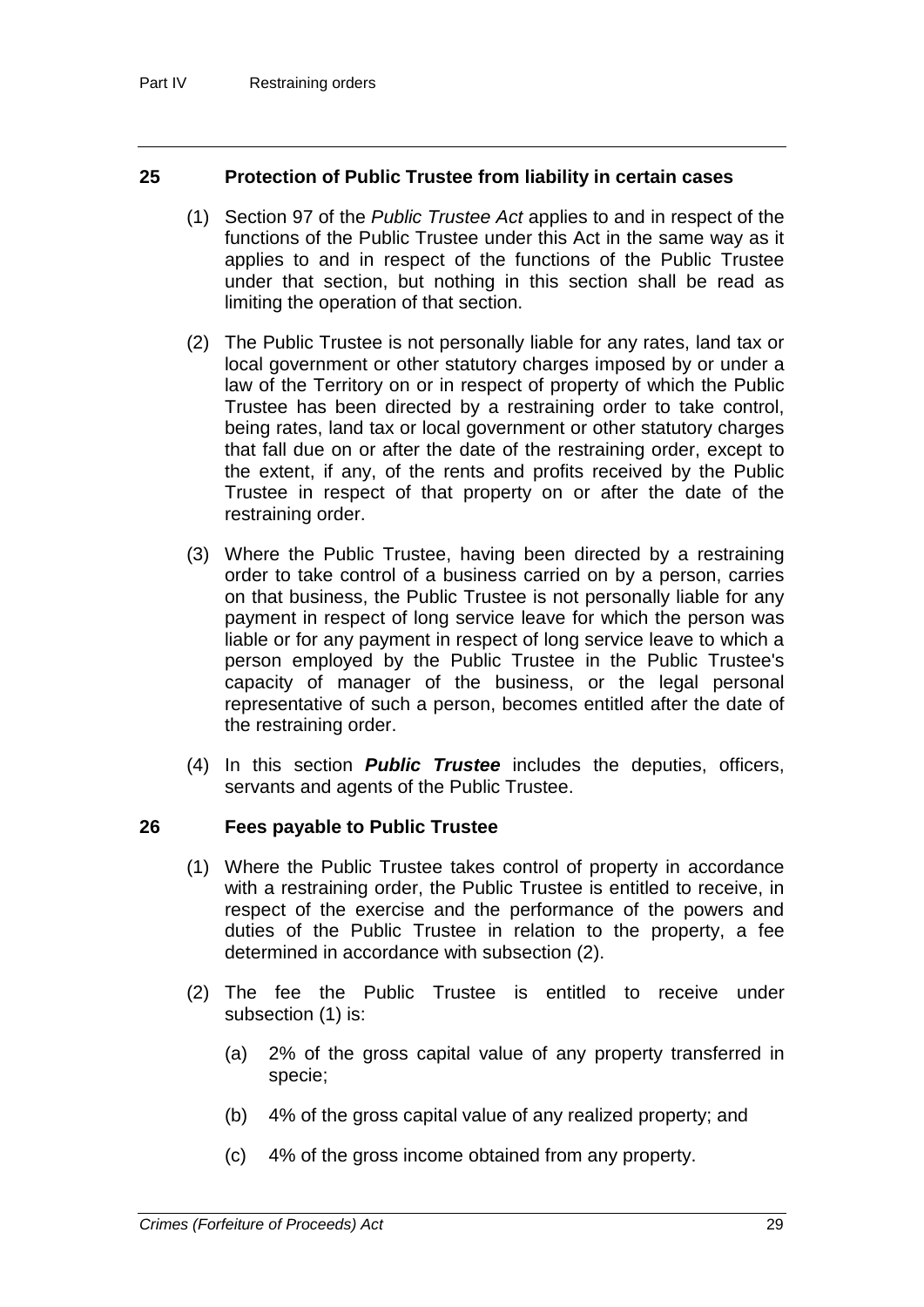## 25 Protection of Public Trustee from liability in certain cases

(1) Section 97 of the *Public Trustee Act* applies to and in respect of the functions of the Public Trustee under this Act in the same way as it applies to and in respect of the functions of the Public Trustee under that section, but nothing in this section shall be read as limiting the operation of that section.

(2) The Public Trustee is not personally liable for any rates, land tax or local government or other statutory charges imposed by or under a law of the Territory on or in respect of property of which the Public Trustee has been directed by a restraining order to take control, being rates, land tax or local government or other statutory charges that fall due on or after the date of the restraining order, except to the extent, if any, of the rents and profits received by the Public Trustee in respect of that property on or after the date of the restraining order.

(3) Where the Public Trustee, having been directed by a restraining order to take control of a business carried on by a person, carries on that business, the Public Trustee is not personally liable for any payment in respect of long service leave for which the person was liable or for any payment in respect of long service leave to which a person employed by the Public Trustee in the Public Trustee's capacity of manager of the business, or the legal personal representative of such a person, becomes entitled after the date of the restraining order.

(4) In this section ***Public Trustee*** includes the deputies, officers, servants and agents of the Public Trustee.

## 26 Fees payable to Public Trustee

(1) Where the Public Trustee takes control of property in accordance with a restraining order, the Public Trustee is entitled to receive, in respect of the exercise and the performance of the powers and duties of the Public Trustee in relation to the property, a fee determined in accordance with subsection (2).

(2) The fee the Public Trustee is entitled to receive under subsection (1) is:

(a) 2% of the gross capital value of any property transferred in specie;

(b) 4% of the gross capital value of any realized property; and

(c) 4% of the gross income obtained from any property.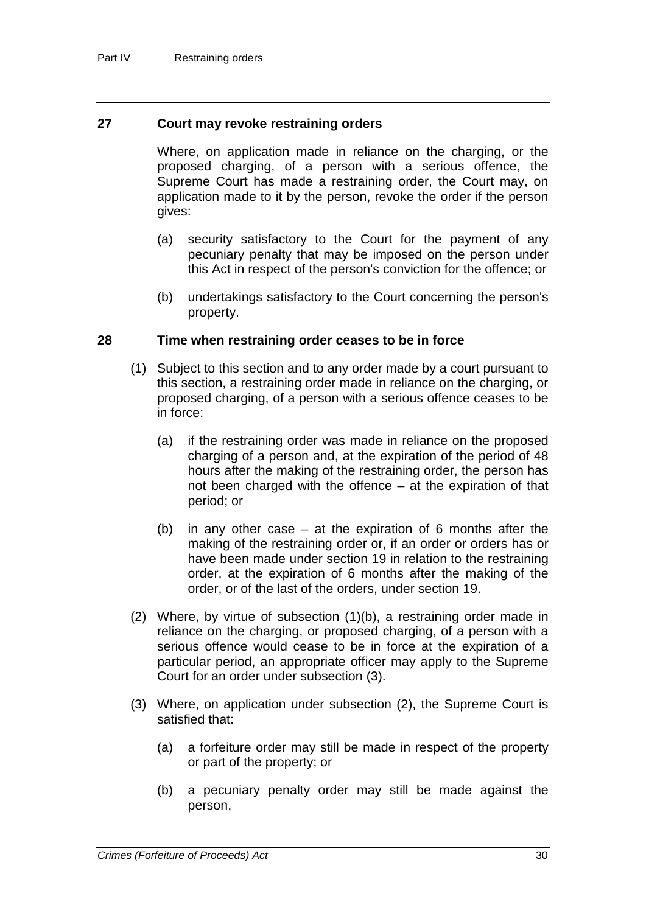## 27 Court may revoke restraining orders

Where, on application made in reliance on the charging, or the proposed charging, of a person with a serious offence, the Supreme Court has made a restraining order, the Court may, on application made to it by the person, revoke the order if the person gives:

(a) security satisfactory to the Court for the payment of any pecuniary penalty that may be imposed on the person under this Act in respect of the person's conviction for the offence; or

(b) undertakings satisfactory to the Court concerning the person's property.

## 28 Time when restraining order ceases to be in force

(1) Subject to this section and to any order made by a court pursuant to this section, a restraining order made in reliance on the charging, or proposed charging, of a person with a serious offence ceases to be in force:

(a) if the restraining order was made in reliance on the proposed charging of a person and, at the expiration of the period of 48 hours after the making of the restraining order, the person has not been charged with the offence – at the expiration of that period; or

(b) in any other case – at the expiration of 6 months after the making of the restraining order or, if an order or orders has or have been made under section 19 in relation to the restraining order, at the expiration of 6 months after the making of the order, or of the last of the orders, under section 19.

(2) Where, by virtue of subsection (1)(b), a restraining order made in reliance on the charging, or proposed charging, of a person with a serious offence would cease to be in force at the expiration of a particular period, an appropriate officer may apply to the Supreme Court for an order under subsection (3).

(3) Where, on application under subsection (2), the Supreme Court is satisfied that:

(a) a forfeiture order may still be made in respect of the property or part of the property; or

(b) a pecuniary penalty order may still be made against the person,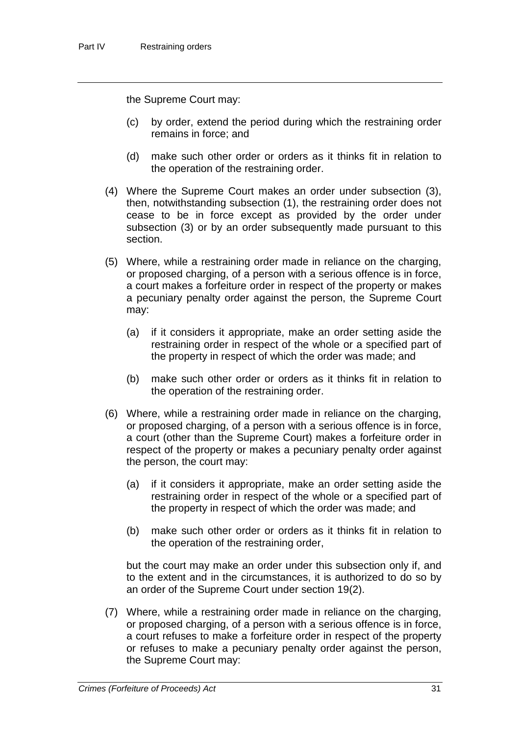the Supreme Court may:

(c) by order, extend the period during which the restraining order remains in force; and

(d) make such other order or orders as it thinks fit in relation to the operation of the restraining order.

(4) Where the Supreme Court makes an order under subsection (3), then, notwithstanding subsection (1), the restraining order does not cease to be in force except as provided by the order under subsection (3) or by an order subsequently made pursuant to this section.

(5) Where, while a restraining order made in reliance on the charging, or proposed charging, of a person with a serious offence is in force, a court makes a forfeiture order in respect of the property or makes a pecuniary penalty order against the person, the Supreme Court may:

(a) if it considers it appropriate, make an order setting aside the restraining order in respect of the whole or a specified part of the property in respect of which the order was made; and

(b) make such other order or orders as it thinks fit in relation to the operation of the restraining order.

(6) Where, while a restraining order made in reliance on the charging, or proposed charging, of a person with a serious offence is in force, a court (other than the Supreme Court) makes a forfeiture order in respect of the property or makes a pecuniary penalty order against the person, the court may:

(a) if it considers it appropriate, make an order setting aside the restraining order in respect of the whole or a specified part of the property in respect of which the order was made; and

(b) make such other order or orders as it thinks fit in relation to the operation of the restraining order,

but the court may make an order under this subsection only if, and to the extent and in the circumstances, it is authorized to do so by an order of the Supreme Court under section 19(2).

(7) Where, while a restraining order made in reliance on the charging, or proposed charging, of a person with a serious offence is in force, a court refuses to make a forfeiture order in respect of the property or refuses to make a pecuniary penalty order against the person, the Supreme Court may: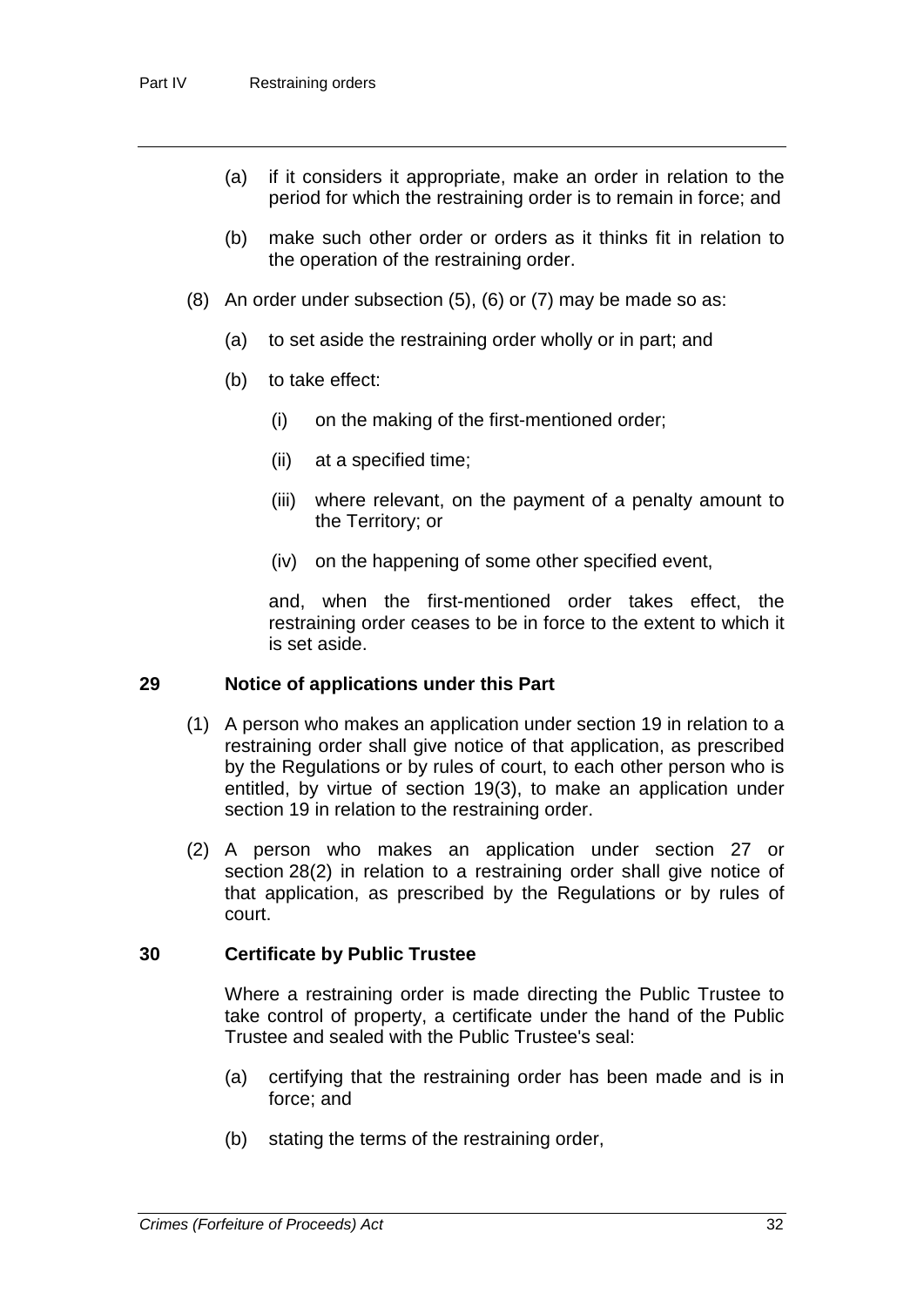(a) if it considers it appropriate, make an order in relation to the period for which the restraining order is to remain in force; and

(b) make such other order or orders as it thinks fit in relation to the operation of the restraining order.

(8) An order under subsection (5), (6) or (7) may be made so as:

(a) to set aside the restraining order wholly or in part; and

(b) to take effect:

(i) on the making of the first-mentioned order;

(ii) at a specified time;

(iii) where relevant, on the payment of a penalty amount to the Territory; or

(iv) on the happening of some other specified event,

and, when the first-mentioned order takes effect, the restraining order ceases to be in force to the extent to which it is set aside.

### 29 Notice of applications under this Part

(1) A person who makes an application under section 19 in relation to a restraining order shall give notice of that application, as prescribed by the Regulations or by rules of court, to each other person who is entitled, by virtue of section 19(3), to make an application under section 19 in relation to the restraining order.

(2) A person who makes an application under section 27 or section 28(2) in relation to a restraining order shall give notice of that application, as prescribed by the Regulations or by rules of court.

### 30 Certificate by Public Trustee

Where a restraining order is made directing the Public Trustee to take control of property, a certificate under the hand of the Public Trustee and sealed with the Public Trustee's seal:

(a) certifying that the restraining order has been made and is in force; and

(b) stating the terms of the restraining order,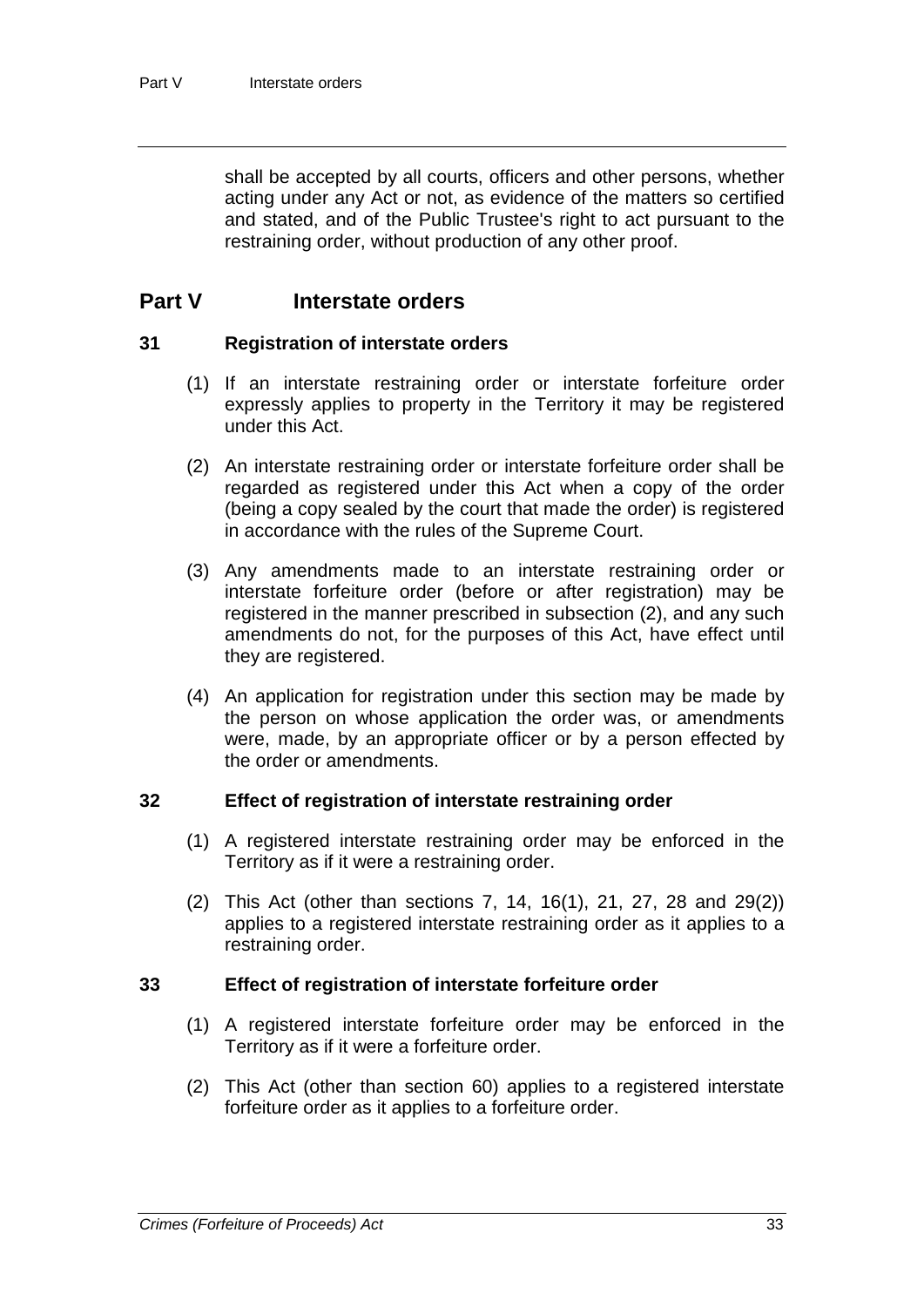shall be accepted by all courts, officers and other persons, whether acting under any Act or not, as evidence of the matters so certified and stated, and of the Public Trustee's right to act pursuant to the restraining order, without production of any other proof.

## Part V Interstate orders

### 31 Registration of interstate orders

(1) If an interstate restraining order or interstate forfeiture order expressly applies to property in the Territory it may be registered under this Act.

(2) An interstate restraining order or interstate forfeiture order shall be regarded as registered under this Act when a copy of the order (being a copy sealed by the court that made the order) is registered in accordance with the rules of the Supreme Court.

(3) Any amendments made to an interstate restraining order or interstate forfeiture order (before or after registration) may be registered in the manner prescribed in subsection (2), and any such amendments do not, for the purposes of this Act, have effect until they are registered.

(4) An application for registration under this section may be made by the person on whose application the order was, or amendments were, made, by an appropriate officer or by a person effected by the order or amendments.

### 32 Effect of registration of interstate restraining order

(1) A registered interstate restraining order may be enforced in the Territory as if it were a restraining order.

(2) This Act (other than sections 7, 14, 16(1), 21, 27, 28 and 29(2)) applies to a registered interstate restraining order as it applies to a restraining order.

### 33 Effect of registration of interstate forfeiture order

(1) A registered interstate forfeiture order may be enforced in the Territory as if it were a forfeiture order.

(2) This Act (other than section 60) applies to a registered interstate forfeiture order as it applies to a forfeiture order.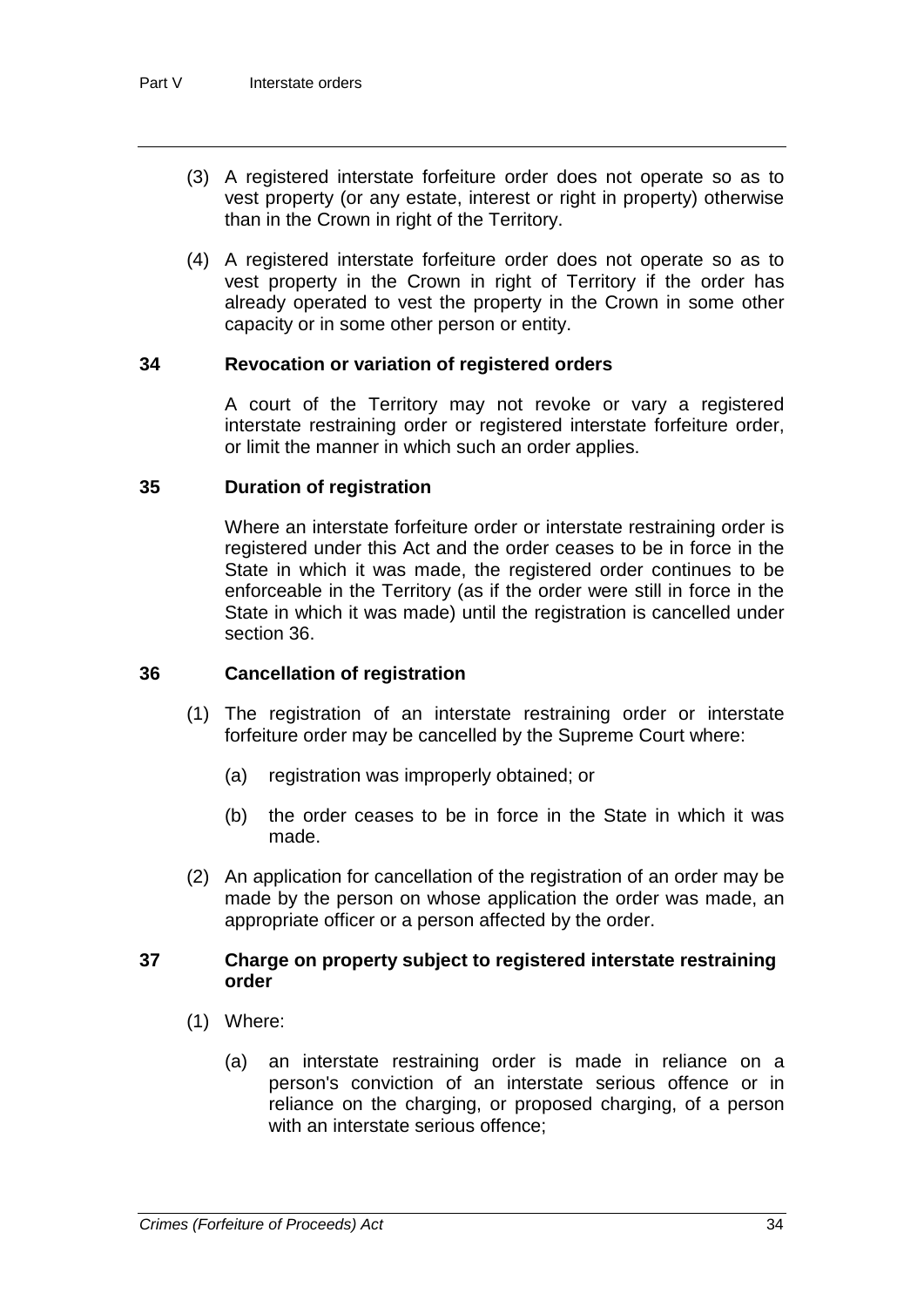(3) A registered interstate forfeiture order does not operate so as to vest property (or any estate, interest or right in property) otherwise than in the Crown in right of the Territory.

(4) A registered interstate forfeiture order does not operate so as to vest property in the Crown in right of Territory if the order has already operated to vest the property in the Crown in some other capacity or in some other person or entity.

### 34 Revocation or variation of registered orders

A court of the Territory may not revoke or vary a registered interstate restraining order or registered interstate forfeiture order, or limit the manner in which such an order applies.

### 35 Duration of registration

Where an interstate forfeiture order or interstate restraining order is registered under this Act and the order ceases to be in force in the State in which it was made, the registered order continues to be enforceable in the Territory (as if the order were still in force in the State in which it was made) until the registration is cancelled under section 36.

### 36 Cancellation of registration

(1) The registration of an interstate restraining order or interstate forfeiture order may be cancelled by the Supreme Court where:

(a) registration was improperly obtained; or

(b) the order ceases to be in force in the State in which it was made.

(2) An application for cancellation of the registration of an order may be made by the person on whose application the order was made, an appropriate officer or a person affected by the order.

### 37 Charge on property subject to registered interstate restraining order

(1) Where:

(a) an interstate restraining order is made in reliance on a person's conviction of an interstate serious offence or in reliance on the charging, or proposed charging, of a person with an interstate serious offence;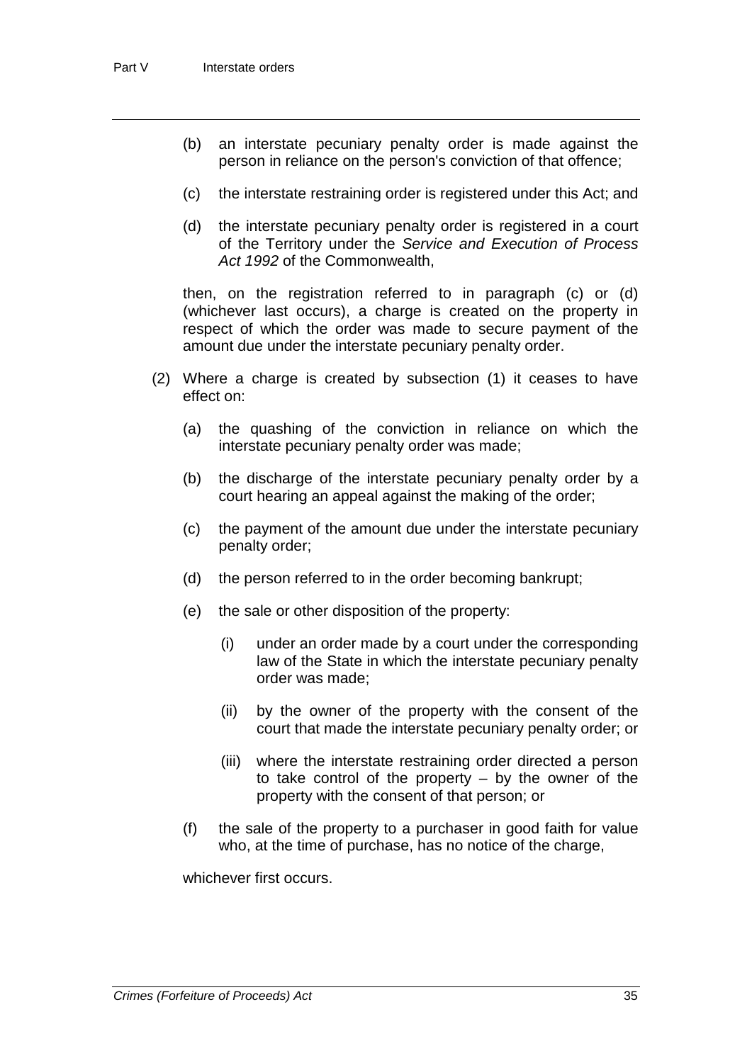(b) an interstate pecuniary penalty order is made against the person in reliance on the person's conviction of that offence;

(c) the interstate restraining order is registered under this Act; and

(d) the interstate pecuniary penalty order is registered in a court of the Territory under the *Service and Execution of Process Act 1992* of the Commonwealth,

then, on the registration referred to in paragraph (c) or (d) (whichever last occurs), a charge is created on the property in respect of which the order was made to secure payment of the amount due under the interstate pecuniary penalty order.

(2) Where a charge is created by subsection (1) it ceases to have effect on:

(a) the quashing of the conviction in reliance on which the interstate pecuniary penalty order was made;

(b) the discharge of the interstate pecuniary penalty order by a court hearing an appeal against the making of the order;

(c) the payment of the amount due under the interstate pecuniary penalty order;

(d) the person referred to in the order becoming bankrupt;

(e) the sale or other disposition of the property:

(i) under an order made by a court under the corresponding law of the State in which the interstate pecuniary penalty order was made;

(ii) by the owner of the property with the consent of the court that made the interstate pecuniary penalty order; or

(iii) where the interstate restraining order directed a person to take control of the property – by the owner of the property with the consent of that person; or

(f) the sale of the property to a purchaser in good faith for value who, at the time of purchase, has no notice of the charge,

whichever first occurs.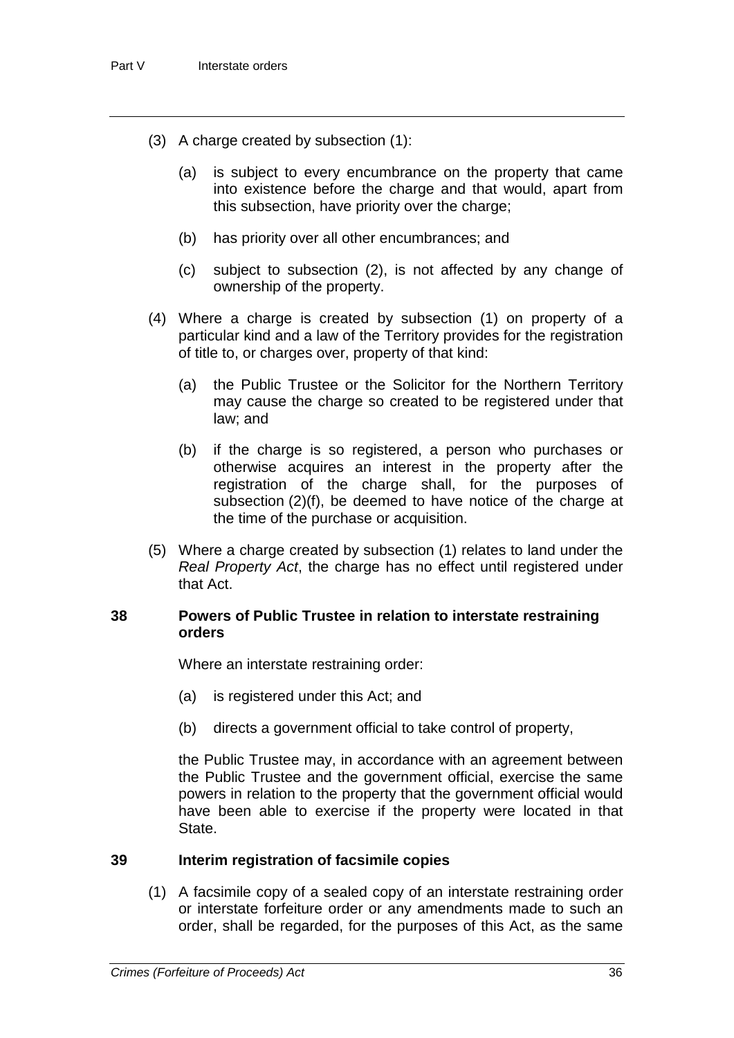(3) A charge created by subsection (1):

(a) is subject to every encumbrance on the property that came into existence before the charge and that would, apart from this subsection, have priority over the charge;

(b) has priority over all other encumbrances; and

(c) subject to subsection (2), is not affected by any change of ownership of the property.

(4) Where a charge is created by subsection (1) on property of a particular kind and a law of the Territory provides for the registration of title to, or charges over, property of that kind:

(a) the Public Trustee or the Solicitor for the Northern Territory may cause the charge so created to be registered under that law; and

(b) if the charge is so registered, a person who purchases or otherwise acquires an interest in the property after the registration of the charge shall, for the purposes of subsection (2)(f), be deemed to have notice of the charge at the time of the purchase or acquisition.

(5) Where a charge created by subsection (1) relates to land under the *Real Property Act*, the charge has no effect until registered under that Act.

### 38 Powers of Public Trustee in relation to interstate restraining orders

Where an interstate restraining order:

(a) is registered under this Act; and

(b) directs a government official to take control of property,

the Public Trustee may, in accordance with an agreement between the Public Trustee and the government official, exercise the same powers in relation to the property that the government official would have been able to exercise if the property were located in that State.

### 39 Interim registration of facsimile copies

(1) A facsimile copy of a sealed copy of an interstate restraining order or interstate forfeiture order or any amendments made to such an order, shall be regarded, for the purposes of this Act, as the same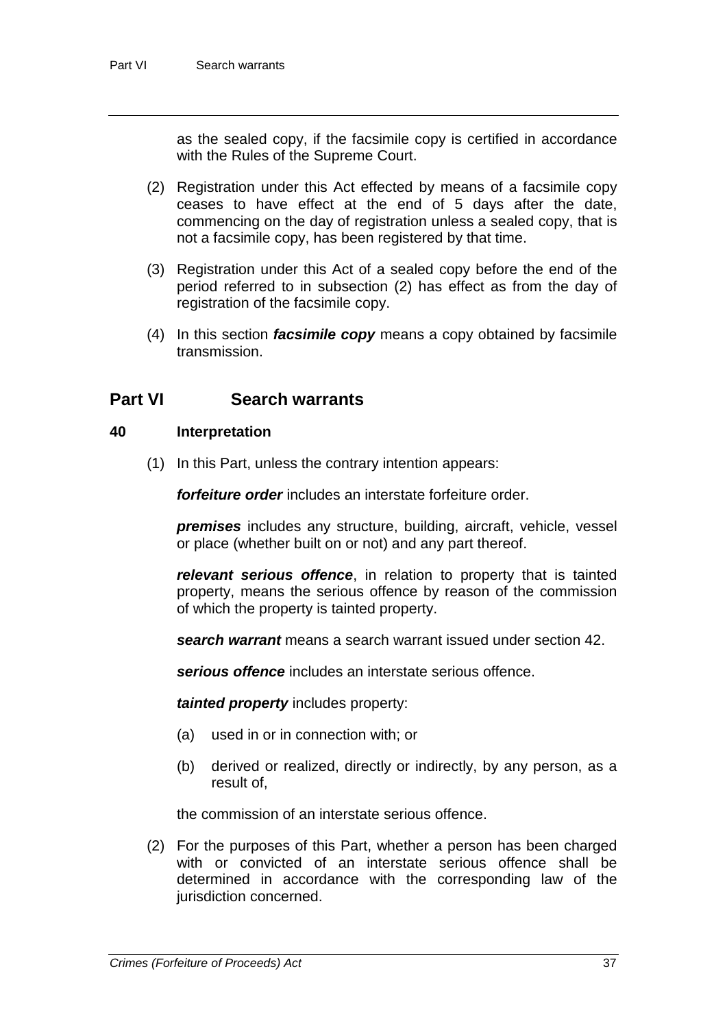as the sealed copy, if the facsimile copy is certified in accordance with the Rules of the Supreme Court.

(2) Registration under this Act effected by means of a facsimile copy ceases to have effect at the end of 5 days after the date, commencing on the day of registration unless a sealed copy, that is not a facsimile copy, has been registered by that time.

(3) Registration under this Act of a sealed copy before the end of the period referred to in subsection (2) has effect as from the day of registration of the facsimile copy.

(4) In this section ***facsimile copy*** means a copy obtained by facsimile transmission.

## Part VI Search warrants

### 40 Interpretation

(1) In this Part, unless the contrary intention appears:

***forfeiture order*** includes an interstate forfeiture order.

***premises*** includes any structure, building, aircraft, vehicle, vessel or place (whether built on or not) and any part thereof.

***relevant serious offence***, in relation to property that is tainted property, means the serious offence by reason of the commission of which the property is tainted property.

***search warrant*** means a search warrant issued under section 42.

***serious offence*** includes an interstate serious offence.

***tainted property*** includes property:

(a) used in or in connection with; or

(b) derived or realized, directly or indirectly, by any person, as a result of,

the commission of an interstate serious offence.

(2) For the purposes of this Part, whether a person has been charged with or convicted of an interstate serious offence shall be determined in accordance with the corresponding law of the jurisdiction concerned.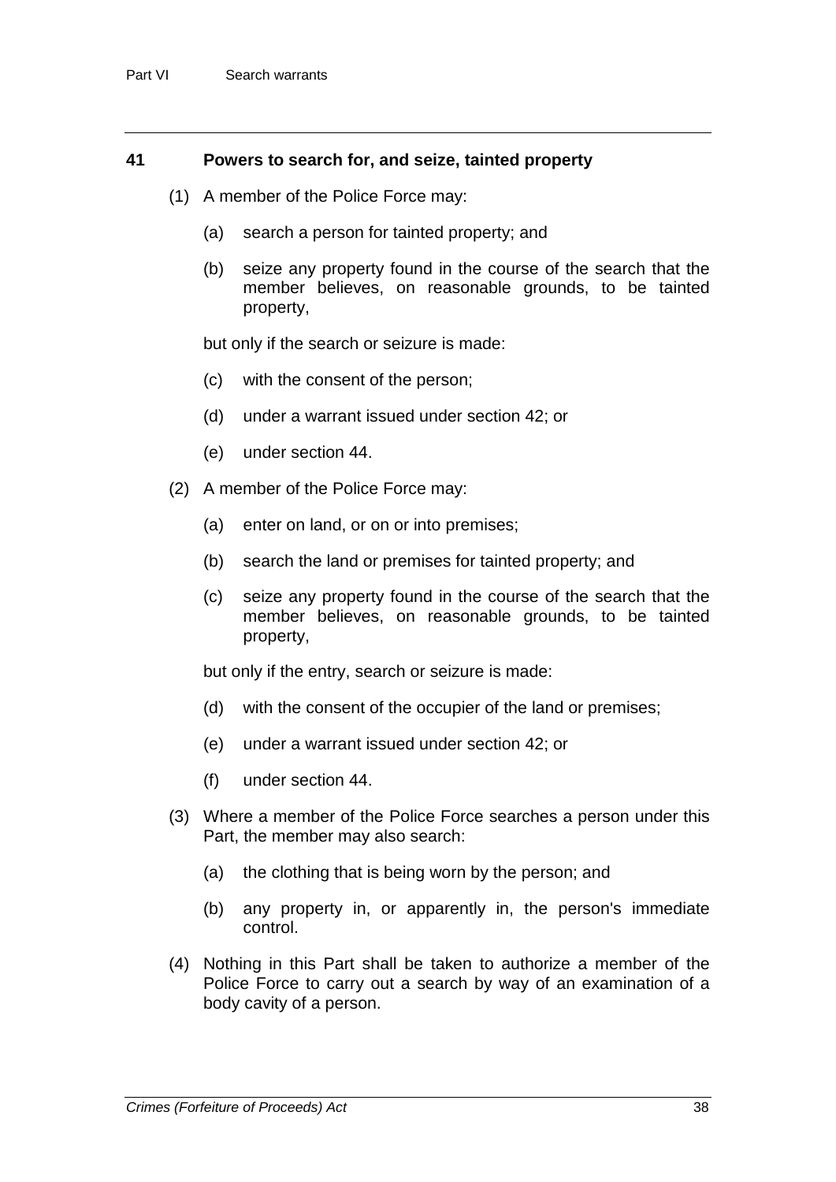## 41 Powers to search for, and seize, tainted property

(1) A member of the Police Force may:

(a) search a person for tainted property; and

(b) seize any property found in the course of the search that the member believes, on reasonable grounds, to be tainted property,

but only if the search or seizure is made:

(c) with the consent of the person;

(d) under a warrant issued under section 42; or

(e) under section 44.

(2) A member of the Police Force may:

(a) enter on land, or on or into premises;

(b) search the land or premises for tainted property; and

(c) seize any property found in the course of the search that the member believes, on reasonable grounds, to be tainted property,

but only if the entry, search or seizure is made:

(d) with the consent of the occupier of the land or premises;

(e) under a warrant issued under section 42; or

(f) under section 44.

(3) Where a member of the Police Force searches a person under this Part, the member may also search:

(a) the clothing that is being worn by the person; and

(b) any property in, or apparently in, the person's immediate control.

(4) Nothing in this Part shall be taken to authorize a member of the Police Force to carry out a search by way of an examination of a body cavity of a person.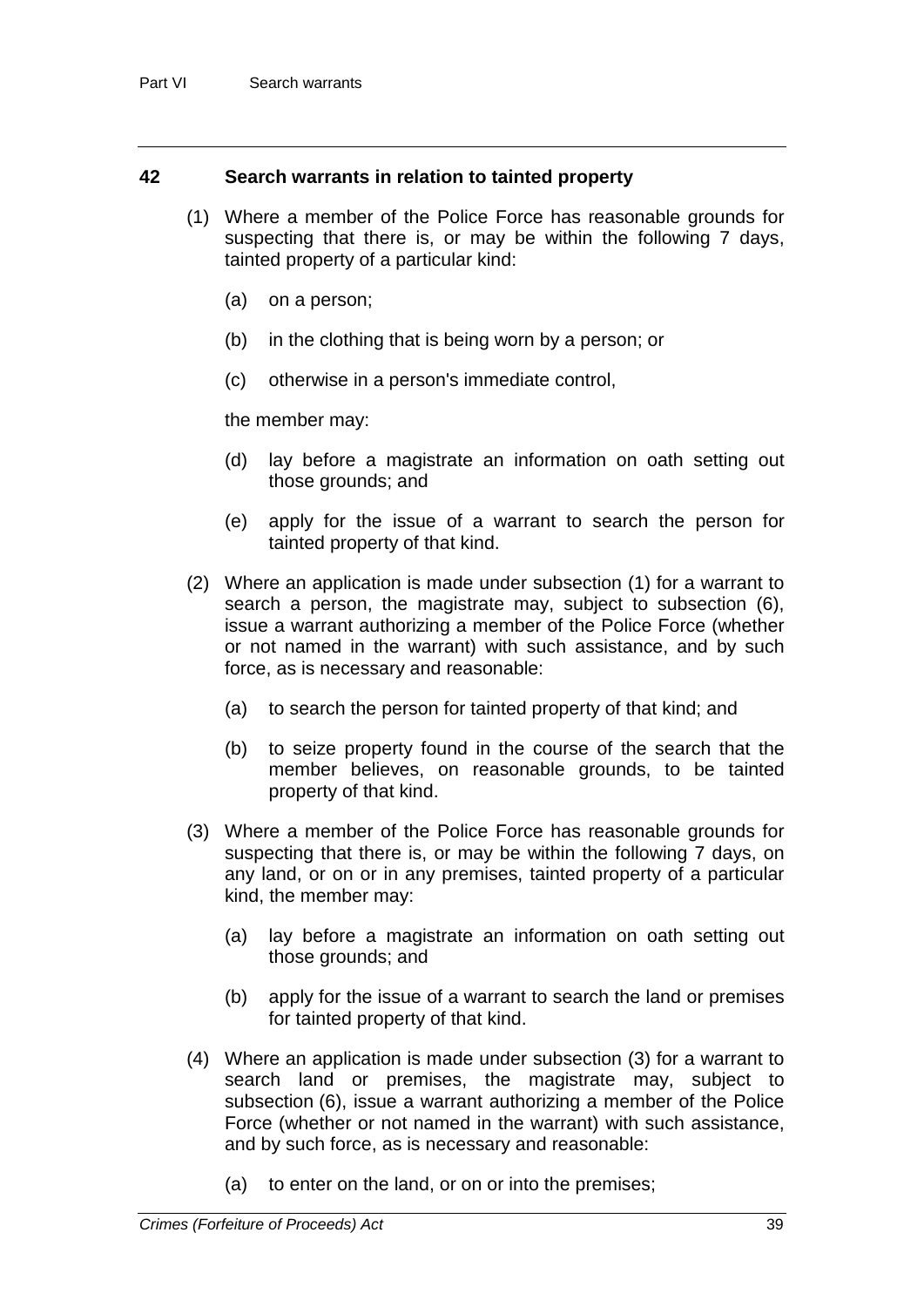## 42 Search warrants in relation to tainted property

(1) Where a member of the Police Force has reasonable grounds for suspecting that there is, or may be within the following 7 days, tainted property of a particular kind:

- (a) on a person;
- (b) in the clothing that is being worn by a person; or
- (c) otherwise in a person's immediate control,

the member may:

- (d) lay before a magistrate an information on oath setting out those grounds; and
- (e) apply for the issue of a warrant to search the person for tainted property of that kind.

(2) Where an application is made under subsection (1) for a warrant to search a person, the magistrate may, subject to subsection (6), issue a warrant authorizing a member of the Police Force (whether or not named in the warrant) with such assistance, and by such force, as is necessary and reasonable:

- (a) to search the person for tainted property of that kind; and
- (b) to seize property found in the course of the search that the member believes, on reasonable grounds, to be tainted property of that kind.

(3) Where a member of the Police Force has reasonable grounds for suspecting that there is, or may be within the following 7 days, on any land, or on or in any premises, tainted property of a particular kind, the member may:

- (a) lay before a magistrate an information on oath setting out those grounds; and
- (b) apply for the issue of a warrant to search the land or premises for tainted property of that kind.

(4) Where an application is made under subsection (3) for a warrant to search land or premises, the magistrate may, subject to subsection (6), issue a warrant authorizing a member of the Police Force (whether or not named in the warrant) with such assistance, and by such force, as is necessary and reasonable:

- (a) to enter on the land, or on or into the premises;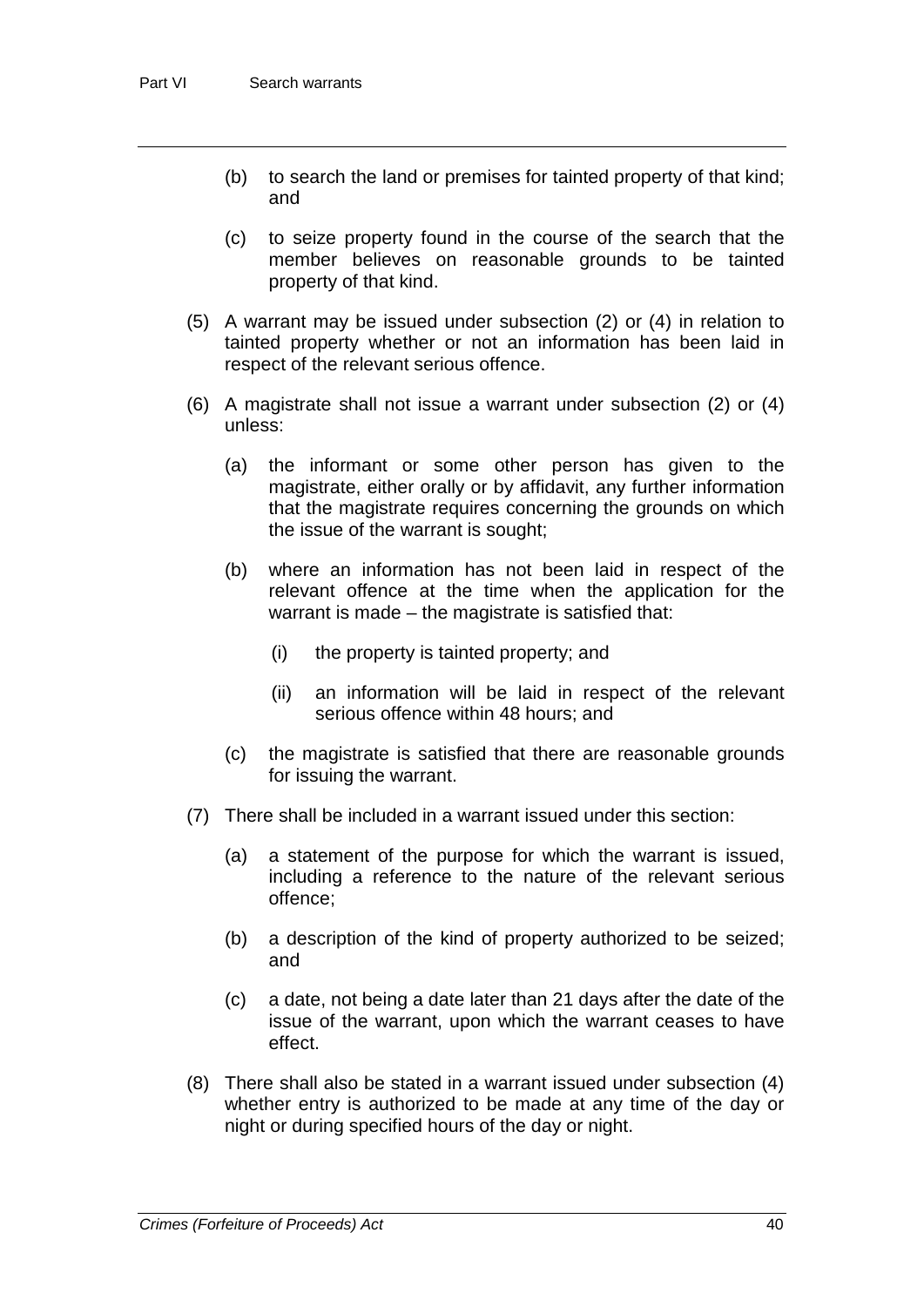(b) to search the land or premises for tainted property of that kind; and

(c) to seize property found in the course of the search that the member believes on reasonable grounds to be tainted property of that kind.

(5) A warrant may be issued under subsection (2) or (4) in relation to tainted property whether or not an information has been laid in respect of the relevant serious offence.

(6) A magistrate shall not issue a warrant under subsection (2) or (4) unless:

(a) the informant or some other person has given to the magistrate, either orally or by affidavit, any further information that the magistrate requires concerning the grounds on which the issue of the warrant is sought;

(b) where an information has not been laid in respect of the relevant offence at the time when the application for the warrant is made – the magistrate is satisfied that:

(i) the property is tainted property; and

(ii) an information will be laid in respect of the relevant serious offence within 48 hours; and

(c) the magistrate is satisfied that there are reasonable grounds for issuing the warrant.

(7) There shall be included in a warrant issued under this section:

(a) a statement of the purpose for which the warrant is issued, including a reference to the nature of the relevant serious offence;

(b) a description of the kind of property authorized to be seized; and

(c) a date, not being a date later than 21 days after the date of the issue of the warrant, upon which the warrant ceases to have effect.

(8) There shall also be stated in a warrant issued under subsection (4) whether entry is authorized to be made at any time of the day or night or during specified hours of the day or night.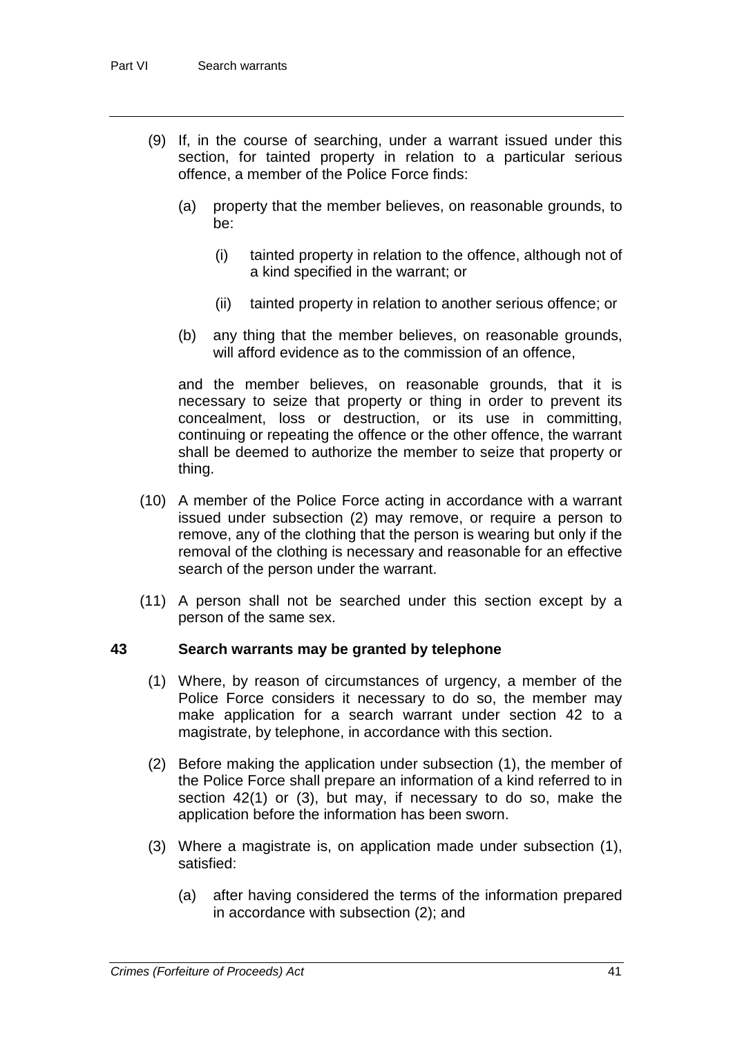(9) If, in the course of searching, under a warrant issued under this section, for tainted property in relation to a particular serious offence, a member of the Police Force finds:

(a) property that the member believes, on reasonable grounds, to be:

(i) tainted property in relation to the offence, although not of a kind specified in the warrant; or

(ii) tainted property in relation to another serious offence; or

(b) any thing that the member believes, on reasonable grounds, will afford evidence as to the commission of an offence,

and the member believes, on reasonable grounds, that it is necessary to seize that property or thing in order to prevent its concealment, loss or destruction, or its use in committing, continuing or repeating the offence or the other offence, the warrant shall be deemed to authorize the member to seize that property or thing.

(10) A member of the Police Force acting in accordance with a warrant issued under subsection (2) may remove, or require a person to remove, any of the clothing that the person is wearing but only if the removal of the clothing is necessary and reasonable for an effective search of the person under the warrant.

(11) A person shall not be searched under this section except by a person of the same sex.

### 43 Search warrants may be granted by telephone

(1) Where, by reason of circumstances of urgency, a member of the Police Force considers it necessary to do so, the member may make application for a search warrant under section 42 to a magistrate, by telephone, in accordance with this section.

(2) Before making the application under subsection (1), the member of the Police Force shall prepare an information of a kind referred to in section 42(1) or (3), but may, if necessary to do so, make the application before the information has been sworn.

(3) Where a magistrate is, on application made under subsection (1), satisfied:

(a) after having considered the terms of the information prepared in accordance with subsection (2); and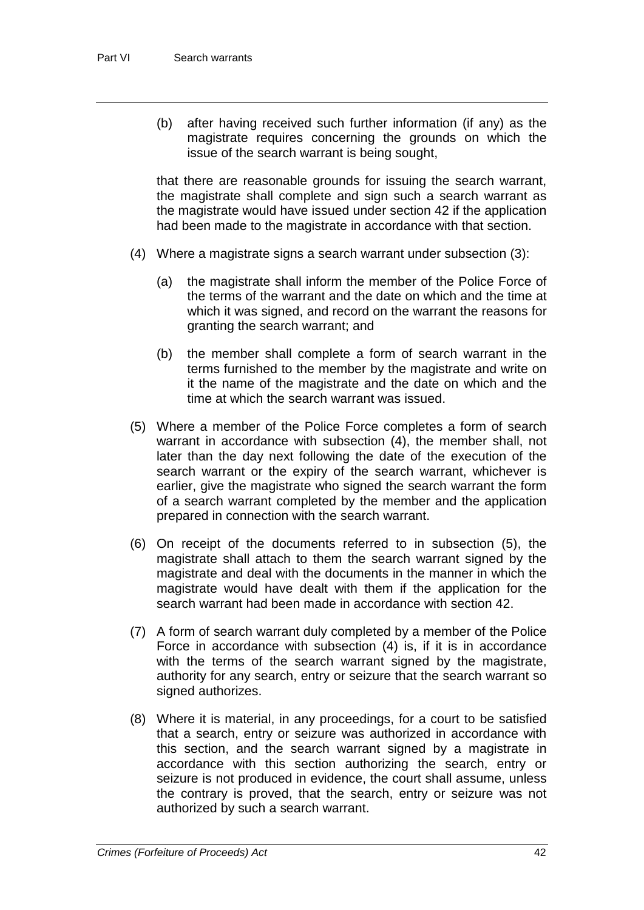(b) after having received such further information (if any) as the magistrate requires concerning the grounds on which the issue of the search warrant is being sought,

that there are reasonable grounds for issuing the search warrant, the magistrate shall complete and sign such a search warrant as the magistrate would have issued under section 42 if the application had been made to the magistrate in accordance with that section.

(4) Where a magistrate signs a search warrant under subsection (3):

(a) the magistrate shall inform the member of the Police Force of the terms of the warrant and the date on which and the time at which it was signed, and record on the warrant the reasons for granting the search warrant; and

(b) the member shall complete a form of search warrant in the terms furnished to the member by the magistrate and write on it the name of the magistrate and the date on which and the time at which the search warrant was issued.

(5) Where a member of the Police Force completes a form of search warrant in accordance with subsection (4), the member shall, not later than the day next following the date of the execution of the search warrant or the expiry of the search warrant, whichever is earlier, give the magistrate who signed the search warrant the form of a search warrant completed by the member and the application prepared in connection with the search warrant.

(6) On receipt of the documents referred to in subsection (5), the magistrate shall attach to them the search warrant signed by the magistrate and deal with the documents in the manner in which the magistrate would have dealt with them if the application for the search warrant had been made in accordance with section 42.

(7) A form of search warrant duly completed by a member of the Police Force in accordance with subsection (4) is, if it is in accordance with the terms of the search warrant signed by the magistrate, authority for any search, entry or seizure that the search warrant so signed authorizes.

(8) Where it is material, in any proceedings, for a court to be satisfied that a search, entry or seizure was authorized in accordance with this section, and the search warrant signed by a magistrate in accordance with this section authorizing the search, entry or seizure is not produced in evidence, the court shall assume, unless the contrary is proved, that the search, entry or seizure was not authorized by such a search warrant.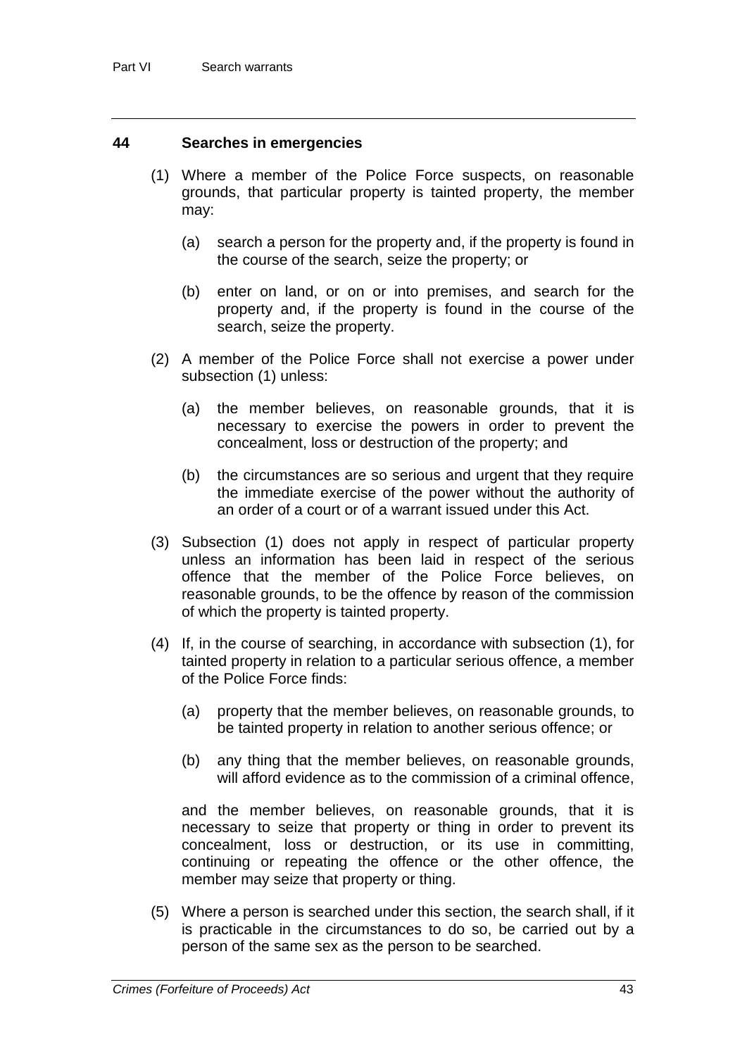### 44 Searches in emergencies

(1) Where a member of the Police Force suspects, on reasonable grounds, that particular property is tainted property, the member may:

(a) search a person for the property and, if the property is found in the course of the search, seize the property; or

(b) enter on land, or on or into premises, and search for the property and, if the property is found in the course of the search, seize the property.

(2) A member of the Police Force shall not exercise a power under subsection (1) unless:

(a) the member believes, on reasonable grounds, that it is necessary to exercise the powers in order to prevent the concealment, loss or destruction of the property; and

(b) the circumstances are so serious and urgent that they require the immediate exercise of the power without the authority of an order of a court or of a warrant issued under this Act.

(3) Subsection (1) does not apply in respect of particular property unless an information has been laid in respect of the serious offence that the member of the Police Force believes, on reasonable grounds, to be the offence by reason of the commission of which the property is tainted property.

(4) If, in the course of searching, in accordance with subsection (1), for tainted property in relation to a particular serious offence, a member of the Police Force finds:

(a) property that the member believes, on reasonable grounds, to be tainted property in relation to another serious offence; or

(b) any thing that the member believes, on reasonable grounds, will afford evidence as to the commission of a criminal offence,

and the member believes, on reasonable grounds, that it is necessary to seize that property or thing in order to prevent its concealment, loss or destruction, or its use in committing, continuing or repeating the offence or the other offence, the member may seize that property or thing.

(5) Where a person is searched under this section, the search shall, if it is practicable in the circumstances to do so, be carried out by a person of the same sex as the person to be searched.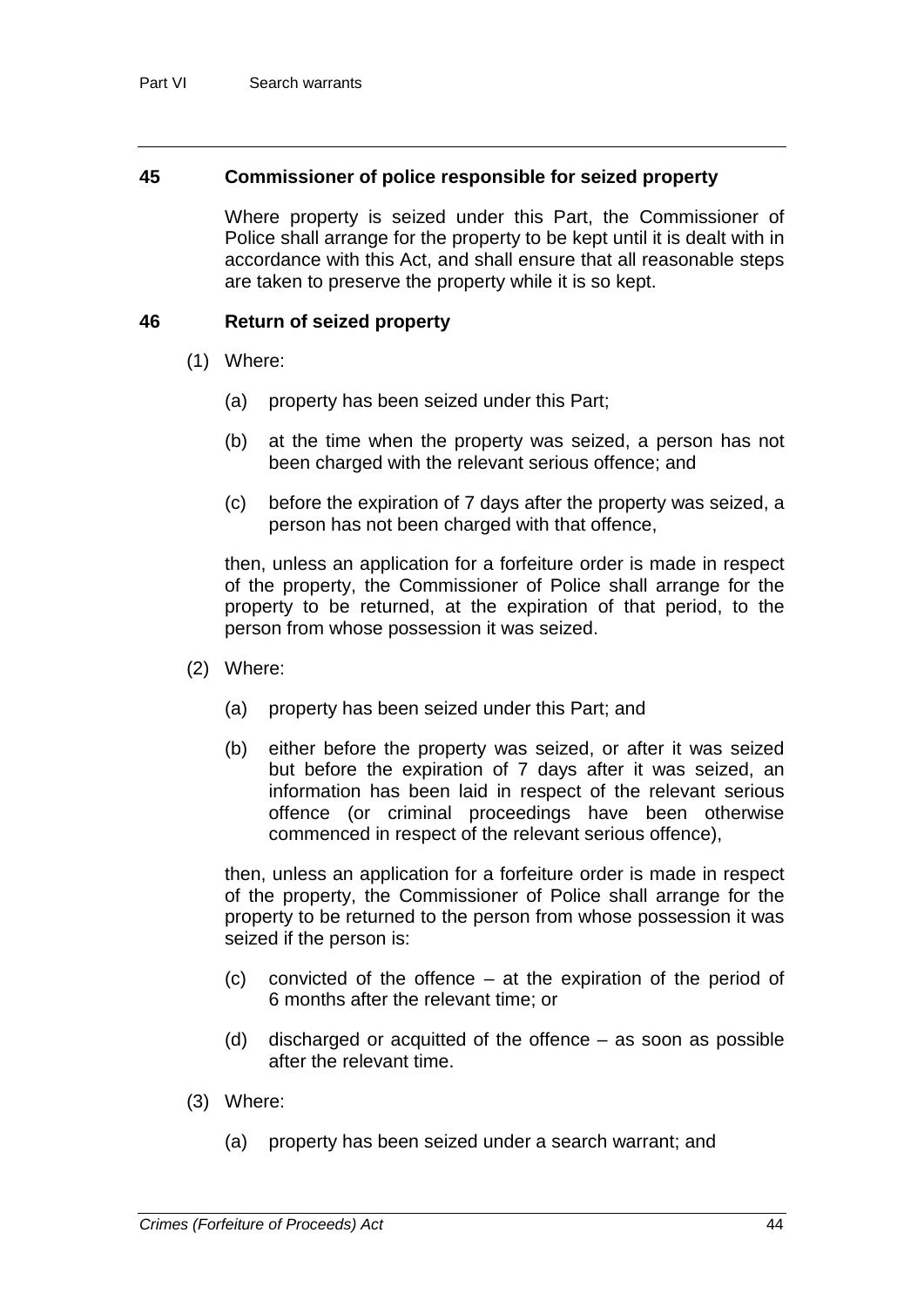### 45 Commissioner of police responsible for seized property

Where property is seized under this Part, the Commissioner of Police shall arrange for the property to be kept until it is dealt with in accordance with this Act, and shall ensure that all reasonable steps are taken to preserve the property while it is so kept.

### 46 Return of seized property

(1) Where:

(a) property has been seized under this Part;

(b) at the time when the property was seized, a person has not been charged with the relevant serious offence; and

(c) before the expiration of 7 days after the property was seized, a person has not been charged with that offence,

then, unless an application for a forfeiture order is made in respect of the property, the Commissioner of Police shall arrange for the property to be returned, at the expiration of that period, to the person from whose possession it was seized.

(2) Where:

(a) property has been seized under this Part; and

(b) either before the property was seized, or after it was seized but before the expiration of 7 days after it was seized, an information has been laid in respect of the relevant serious offence (or criminal proceedings have been otherwise commenced in respect of the relevant serious offence),

then, unless an application for a forfeiture order is made in respect of the property, the Commissioner of Police shall arrange for the property to be returned to the person from whose possession it was seized if the person is:

(c) convicted of the offence – at the expiration of the period of 6 months after the relevant time; or

(d) discharged or acquitted of the offence – as soon as possible after the relevant time.

(3) Where:

(a) property has been seized under a search warrant; and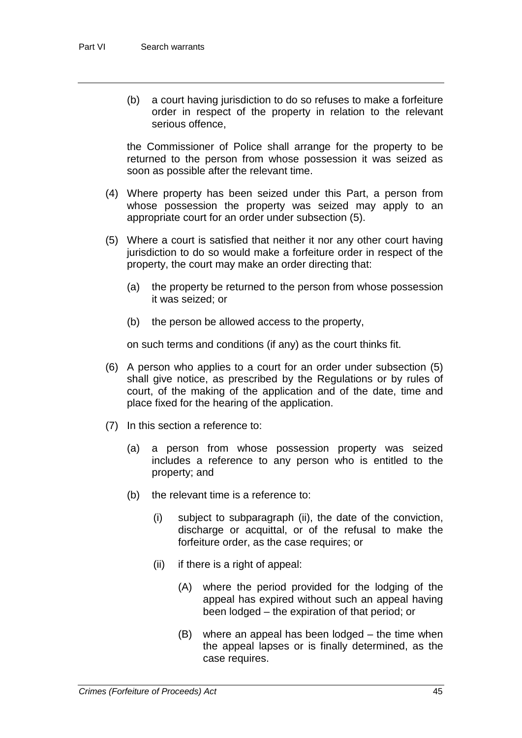(b) a court having jurisdiction to do so refuses to make a forfeiture order in respect of the property in relation to the relevant serious offence,

the Commissioner of Police shall arrange for the property to be returned to the person from whose possession it was seized as soon as possible after the relevant time.

(4) Where property has been seized under this Part, a person from whose possession the property was seized may apply to an appropriate court for an order under subsection (5).

(5) Where a court is satisfied that neither it nor any other court having jurisdiction to do so would make a forfeiture order in respect of the property, the court may make an order directing that:

(a) the property be returned to the person from whose possession it was seized; or

(b) the person be allowed access to the property,

on such terms and conditions (if any) as the court thinks fit.

(6) A person who applies to a court for an order under subsection (5) shall give notice, as prescribed by the Regulations or by rules of court, of the making of the application and of the date, time and place fixed for the hearing of the application.

(7) In this section a reference to:

(a) a person from whose possession property was seized includes a reference to any person who is entitled to the property; and

(b) the relevant time is a reference to:

(i) subject to subparagraph (ii), the date of the conviction, discharge or acquittal, or of the refusal to make the forfeiture order, as the case requires; or

(ii) if there is a right of appeal:

(A) where the period provided for the lodging of the appeal has expired without such an appeal having been lodged – the expiration of that period; or

(B) where an appeal has been lodged – the time when the appeal lapses or is finally determined, as the case requires.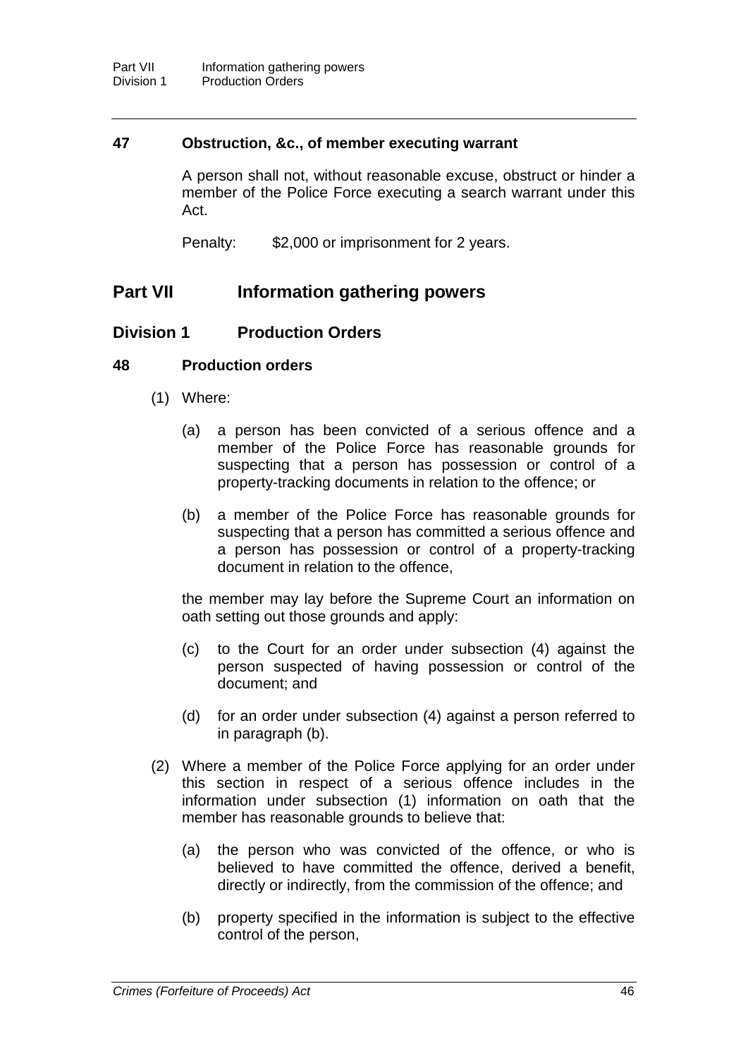### 47 Obstruction, &c., of member executing warrant

A person shall not, without reasonable excuse, obstruct or hinder a member of the Police Force executing a search warrant under this Act.

Penalty: $2,000 or imprisonment for 2 years.

## Part VII Information gathering powers

## Division 1 Production Orders

### 48 Production orders

(1) Where:

(a) a person has been convicted of a serious offence and a member of the Police Force has reasonable grounds for suspecting that a person has possession or control of a property-tracking documents in relation to the offence; or

(b) a member of the Police Force has reasonable grounds for suspecting that a person has committed a serious offence and a person has possession or control of a property-tracking document in relation to the offence,

the member may lay before the Supreme Court an information on oath setting out those grounds and apply:

(c) to the Court for an order under subsection (4) against the person suspected of having possession or control of the document; and

(d) for an order under subsection (4) against a person referred to in paragraph (b).

(2) Where a member of the Police Force applying for an order under this section in respect of a serious offence includes in the information under subsection (1) information on oath that the member has reasonable grounds to believe that:

(a) the person who was convicted of the offence, or who is believed to have committed the offence, derived a benefit, directly or indirectly, from the commission of the offence; and

(b) property specified in the information is subject to the effective control of the person,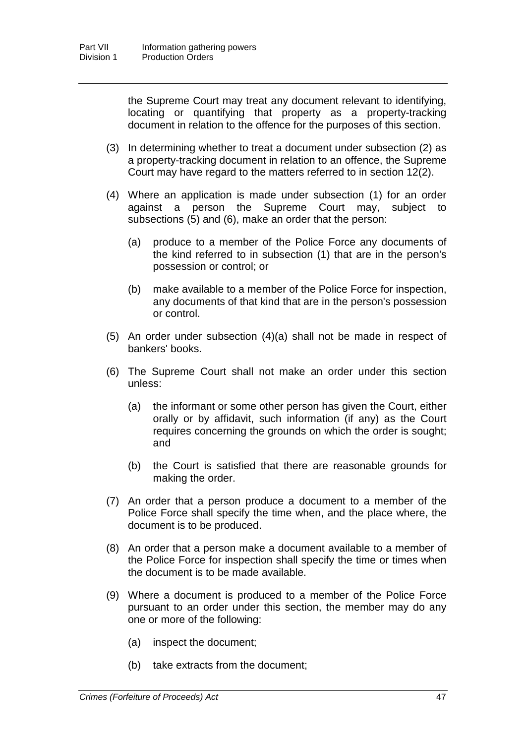the Supreme Court may treat any document relevant to identifying, locating or quantifying that property as a property-tracking document in relation to the offence for the purposes of this section.

(3) In determining whether to treat a document under subsection (2) as a property-tracking document in relation to an offence, the Supreme Court may have regard to the matters referred to in section 12(2).

(4) Where an application is made under subsection (1) for an order against a person the Supreme Court may, subject to subsections (5) and (6), make an order that the person:

(a) produce to a member of the Police Force any documents of the kind referred to in subsection (1) that are in the person's possession or control; or

(b) make available to a member of the Police Force for inspection, any documents of that kind that are in the person's possession or control.

(5) An order under subsection (4)(a) shall not be made in respect of bankers' books.

(6) The Supreme Court shall not make an order under this section unless:

(a) the informant or some other person has given the Court, either orally or by affidavit, such information (if any) as the Court requires concerning the grounds on which the order is sought; and

(b) the Court is satisfied that there are reasonable grounds for making the order.

(7) An order that a person produce a document to a member of the Police Force shall specify the time when, and the place where, the document is to be produced.

(8) An order that a person make a document available to a member of the Police Force for inspection shall specify the time or times when the document is to be made available.

(9) Where a document is produced to a member of the Police Force pursuant to an order under this section, the member may do any one or more of the following:

(a) inspect the document;

(b) take extracts from the document;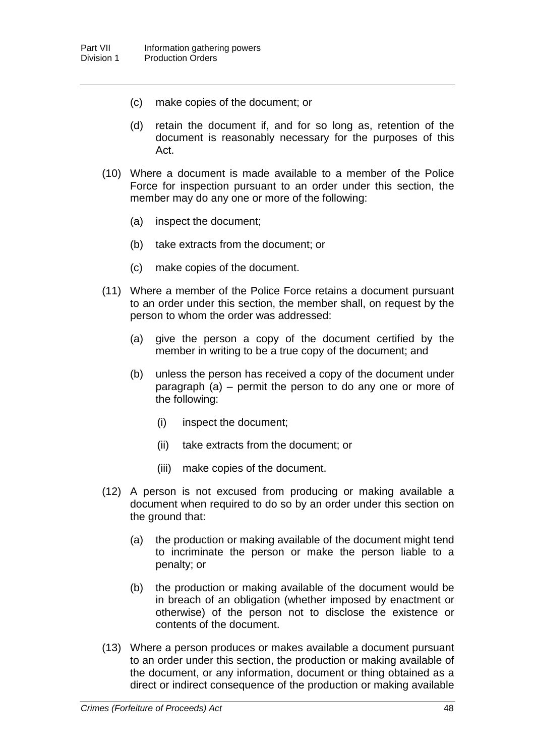(c) make copies of the document; or

(d) retain the document if, and for so long as, retention of the document is reasonably necessary for the purposes of this Act.

(10) Where a document is made available to a member of the Police Force for inspection pursuant to an order under this section, the member may do any one or more of the following:

(a) inspect the document;

(b) take extracts from the document; or

(c) make copies of the document.

(11) Where a member of the Police Force retains a document pursuant to an order under this section, the member shall, on request by the person to whom the order was addressed:

(a) give the person a copy of the document certified by the member in writing to be a true copy of the document; and

(b) unless the person has received a copy of the document under paragraph (a) – permit the person to do any one or more of the following:

(i) inspect the document;

(ii) take extracts from the document; or

(iii) make copies of the document.

(12) A person is not excused from producing or making available a document when required to do so by an order under this section on the ground that:

(a) the production or making available of the document might tend to incriminate the person or make the person liable to a penalty; or

(b) the production or making available of the document would be in breach of an obligation (whether imposed by enactment or otherwise) of the person not to disclose the existence or contents of the document.

(13) Where a person produces or makes available a document pursuant to an order under this section, the production or making available of the document, or any information, document or thing obtained as a direct or indirect consequence of the production or making available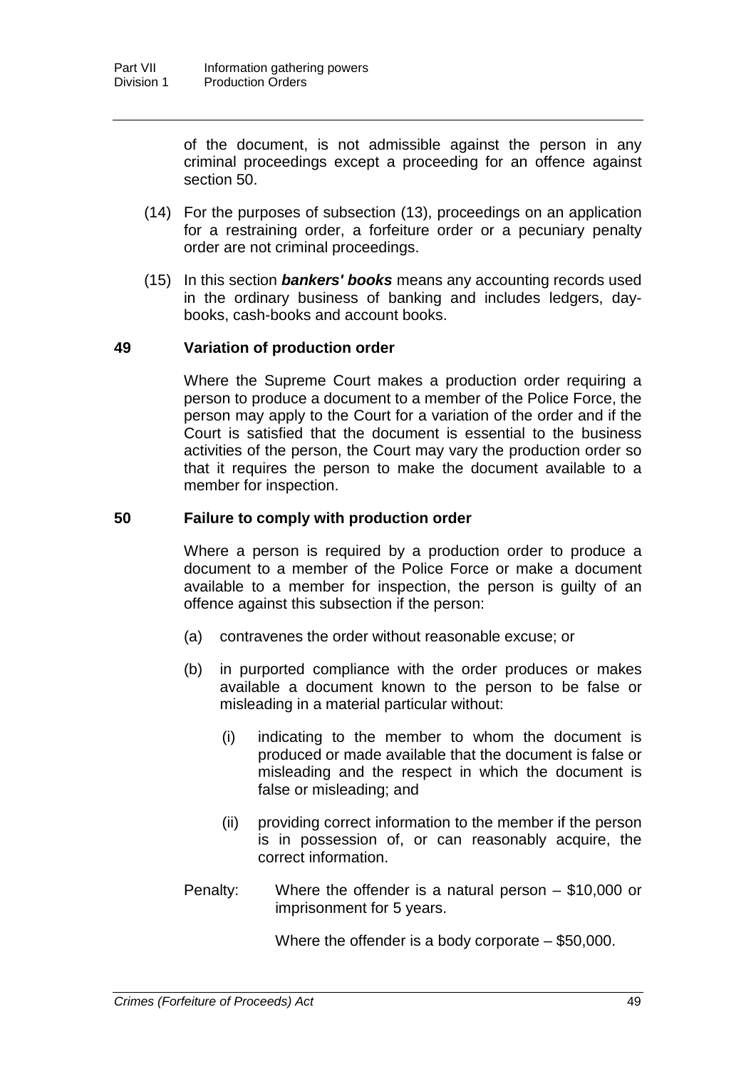of the document, is not admissible against the person in any criminal proceedings except a proceeding for an offence against section 50.

(14) For the purposes of subsection (13), proceedings on an application for a restraining order, a forfeiture order or a pecuniary penalty order are not criminal proceedings.

(15) In this section ***bankers' books*** means any accounting records used in the ordinary business of banking and includes ledgers, day-books, cash-books and account books.

### 49 Variation of production order

Where the Supreme Court makes a production order requiring a person to produce a document to a member of the Police Force, the person may apply to the Court for a variation of the order and if the Court is satisfied that the document is essential to the business activities of the person, the Court may vary the production order so that it requires the person to make the document available to a member for inspection.

### 50 Failure to comply with production order

Where a person is required by a production order to produce a document to a member of the Police Force or make a document available to a member for inspection, the person is guilty of an offence against this subsection if the person:

(a) contravenes the order without reasonable excuse; or

(b) in purported compliance with the order produces or makes available a document known to the person to be false or misleading in a material particular without:

(i) indicating to the member to whom the document is produced or made available that the document is false or misleading and the respect in which the document is false or misleading; and

(ii) providing correct information to the member if the person is in possession of, or can reasonably acquire, the correct information.

Penalty: Where the offender is a natural person – $10,000 or imprisonment for 5 years.

Where the offender is a body corporate – $50,000.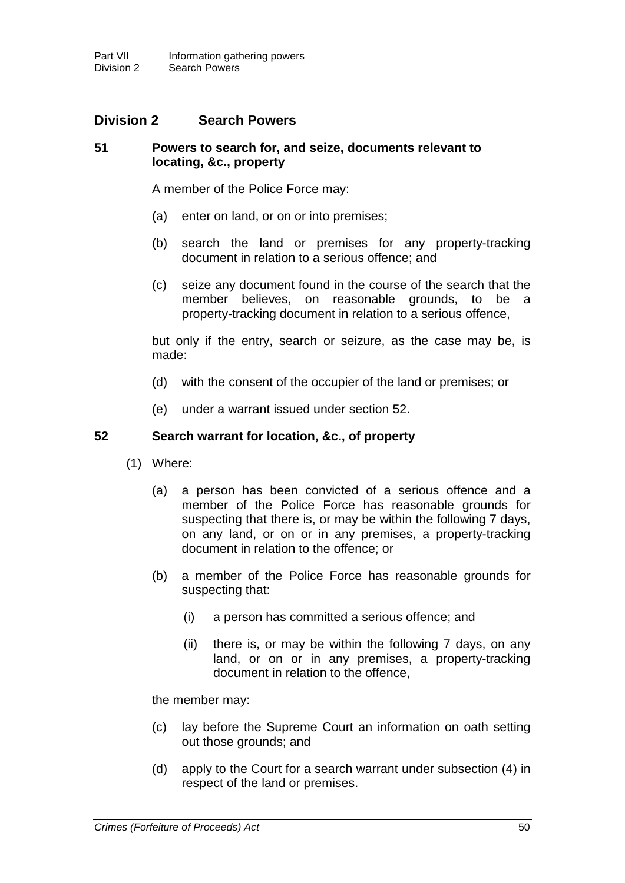## Division 2 Search Powers

### 51 Powers to search for, and seize, documents relevant to locating, &c., property

A member of the Police Force may:

(a) enter on land, or on or into premises;

(b) search the land or premises for any property-tracking document in relation to a serious offence; and

(c) seize any document found in the course of the search that the member believes, on reasonable grounds, to be a property-tracking document in relation to a serious offence,

but only if the entry, search or seizure, as the case may be, is made:

(d) with the consent of the occupier of the land or premises; or

(e) under a warrant issued under section 52.

### 52 Search warrant for location, &c., of property

(1) Where:

(a) a person has been convicted of a serious offence and a member of the Police Force has reasonable grounds for suspecting that there is, or may be within the following 7 days, on any land, or on or in any premises, a property-tracking document in relation to the offence; or

(b) a member of the Police Force has reasonable grounds for suspecting that:

(i) a person has committed a serious offence; and

(ii) there is, or may be within the following 7 days, on any land, or on or in any premises, a property-tracking document in relation to the offence,

the member may:

(c) lay before the Supreme Court an information on oath setting out those grounds; and

(d) apply to the Court for a search warrant under subsection (4) in respect of the land or premises.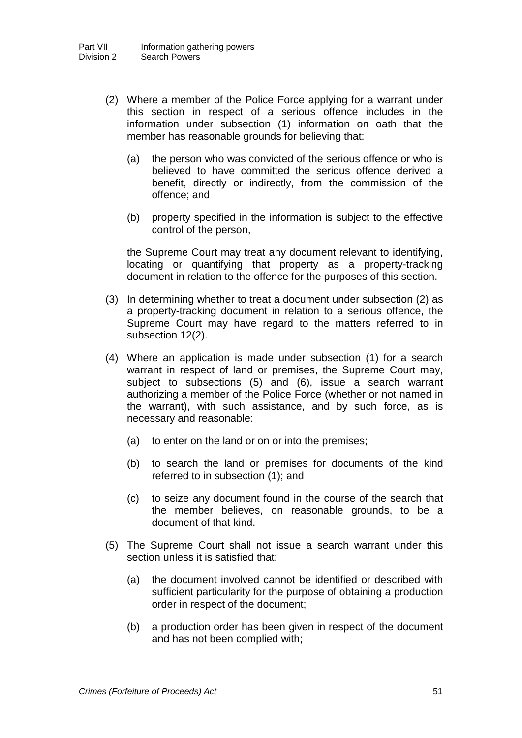(2) Where a member of the Police Force applying for a warrant under this section in respect of a serious offence includes in the information under subsection (1) information on oath that the member has reasonable grounds for believing that:

(a) the person who was convicted of the serious offence or who is believed to have committed the serious offence derived a benefit, directly or indirectly, from the commission of the offence; and

(b) property specified in the information is subject to the effective control of the person,

the Supreme Court may treat any document relevant to identifying, locating or quantifying that property as a property-tracking document in relation to the offence for the purposes of this section.

(3) In determining whether to treat a document under subsection (2) as a property-tracking document in relation to a serious offence, the Supreme Court may have regard to the matters referred to in subsection 12(2).

(4) Where an application is made under subsection (1) for a search warrant in respect of land or premises, the Supreme Court may, subject to subsections (5) and (6), issue a search warrant authorizing a member of the Police Force (whether or not named in the warrant), with such assistance, and by such force, as is necessary and reasonable:

(a) to enter on the land or on or into the premises;

(b) to search the land or premises for documents of the kind referred to in subsection (1); and

(c) to seize any document found in the course of the search that the member believes, on reasonable grounds, to be a document of that kind.

(5) The Supreme Court shall not issue a search warrant under this section unless it is satisfied that:

(a) the document involved cannot be identified or described with sufficient particularity for the purpose of obtaining a production order in respect of the document;

(b) a production order has been given in respect of the document and has not been complied with;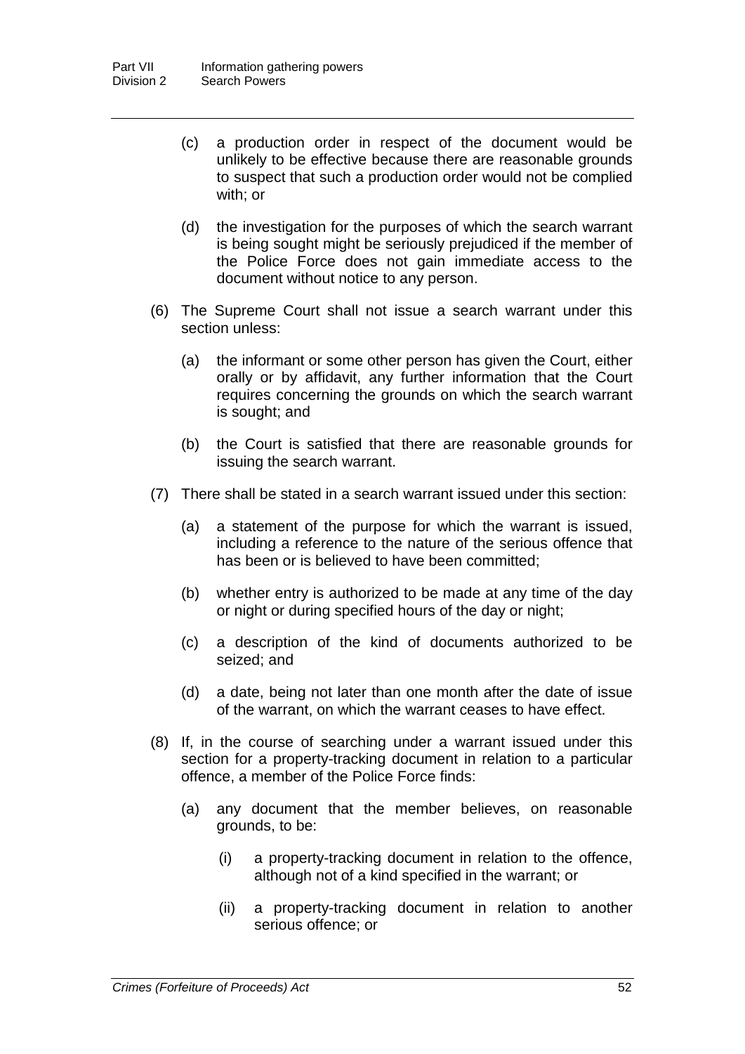(c) a production order in respect of the document would be unlikely to be effective because there are reasonable grounds to suspect that such a production order would not be complied with; or

(d) the investigation for the purposes of which the search warrant is being sought might be seriously prejudiced if the member of the Police Force does not gain immediate access to the document without notice to any person.

(6) The Supreme Court shall not issue a search warrant under this section unless:

(a) the informant or some other person has given the Court, either orally or by affidavit, any further information that the Court requires concerning the grounds on which the search warrant is sought; and

(b) the Court is satisfied that there are reasonable grounds for issuing the search warrant.

(7) There shall be stated in a search warrant issued under this section:

(a) a statement of the purpose for which the warrant is issued, including a reference to the nature of the serious offence that has been or is believed to have been committed;

(b) whether entry is authorized to be made at any time of the day or night or during specified hours of the day or night;

(c) a description of the kind of documents authorized to be seized; and

(d) a date, being not later than one month after the date of issue of the warrant, on which the warrant ceases to have effect.

(8) If, in the course of searching under a warrant issued under this section for a property-tracking document in relation to a particular offence, a member of the Police Force finds:

(a) any document that the member believes, on reasonable grounds, to be:

(i) a property-tracking document in relation to the offence, although not of a kind specified in the warrant; or

(ii) a property-tracking document in relation to another serious offence; or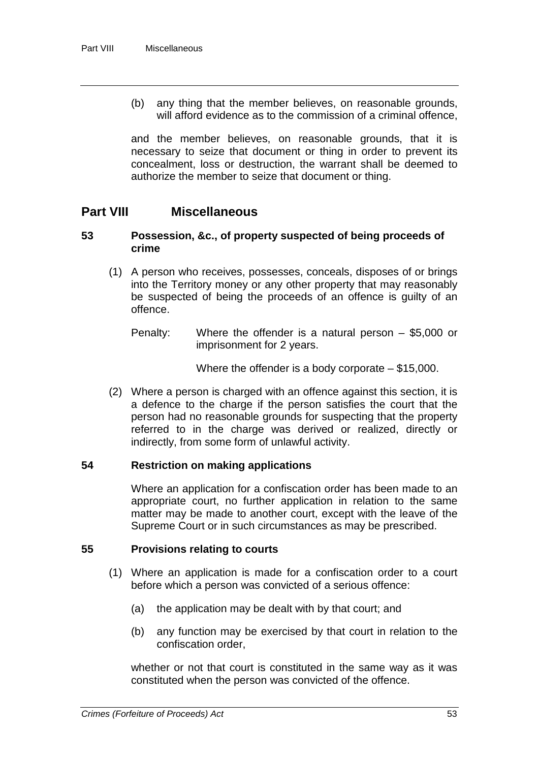(b) any thing that the member believes, on reasonable grounds, will afford evidence as to the commission of a criminal offence,

and the member believes, on reasonable grounds, that it is necessary to seize that document or thing in order to prevent its concealment, loss or destruction, the warrant shall be deemed to authorize the member to seize that document or thing.

## Part VIII Miscellaneous

### 53 Possession, &c., of property suspected of being proceeds of crime

(1) A person who receives, possesses, conceals, disposes of or brings into the Territory money or any other property that may reasonably be suspected of being the proceeds of an offence is guilty of an offence.

Penalty: Where the offender is a natural person – $5,000 or imprisonment for 2 years.

Where the offender is a body corporate – $15,000.

(2) Where a person is charged with an offence against this section, it is a defence to the charge if the person satisfies the court that the person had no reasonable grounds for suspecting that the property referred to in the charge was derived or realized, directly or indirectly, from some form of unlawful activity.

### 54 Restriction on making applications

Where an application for a confiscation order has been made to an appropriate court, no further application in relation to the same matter may be made to another court, except with the leave of the Supreme Court or in such circumstances as may be prescribed.

### 55 Provisions relating to courts

(1) Where an application is made for a confiscation order to a court before which a person was convicted of a serious offence:

(a) the application may be dealt with by that court; and

(b) any function may be exercised by that court in relation to the confiscation order,

whether or not that court is constituted in the same way as it was constituted when the person was convicted of the offence.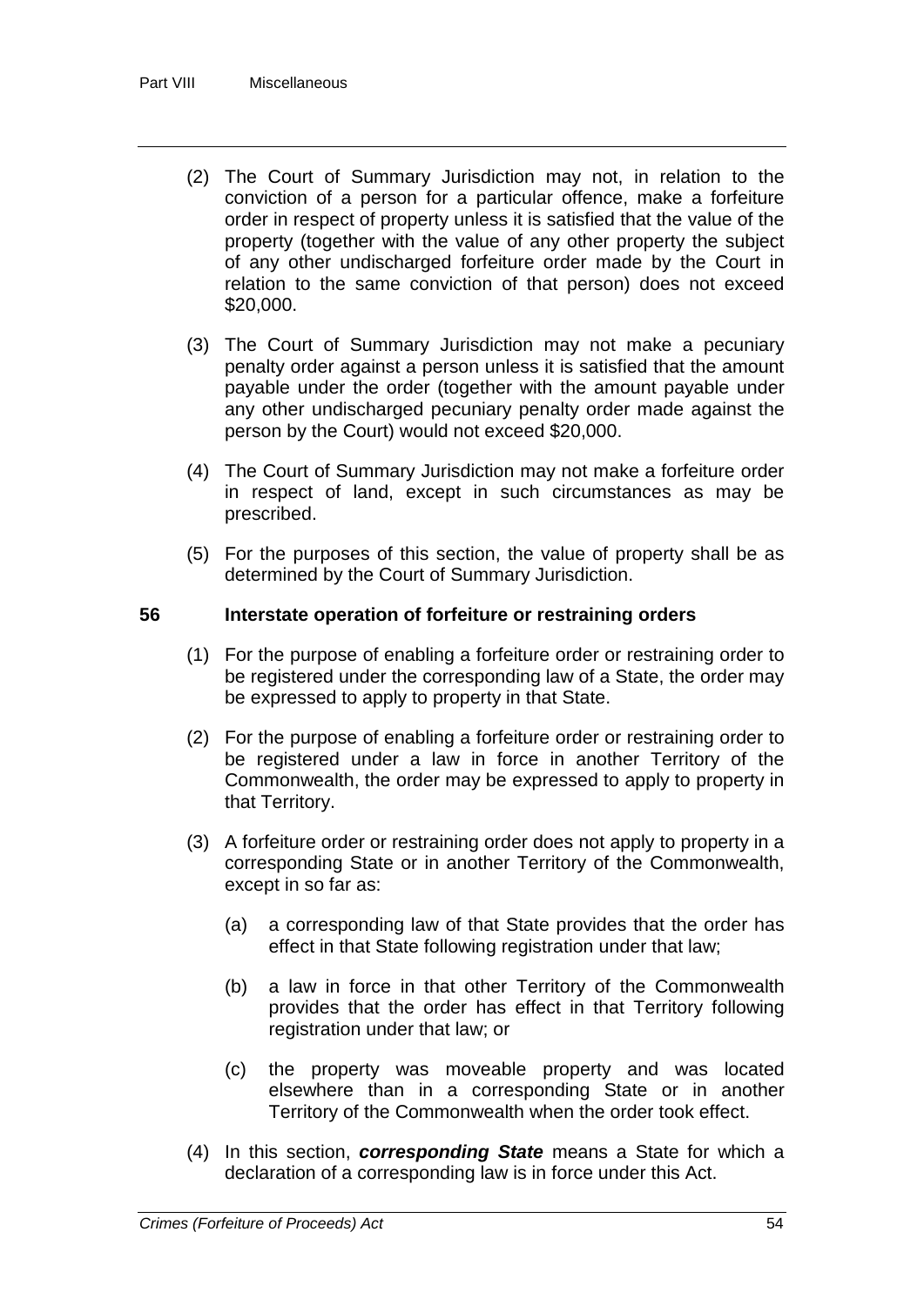(2) The Court of Summary Jurisdiction may not, in relation to the conviction of a person for a particular offence, make a forfeiture order in respect of property unless it is satisfied that the value of the property (together with the value of any other property the subject of any other undischarged forfeiture order made by the Court in relation to the same conviction of that person) does not exceed $20,000.

(3) The Court of Summary Jurisdiction may not make a pecuniary penalty order against a person unless it is satisfied that the amount payable under the order (together with the amount payable under any other undischarged pecuniary penalty order made against the person by the Court) would not exceed $20,000.

(4) The Court of Summary Jurisdiction may not make a forfeiture order in respect of land, except in such circumstances as may be prescribed.

(5) For the purposes of this section, the value of property shall be as determined by the Court of Summary Jurisdiction.

## 56 Interstate operation of forfeiture or restraining orders

(1) For the purpose of enabling a forfeiture order or restraining order to be registered under the corresponding law of a State, the order may be expressed to apply to property in that State.

(2) For the purpose of enabling a forfeiture order or restraining order to be registered under a law in force in another Territory of the Commonwealth, the order may be expressed to apply to property in that Territory.

(3) A forfeiture order or restraining order does not apply to property in a corresponding State or in another Territory of the Commonwealth, except in so far as:

(a) a corresponding law of that State provides that the order has effect in that State following registration under that law;

(b) a law in force in that other Territory of the Commonwealth provides that the order has effect in that Territory following registration under that law; or

(c) the property was moveable property and was located elsewhere than in a corresponding State or in another Territory of the Commonwealth when the order took effect.

(4) In this section, ***corresponding State*** means a State for which a declaration of a corresponding law is in force under this Act.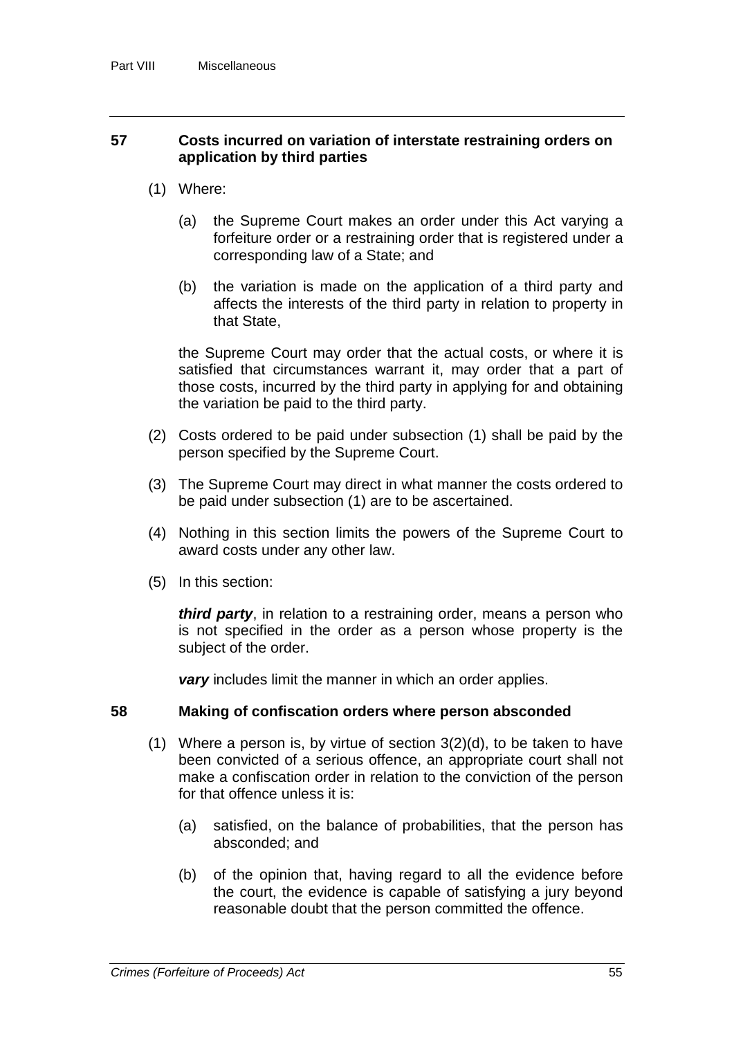### 57 Costs incurred on variation of interstate restraining orders on application by third parties

(1) Where:

(a) the Supreme Court makes an order under this Act varying a forfeiture order or a restraining order that is registered under a corresponding law of a State; and

(b) the variation is made on the application of a third party and affects the interests of the third party in relation to property in that State,

the Supreme Court may order that the actual costs, or where it is satisfied that circumstances warrant it, may order that a part of those costs, incurred by the third party in applying for and obtaining the variation be paid to the third party.

(2) Costs ordered to be paid under subsection (1) shall be paid by the person specified by the Supreme Court.

(3) The Supreme Court may direct in what manner the costs ordered to be paid under subsection (1) are to be ascertained.

(4) Nothing in this section limits the powers of the Supreme Court to award costs under any other law.

(5) In this section:

***third party***, in relation to a restraining order, means a person who is not specified in the order as a person whose property is the subject of the order.

***vary*** includes limit the manner in which an order applies.

### 58 Making of confiscation orders where person absconded

(1) Where a person is, by virtue of section 3(2)(d), to be taken to have been convicted of a serious offence, an appropriate court shall not make a confiscation order in relation to the conviction of the person for that offence unless it is:

(a) satisfied, on the balance of probabilities, that the person has absconded; and

(b) of the opinion that, having regard to all the evidence before the court, the evidence is capable of satisfying a jury beyond reasonable doubt that the person committed the offence.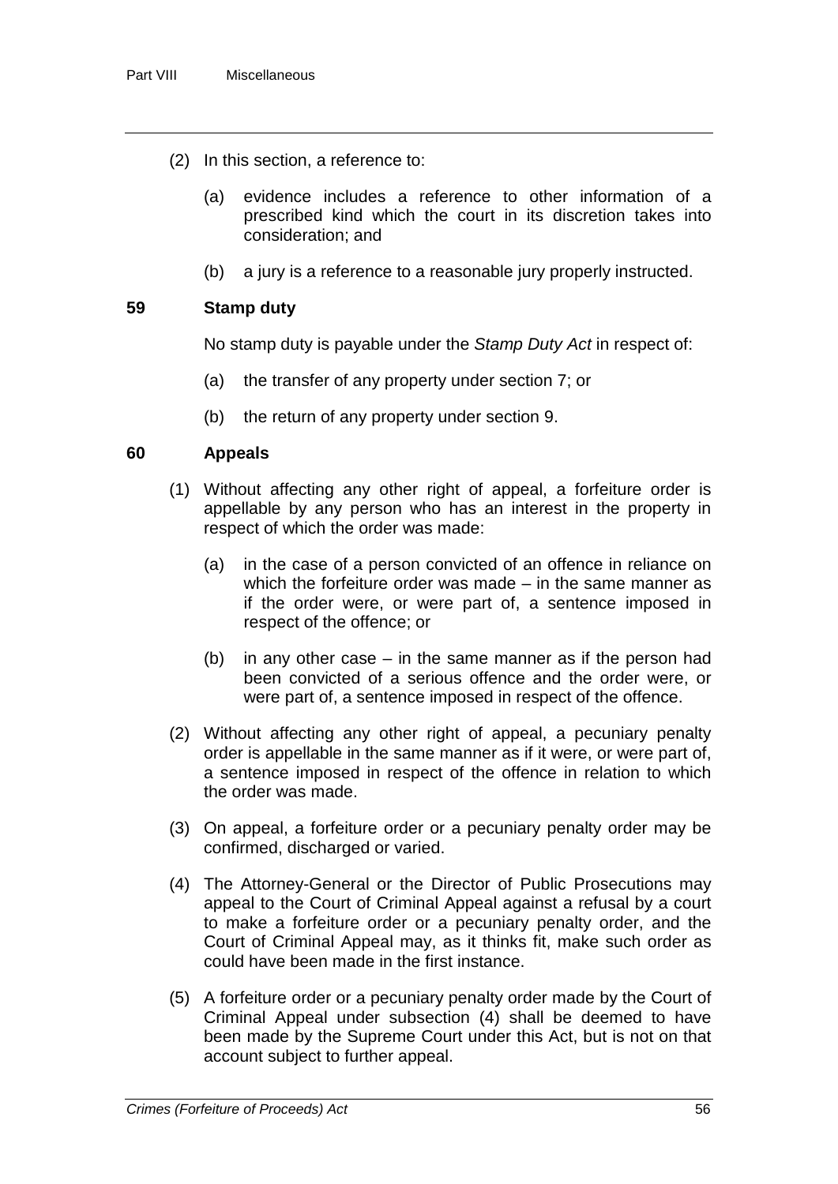(2) In this section, a reference to:

(a) evidence includes a reference to other information of a prescribed kind which the court in its discretion takes into consideration; and

(b) a jury is a reference to a reasonable jury properly instructed.

### 59 Stamp duty

No stamp duty is payable under the *Stamp Duty Act* in respect of:

(a) the transfer of any property under section 7; or

(b) the return of any property under section 9.

### 60 Appeals

(1) Without affecting any other right of appeal, a forfeiture order is appellable by any person who has an interest in the property in respect of which the order was made:

(a) in the case of a person convicted of an offence in reliance on which the forfeiture order was made – in the same manner as if the order were, or were part of, a sentence imposed in respect of the offence; or

(b) in any other case – in the same manner as if the person had been convicted of a serious offence and the order were, or were part of, a sentence imposed in respect of the offence.

(2) Without affecting any other right of appeal, a pecuniary penalty order is appellable in the same manner as if it were, or were part of, a sentence imposed in respect of the offence in relation to which the order was made.

(3) On appeal, a forfeiture order or a pecuniary penalty order may be confirmed, discharged or varied.

(4) The Attorney-General or the Director of Public Prosecutions may appeal to the Court of Criminal Appeal against a refusal by a court to make a forfeiture order or a pecuniary penalty order, and the Court of Criminal Appeal may, as it thinks fit, make such order as could have been made in the first instance.

(5) A forfeiture order or a pecuniary penalty order made by the Court of Criminal Appeal under subsection (4) shall be deemed to have been made by the Supreme Court under this Act, but is not on that account subject to further appeal.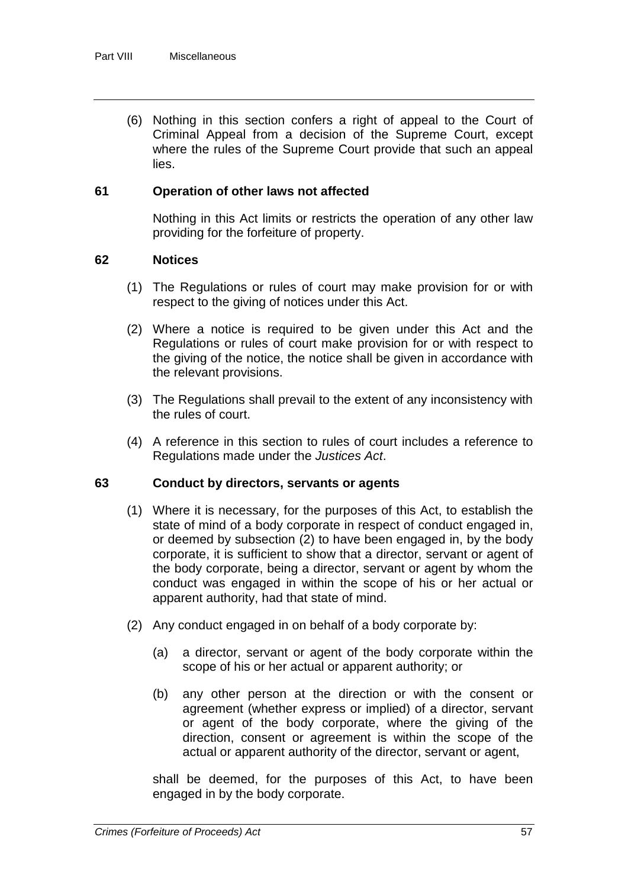(6) Nothing in this section confers a right of appeal to the Court of Criminal Appeal from a decision of the Supreme Court, except where the rules of the Supreme Court provide that such an appeal lies.

### 61 Operation of other laws not affected

Nothing in this Act limits or restricts the operation of any other law providing for the forfeiture of property.

### 62 Notices

(1) The Regulations or rules of court may make provision for or with respect to the giving of notices under this Act.

(2) Where a notice is required to be given under this Act and the Regulations or rules of court make provision for or with respect to the giving of the notice, the notice shall be given in accordance with the relevant provisions.

(3) The Regulations shall prevail to the extent of any inconsistency with the rules of court.

(4) A reference in this section to rules of court includes a reference to Regulations made under the *Justices Act*.

### 63 Conduct by directors, servants or agents

(1) Where it is necessary, for the purposes of this Act, to establish the state of mind of a body corporate in respect of conduct engaged in, or deemed by subsection (2) to have been engaged in, by the body corporate, it is sufficient to show that a director, servant or agent of the body corporate, being a director, servant or agent by whom the conduct was engaged in within the scope of his or her actual or apparent authority, had that state of mind.

(2) Any conduct engaged in on behalf of a body corporate by:

(a) a director, servant or agent of the body corporate within the scope of his or her actual or apparent authority; or

(b) any other person at the direction or with the consent or agreement (whether express or implied) of a director, servant or agent of the body corporate, where the giving of the direction, consent or agreement is within the scope of the actual or apparent authority of the director, servant or agent,

shall be deemed, for the purposes of this Act, to have been engaged in by the body corporate.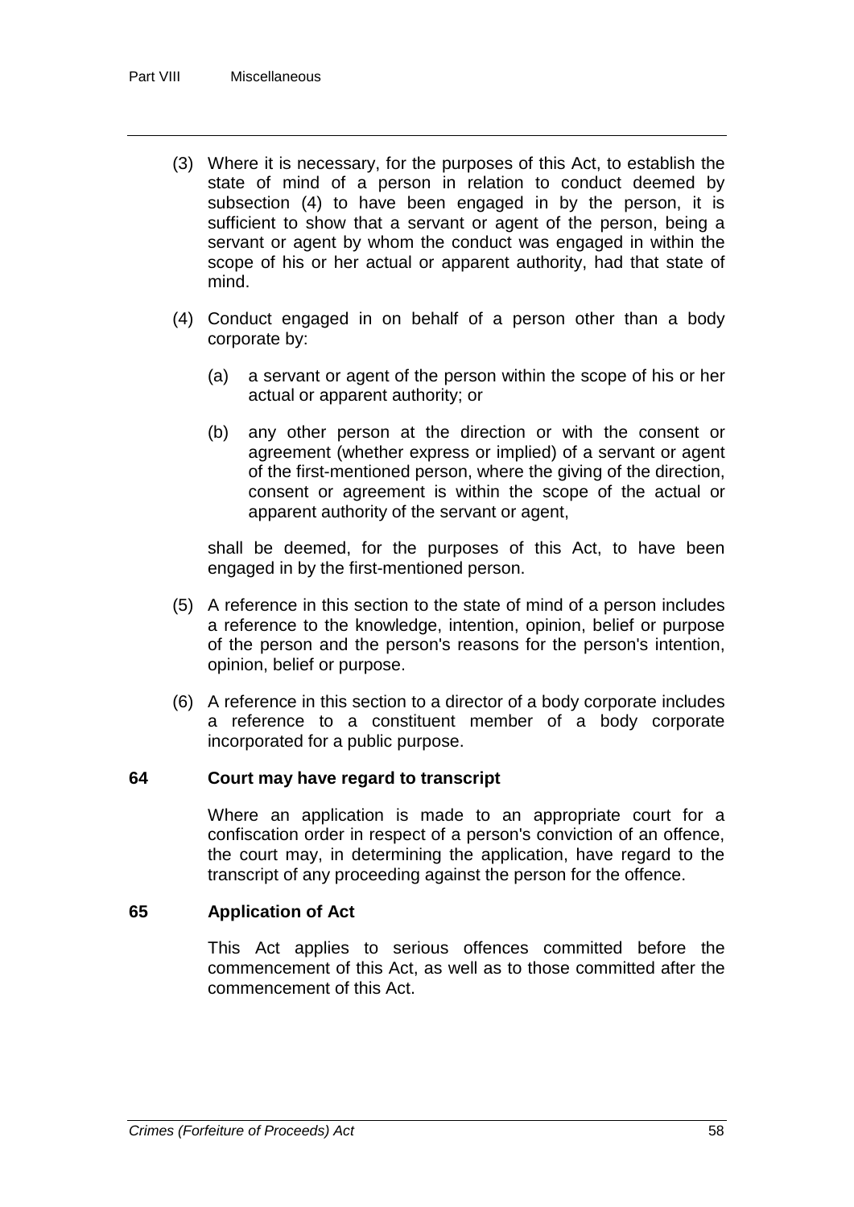(3) Where it is necessary, for the purposes of this Act, to establish the state of mind of a person in relation to conduct deemed by subsection (4) to have been engaged in by the person, it is sufficient to show that a servant or agent of the person, being a servant or agent by whom the conduct was engaged in within the scope of his or her actual or apparent authority, had that state of mind.

(4) Conduct engaged in on behalf of a person other than a body corporate by:

(a) a servant or agent of the person within the scope of his or her actual or apparent authority; or

(b) any other person at the direction or with the consent or agreement (whether express or implied) of a servant or agent of the first-mentioned person, where the giving of the direction, consent or agreement is within the scope of the actual or apparent authority of the servant or agent,

shall be deemed, for the purposes of this Act, to have been engaged in by the first-mentioned person.

(5) A reference in this section to the state of mind of a person includes a reference to the knowledge, intention, opinion, belief or purpose of the person and the person's reasons for the person's intention, opinion, belief or purpose.

(6) A reference in this section to a director of a body corporate includes a reference to a constituent member of a body corporate incorporated for a public purpose.

### 64 Court may have regard to transcript

Where an application is made to an appropriate court for a confiscation order in respect of a person's conviction of an offence, the court may, in determining the application, have regard to the transcript of any proceeding against the person for the offence.

### 65 Application of Act

This Act applies to serious offences committed before the commencement of this Act, as well as to those committed after the commencement of this Act.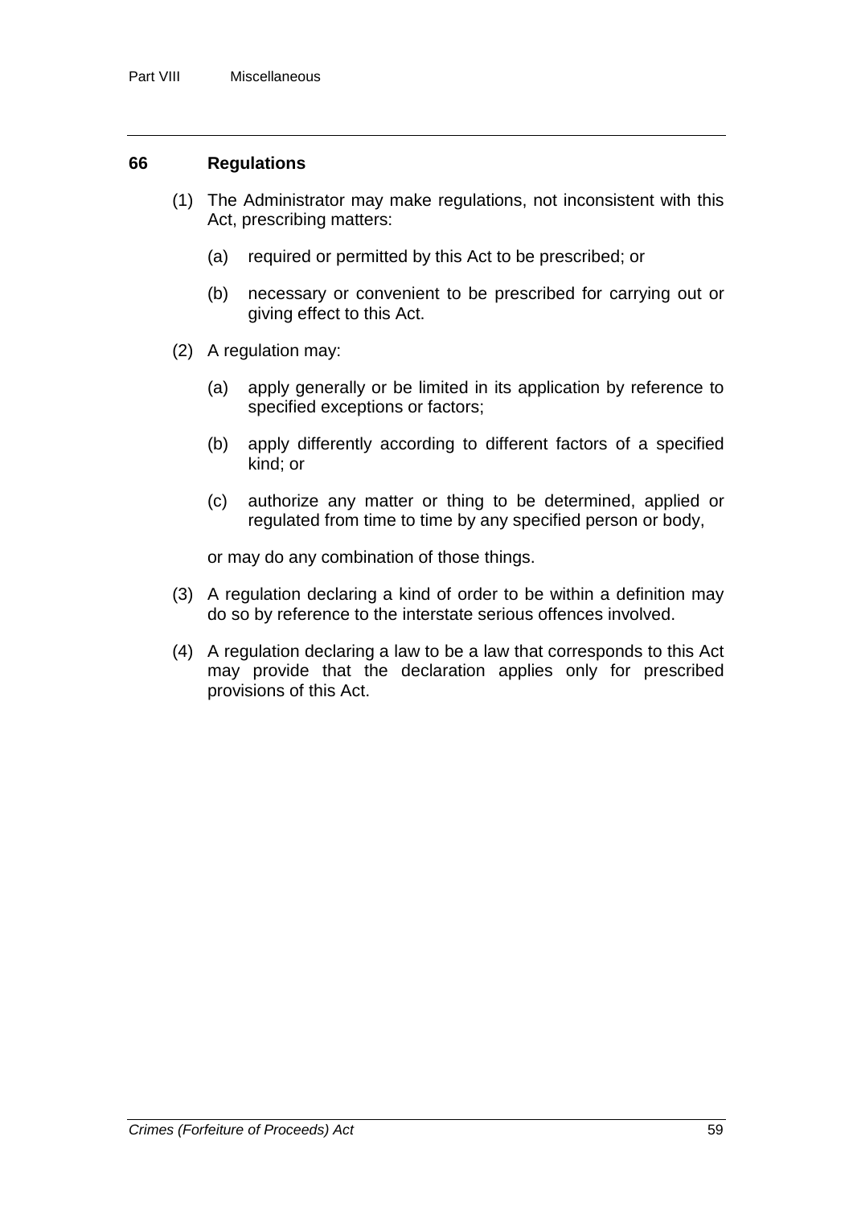## 66 Regulations

(1) The Administrator may make regulations, not inconsistent with this Act, prescribing matters:

(a) required or permitted by this Act to be prescribed; or

(b) necessary or convenient to be prescribed for carrying out or giving effect to this Act.

(2) A regulation may:

(a) apply generally or be limited in its application by reference to specified exceptions or factors;

(b) apply differently according to different factors of a specified kind; or

(c) authorize any matter or thing to be determined, applied or regulated from time to time by any specified person or body,

or may do any combination of those things.

(3) A regulation declaring a kind of order to be within a definition may do so by reference to the interstate serious offences involved.

(4) A regulation declaring a law to be a law that corresponds to this Act may provide that the declaration applies only for prescribed provisions of this Act.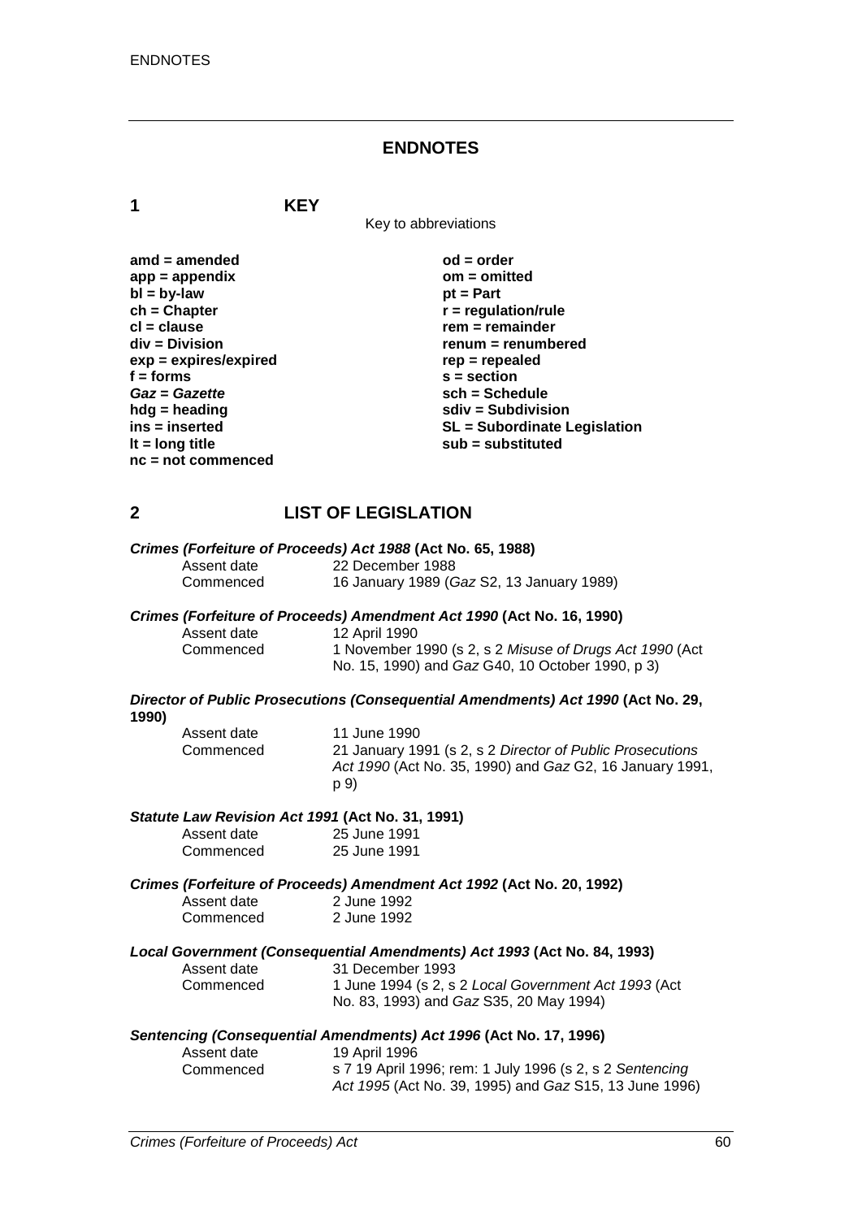# ENDNOTES

## 1 KEY

Key to abbreviations

| | |
|---|---|
| **amd = amended** | **od = order** |
| **app = appendix** | **om = omitted** |
| **bl = by-law** | **pt = Part** |
| **ch = Chapter** | **r = regulation/rule** |
| **cl = clause** | **rem = remainder** |
| **div = Division** | **renum = renumbered** |
| **exp = expires/expired** | **rep = repealed** |
| **f = forms** | **s = section** |
| ***Gaz* = *Gazette*** | **sch = Schedule** |
| **hdg = heading** | **sdiv = Subdivision** |
| **ins = inserted** | **SL = Subordinate Legislation** |
| **lt = long title** | **sub = substituted** |
| **nc = not commenced** | |

## 2 LIST OF LEGISLATION

***Crimes (Forfeiture of Proceeds) Act 1988* (Act No. 65, 1988)**

| | |
|---|---|
| Assent date | 22 December 1988 |
| Commenced | 16 January 1989 (*Gaz* S2, 13 January 1989) |

***Crimes (Forfeiture of Proceeds) Amendment Act 1990* (Act No. 16, 1990)**

| | |
|---|---|
| Assent date | 12 April 1990 |
| Commenced | 1 November 1990 (s 2, s 2 *Misuse of Drugs Act 1990* (Act No. 15, 1990) and *Gaz* G40, 10 October 1990, p 3) |

***Director of Public Prosecutions (Consequential Amendments) Act 1990* (Act No. 29, 1990)**

| | |
|---|---|
| Assent date | 11 June 1990 |
| Commenced | 21 January 1991 (s 2, s 2 *Director of Public Prosecutions Act 1990* (Act No. 35, 1990) and *Gaz* G2, 16 January 1991, p 9) |

***Statute Law Revision Act 1991* (Act No. 31, 1991)**

| | |
|---|---|
| Assent date | 25 June 1991 |
| Commenced | 25 June 1991 |

***Crimes (Forfeiture of Proceeds) Amendment Act 1992* (Act No. 20, 1992)**

| | |
|---|---|
| Assent date | 2 June 1992 |
| Commenced | 2 June 1992 |

***Local Government (Consequential Amendments) Act 1993* (Act No. 84, 1993)**

| | |
|---|---|
| Assent date | 31 December 1993 |
| Commenced | 1 June 1994 (s 2, s 2 *Local Government Act 1993* (Act No. 83, 1993) and *Gaz* S35, 20 May 1994) |

***Sentencing (Consequential Amendments) Act 1996* (Act No. 17, 1996)**

| | |
|---|---|
| Assent date | 19 April 1996 |
| Commenced | s 7 19 April 1996; rem: 1 July 1996 (s 2, s 2 *Sentencing Act 1995* (Act No. 39, 1995) and *Gaz* S15, 13 June 1996) |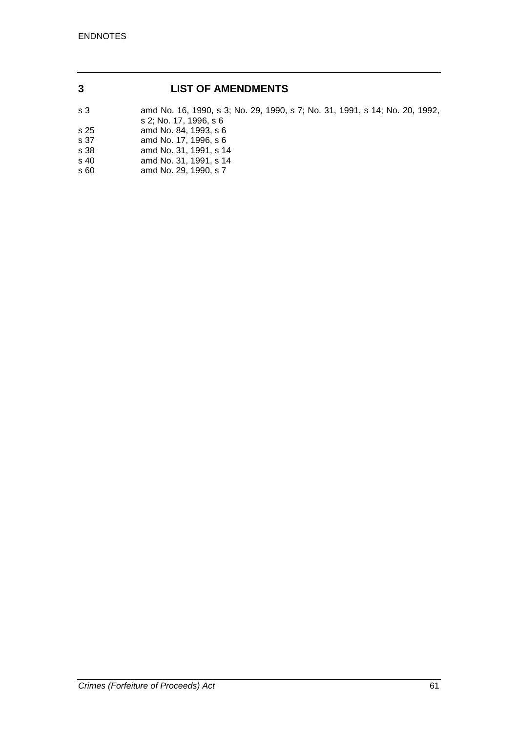## 3 LIST OF AMENDMENTS

| | |
|---|---|
| s 3 | amd No. 16, 1990, s 3; No. 29, 1990, s 7; No. 31, 1991, s 14; No. 20, 1992, s 2; No. 17, 1996, s 6 |
| s 25 | amd No. 84, 1993, s 6 |
| s 37 | amd No. 17, 1996, s 6 |
| s 38 | amd No. 31, 1991, s 14 |
| s 40 | amd No. 31, 1991, s 14 |
| s 60 | amd No. 29, 1990, s 7 |